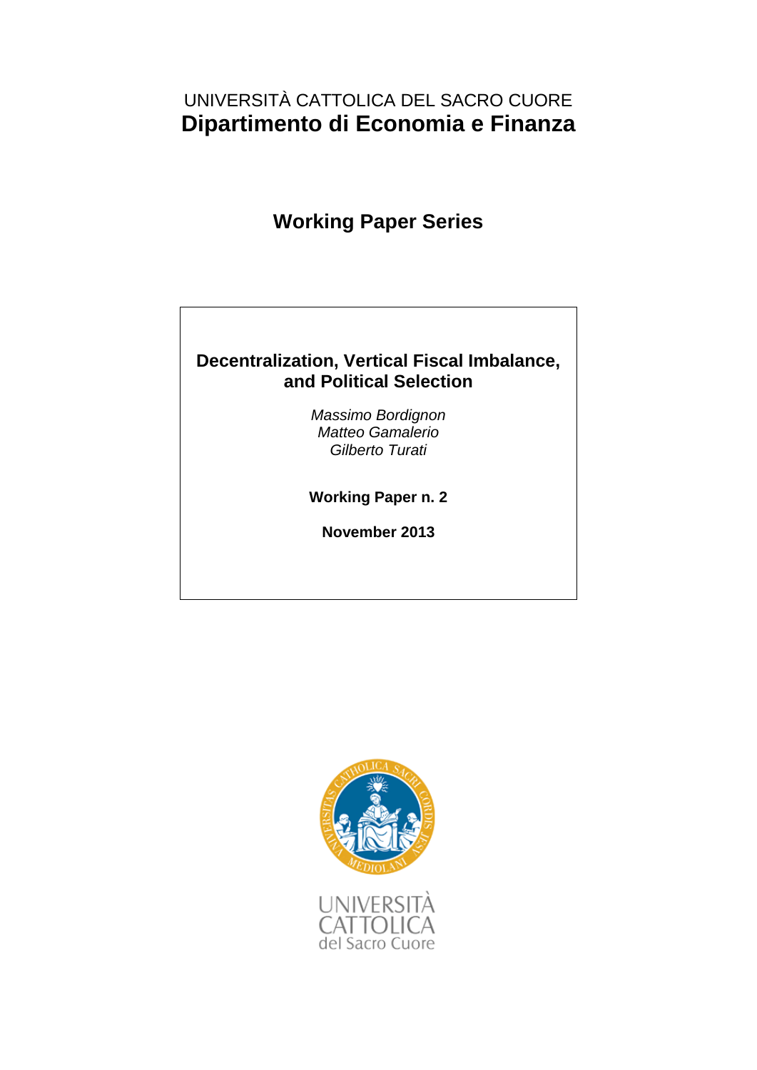UNIVERSITÀ CATTOLICA DEL SACRO CUORE

**Dipartimento di Economia e Finanza**

## Working Paper Series

# Decentralization, Vertical Fiscal Imbalance, and Political Selection

*Massimo Bordignon*
*Matteo Gamalerio*
*Gilberto Turati*

**Working Paper n. 2**

**November 2013**

UNIVERSITÀ CATTOLICA del Sacro Cuore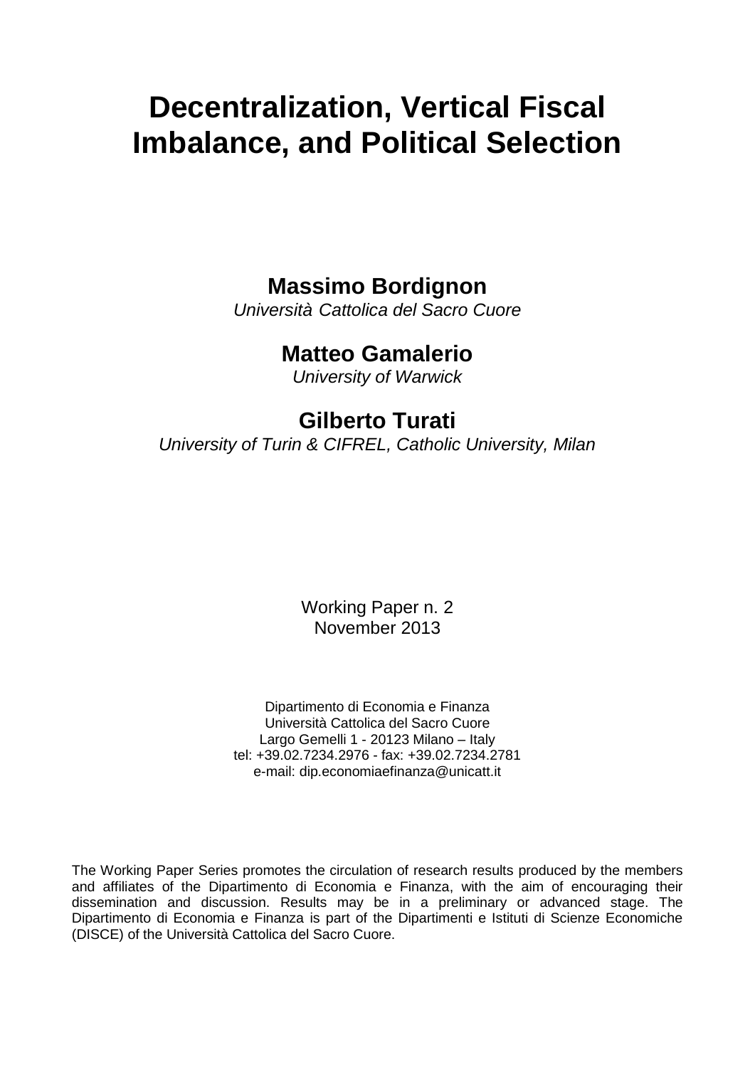# Decentralization, Vertical Fiscal Imbalance, and Political Selection

**Massimo Bordignon**
*Università Cattolica del Sacro Cuore*

**Matteo Gamalerio**
*University of Warwick*

**Gilberto Turati**
*University of Turin & CIFREL, Catholic University, Milan*

Working Paper n. 2
November 2013

Dipartimento di Economia e Finanza
Università Cattolica del Sacro Cuore
Largo Gemelli 1 - 20123 Milano – Italy
tel: +39.02.7234.2976 - fax: +39.02.7234.2781
e-mail: dip.economiaefinanza@unicatt.it

The Working Paper Series promotes the circulation of research results produced by the members and affiliates of the Dipartimento di Economia e Finanza, with the aim of encouraging their dissemination and discussion. Results may be in a preliminary or advanced stage. The Dipartimento di Economia e Finanza is part of the Dipartimenti e Istituti di Scienze Economiche (DISCE) of the Università Cattolica del Sacro Cuore.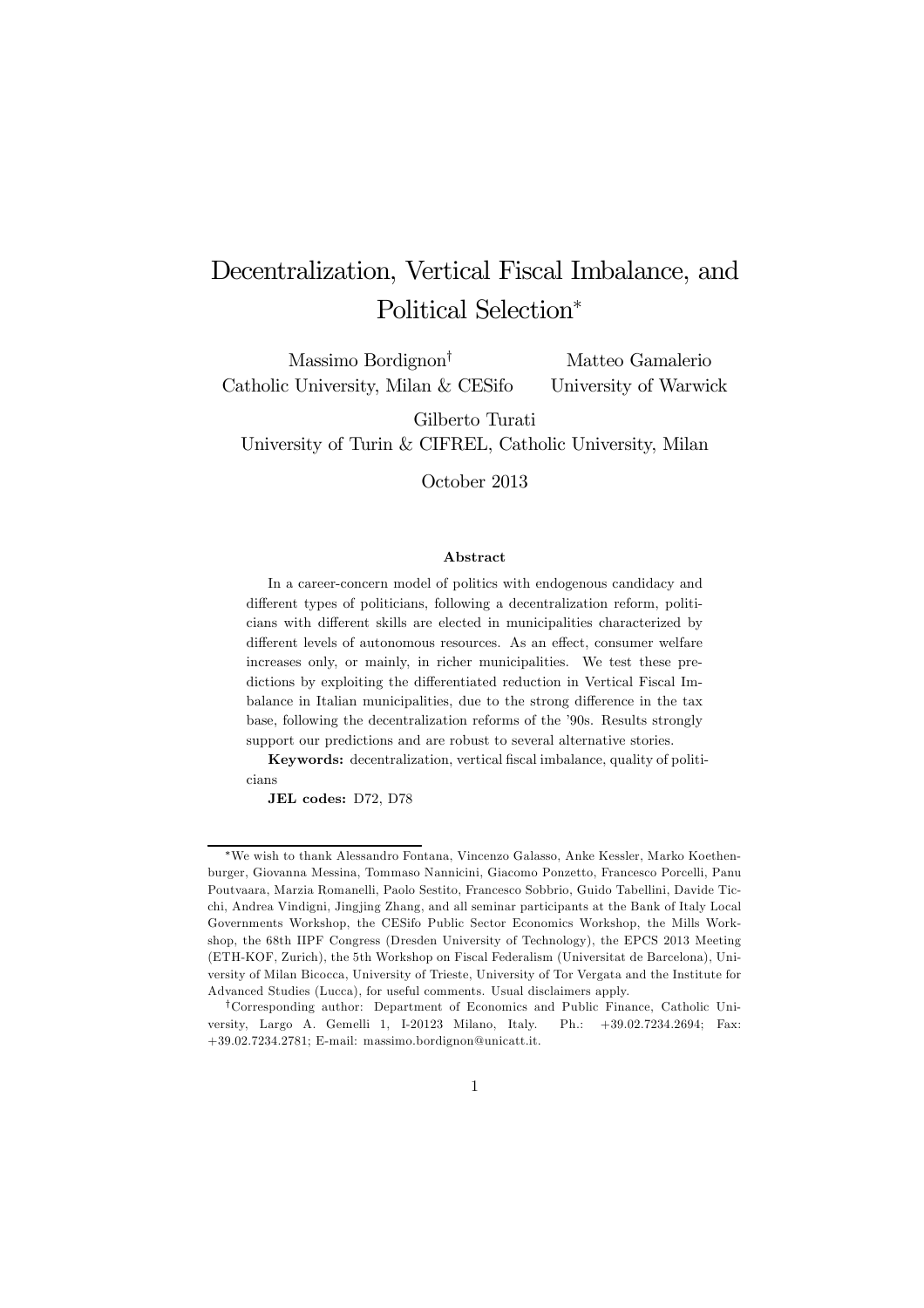# Decentralization, Vertical Fiscal Imbalance, and Political Selection*

Massimo Bordignon†
Catholic University, Milan & CESifo

Matteo Gamalerio
University of Warwick

Gilberto Turati
University of Turin & CIFREL, Catholic University, Milan

October 2013

### Abstract

In a career-concern model of politics with endogenous candidacy and different types of politicians, following a decentralization reform, politicians with different skills are elected in municipalities characterized by different levels of autonomous resources. As an effect, consumer welfare increases only, or mainly, in richer municipalities. We test these predictions by exploiting the differentiated reduction in Vertical Fiscal Imbalance in Italian municipalities, due to the strong difference in the tax base, following the decentralization reforms of the '90s. Results strongly support our predictions and are robust to several alternative stories.

**Keywords:** decentralization, vertical fiscal imbalance, quality of politicians

**JEL codes:** D72, D78

---

*We wish to thank Alessandro Fontana, Vincenzo Galasso, Anke Kessler, Marko Koethenburger, Giovanna Messina, Tommaso Nannicini, Giacomo Ponzetto, Francesco Porcelli, Panu Poutvaara, Marzia Romanelli, Paolo Sestito, Francesco Sobbrio, Guido Tabellini, Davide Ticchi, Andrea Vindigni, Jingjing Zhang, and all seminar participants at the Bank of Italy Local Governments Workshop, the CESifo Public Sector Economics Workshop, the Mills Workshop, the 68th IIPF Congress (Dresden University of Technology), the EPCS 2013 Meeting (ETH-KOF, Zurich), the 5th Workshop on Fiscal Federalism (Universitat de Barcelona), University of Milan Bicocca, University of Trieste, University of Tor Vergata and the Institute for Advanced Studies (Lucca), for useful comments. Usual disclaimers apply.

†Corresponding author: Department of Economics and Public Finance, Catholic University, Largo A. Gemelli 1, I-20123 Milano, Italy. Ph.: +39.02.7234.2694; Fax: +39.02.7234.2781; E-mail: massimo.bordignon@unicatt.it.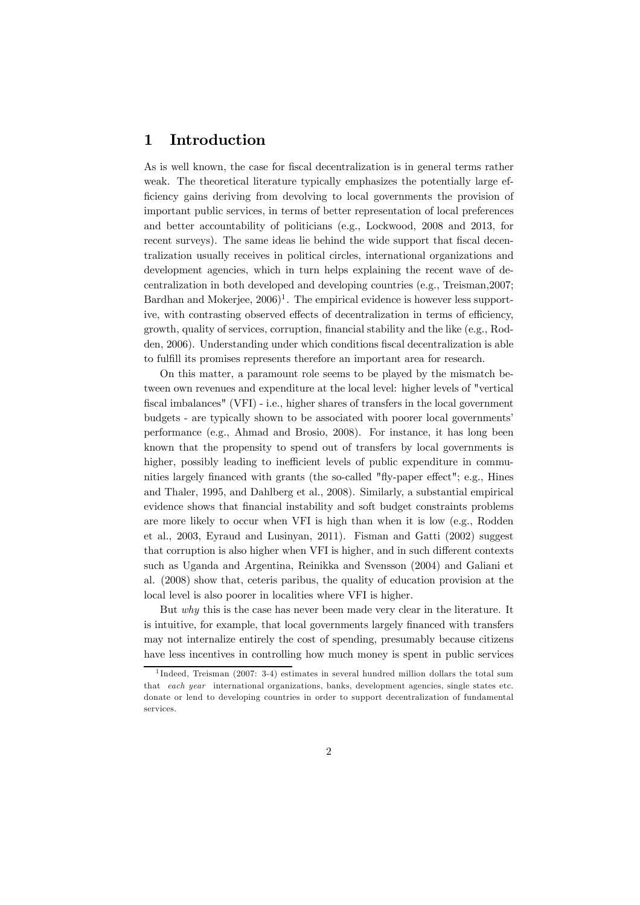# 1 Introduction

As is well known, the case for fiscal decentralization is in general terms rather weak. The theoretical literature typically emphasizes the potentially large efficiency gains deriving from devolving to local governments the provision of important public services, in terms of better representation of local preferences and better accountability of politicians (e.g., Lockwood, 2008 and 2013, for recent surveys). The same ideas lie behind the wide support that fiscal decentralization usually receives in political circles, international organizations and development agencies, which in turn helps explaining the recent wave of decentralization in both developed and developing countries (e.g., Treisman,2007; Bardhan and Mokerjee, 2006)[1]. The empirical evidence is however less supportive, with contrasting observed effects of decentralization in terms of efficiency, growth, quality of services, corruption, financial stability and the like (e.g., Rodden, 2006). Understanding under which conditions fiscal decentralization is able to fulfill its promises represents therefore an important area for research.

On this matter, a paramount role seems to be played by the mismatch between own revenues and expenditure at the local level: higher levels of "vertical fiscal imbalances" (VFI) - i.e., higher shares of transfers in the local government budgets - are typically shown to be associated with poorer local governments' performance (e.g., Ahmad and Brosio, 2008). For instance, it has long been known that the propensity to spend out of transfers by local governments is higher, possibly leading to inefficient levels of public expenditure in communities largely financed with grants (the so-called "fly-paper effect"; e.g., Hines and Thaler, 1995, and Dahlberg et al., 2008). Similarly, a substantial empirical evidence shows that financial instability and soft budget constraints problems are more likely to occur when VFI is high than when it is low (e.g., Rodden et al., 2003, Eyraud and Lusinyan, 2011). Fisman and Gatti (2002) suggest that corruption is also higher when VFI is higher, and in such different contexts such as Uganda and Argentina, Reinikka and Svensson (2004) and Galiani et al. (2008) show that, ceteris paribus, the quality of education provision at the local level is also poorer in localities where VFI is higher.

But *why* this is the case has never been made very clear in the literature. It is intuitive, for example, that local governments largely financed with transfers may not internalize entirely the cost of spending, presumably because citizens have less incentives in controlling how much money is spent in public services

[1] Indeed, Treisman (2007: 3-4) estimates in several hundred million dollars the total sum that *each year* international organizations, banks, development agencies, single states etc. donate or lend to developing countries in order to support decentralization of fundamental services.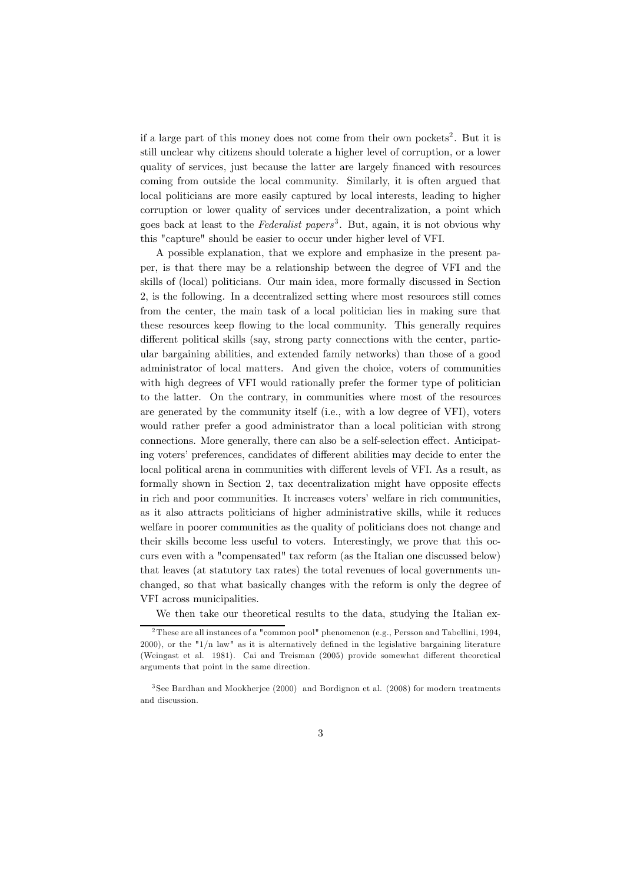if a large part of this money does not come from their own pockets[2]. But it is still unclear why citizens should tolerate a higher level of corruption, or a lower quality of services, just because the latter are largely financed with resources coming from outside the local community. Similarly, it is often argued that local politicians are more easily captured by local interests, leading to higher corruption or lower quality of services under decentralization, a point which goes back at least to the *Federalist papers*[3]. But, again, it is not obvious why this "capture" should be easier to occur under higher level of VFI.

A possible explanation, that we explore and emphasize in the present paper, is that there may be a relationship between the degree of VFI and the skills of (local) politicians. Our main idea, more formally discussed in Section 2, is the following. In a decentralized setting where most resources still comes from the center, the main task of a local politician lies in making sure that these resources keep flowing to the local community. This generally requires different political skills (say, strong party connections with the center, particular bargaining abilities, and extended family networks) than those of a good administrator of local matters. And given the choice, voters of communities with high degrees of VFI would rationally prefer the former type of politician to the latter. On the contrary, in communities where most of the resources are generated by the community itself (i.e., with a low degree of VFI), voters would rather prefer a good administrator than a local politician with strong connections. More generally, there can also be a self-selection effect. Anticipating voters' preferences, candidates of different abilities may decide to enter the local political arena in communities with different levels of VFI. As a result, as formally shown in Section 2, tax decentralization might have opposite effects in rich and poor communities. It increases voters' welfare in rich communities, as it also attracts politicians of higher administrative skills, while it reduces welfare in poorer communities as the quality of politicians does not change and their skills become less useful to voters. Interestingly, we prove that this occurs even with a "compensated" tax reform (as the Italian one discussed below) that leaves (at statutory tax rates) the total revenues of local governments unchanged, so that what basically changes with the reform is only the degree of VFI across municipalities.

We then take our theoretical results to the data, studying the Italian ex-

---

[2] These are all instances of a "common pool" phenomenon (e.g., Persson and Tabellini, 1994, 2000), or the "1/n law" as it is alternatively defined in the legislative bargaining literature (Weingast et al. 1981). Cai and Treisman (2005) provide somewhat different theoretical arguments that point in the same direction.

[3] See Bardhan and Mookherjee (2000) and Bordignon et al. (2008) for modern treatments and discussion.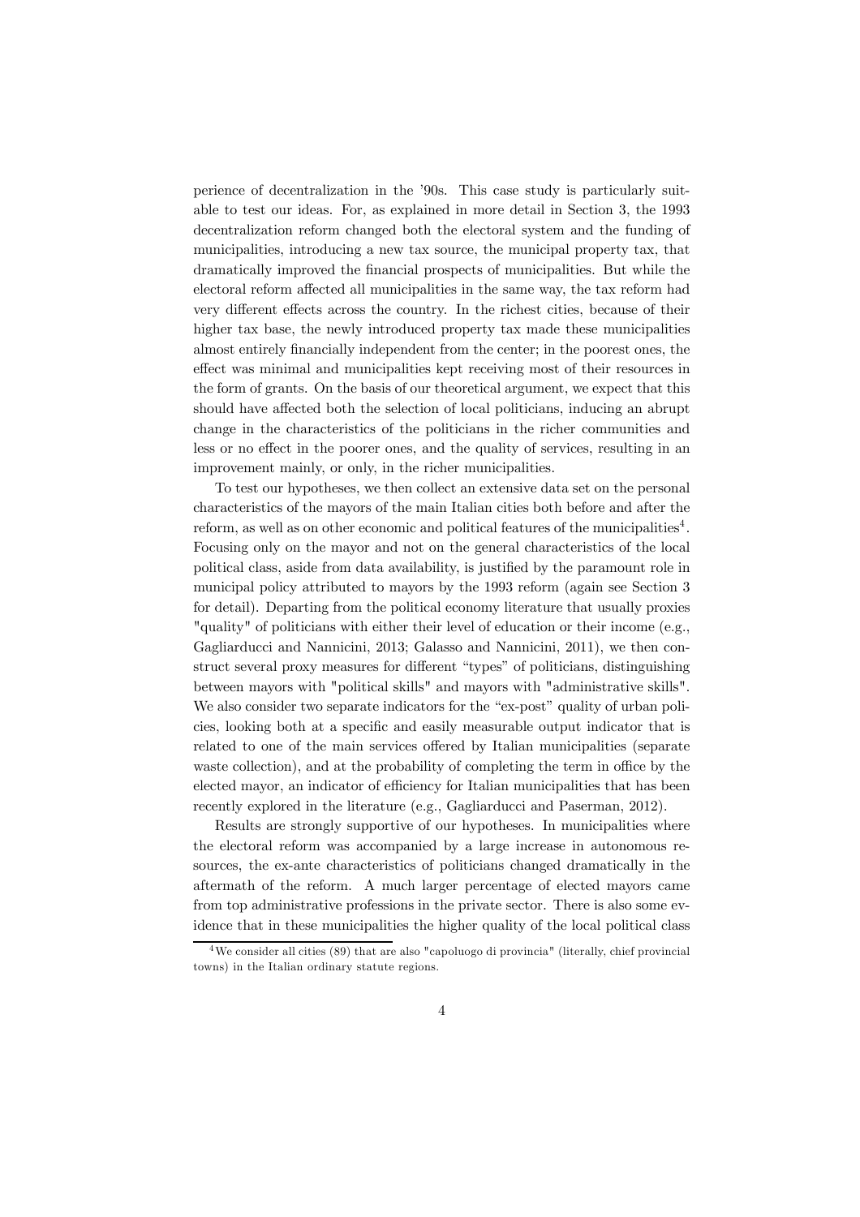perience of decentralization in the '90s. This case study is particularly suitable to test our ideas. For, as explained in more detail in Section 3, the 1993 decentralization reform changed both the electoral system and the funding of municipalities, introducing a new tax source, the municipal property tax, that dramatically improved the financial prospects of municipalities. But while the electoral reform affected all municipalities in the same way, the tax reform had very different effects across the country. In the richest cities, because of their higher tax base, the newly introduced property tax made these municipalities almost entirely financially independent from the center; in the poorest ones, the effect was minimal and municipalities kept receiving most of their resources in the form of grants. On the basis of our theoretical argument, we expect that this should have affected both the selection of local politicians, inducing an abrupt change in the characteristics of the politicians in the richer communities and less or no effect in the poorer ones, and the quality of services, resulting in an improvement mainly, or only, in the richer municipalities.

To test our hypotheses, we then collect an extensive data set on the personal characteristics of the mayors of the main Italian cities both before and after the reform, as well as on other economic and political features of the municipalities[4]. Focusing only on the mayor and not on the general characteristics of the local political class, aside from data availability, is justified by the paramount role in municipal policy attributed to mayors by the 1993 reform (again see Section 3 for detail). Departing from the political economy literature that usually proxies "quality" of politicians with either their level of education or their income (e.g., Gagliarducci and Nannicini, 2013; Galasso and Nannicini, 2011), we then construct several proxy measures for different "types" of politicians, distinguishing between mayors with "political skills" and mayors with "administrative skills". We also consider two separate indicators for the "ex-post" quality of urban policies, looking both at a specific and easily measurable output indicator that is related to one of the main services offered by Italian municipalities (separate waste collection), and at the probability of completing the term in office by the elected mayor, an indicator of efficiency for Italian municipalities that has been recently explored in the literature (e.g., Gagliarducci and Paserman, 2012).

Results are strongly supportive of our hypotheses. In municipalities where the electoral reform was accompanied by a large increase in autonomous resources, the ex-ante characteristics of politicians changed dramatically in the aftermath of the reform. A much larger percentage of elected mayors came from top administrative professions in the private sector. There is also some evidence that in these municipalities the higher quality of the local political class

[4] We consider all cities (89) that are also "capoluogo di provincia" (literally, chief provincial towns) in the Italian ordinary statute regions.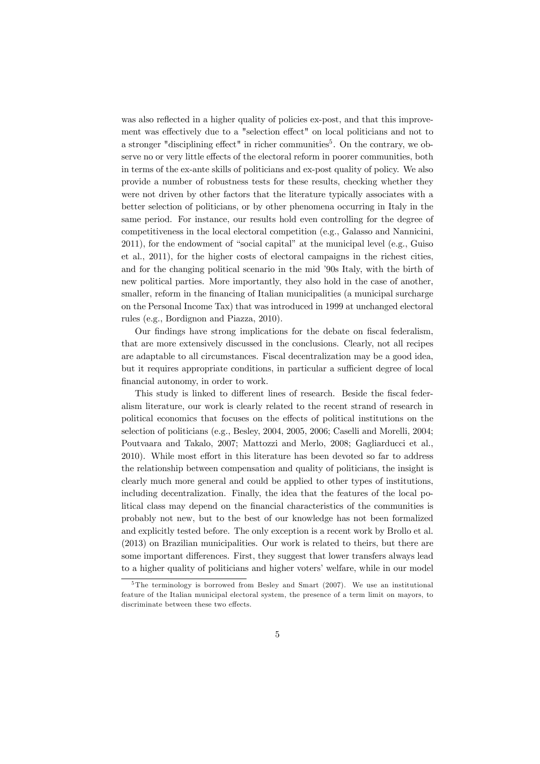was also reflected in a higher quality of policies ex-post, and that this improvement was effectively due to a "selection effect" on local politicians and not to a stronger "disciplining effect" in richer communities[5]. On the contrary, we observe no or very little effects of the electoral reform in poorer communities, both in terms of the ex-ante skills of politicians and ex-post quality of policy. We also provide a number of robustness tests for these results, checking whether they were not driven by other factors that the literature typically associates with a better selection of politicians, or by other phenomena occurring in Italy in the same period. For instance, our results hold even controlling for the degree of competitiveness in the local electoral competition (e.g., Galasso and Nannicini, 2011), for the endowment of "social capital" at the municipal level (e.g., Guiso et al., 2011), for the higher costs of electoral campaigns in the richest cities, and for the changing political scenario in the mid '90s Italy, with the birth of new political parties. More importantly, they also hold in the case of another, smaller, reform in the financing of Italian municipalities (a municipal surcharge on the Personal Income Tax) that was introduced in 1999 at unchanged electoral rules (e.g., Bordignon and Piazza, 2010).

Our findings have strong implications for the debate on fiscal federalism, that are more extensively discussed in the conclusions. Clearly, not all recipes are adaptable to all circumstances. Fiscal decentralization may be a good idea, but it requires appropriate conditions, in particular a sufficient degree of local financial autonomy, in order to work.

This study is linked to different lines of research. Beside the fiscal federalism literature, our work is clearly related to the recent strand of research in political economics that focuses on the effects of political institutions on the selection of politicians (e.g., Besley, 2004, 2005, 2006; Caselli and Morelli, 2004; Poutvaara and Takalo, 2007; Mattozzi and Merlo, 2008; Gagliarducci et al., 2010). While most effort in this literature has been devoted so far to address the relationship between compensation and quality of politicians, the insight is clearly much more general and could be applied to other types of institutions, including decentralization. Finally, the idea that the features of the local political class may depend on the financial characteristics of the communities is probably not new, but to the best of our knowledge has not been formalized and explicitly tested before. The only exception is a recent work by Brollo et al. (2013) on Brazilian municipalities. Our work is related to theirs, but there are some important differences. First, they suggest that lower transfers always lead to a higher quality of politicians and higher voters' welfare, while in our model

[5] The terminology is borrowed from Besley and Smart (2007). We use an institutional feature of the Italian municipal electoral system, the presence of a term limit on mayors, to discriminate between these two effects.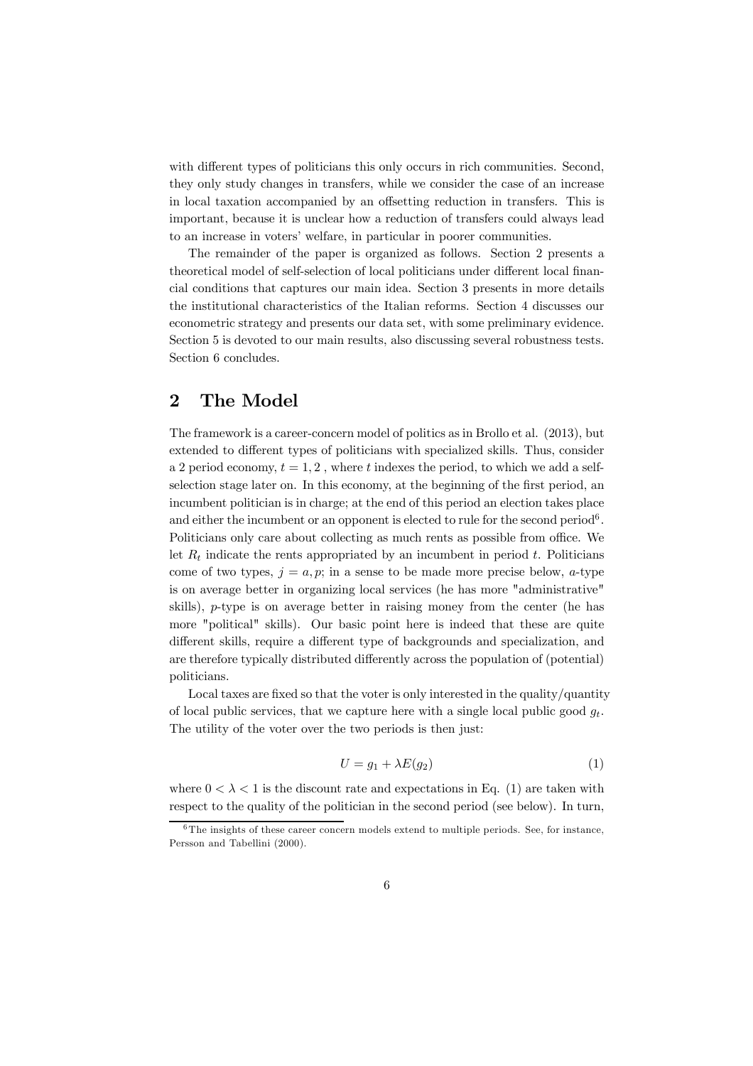with different types of politicians this only occurs in rich communities. Second, they only study changes in transfers, while we consider the case of an increase in local taxation accompanied by an offsetting reduction in transfers. This is important, because it is unclear how a reduction of transfers could always lead to an increase in voters' welfare, in particular in poorer communities.

The remainder of the paper is organized as follows. Section 2 presents a theoretical model of self-selection of local politicians under different local financial conditions that captures our main idea. Section 3 presents in more details the institutional characteristics of the Italian reforms. Section 4 discusses our econometric strategy and presents our data set, with some preliminary evidence. Section 5 is devoted to our main results, also discussing several robustness tests. Section 6 concludes.

## 2 The Model

The framework is a career-concern model of politics as in Brollo et al. (2013), but extended to different types of politicians with specialized skills. Thus, consider a 2 period economy, $t = 1, 2$ , where $t$ indexes the period, to which we add a self-selection stage later on. In this economy, at the beginning of the first period, an incumbent politician is in charge; at the end of this period an election takes place and either the incumbent or an opponent is elected to rule for the second period[6]. Politicians only care about collecting as much rents as possible from office. We let $R_t$ indicate the rents appropriated by an incumbent in period $t$. Politicians come of two types, $j = a, p$; in a sense to be made more precise below, $a$-type is on average better in organizing local services (he has more "administrative" skills), $p$-type is on average better in raising money from the center (he has more "political" skills). Our basic point here is indeed that these are quite different skills, require a different type of backgrounds and specialization, and are therefore typically distributed differently across the population of (potential) politicians.

Local taxes are fixed so that the voter is only interested in the quality/quantity of local public services, that we capture here with a single local public good $g_t$. The utility of the voter over the two periods is then just:

$$U = g_1 + \lambda E(g_2) \tag{1}$$

where $0 < \lambda < 1$ is the discount rate and expectations in Eq. (1) are taken with respect to the quality of the politician in the second period (see below). In turn,

[6] The insights of these career concern models extend to multiple periods. See, for instance, Persson and Tabellini (2000).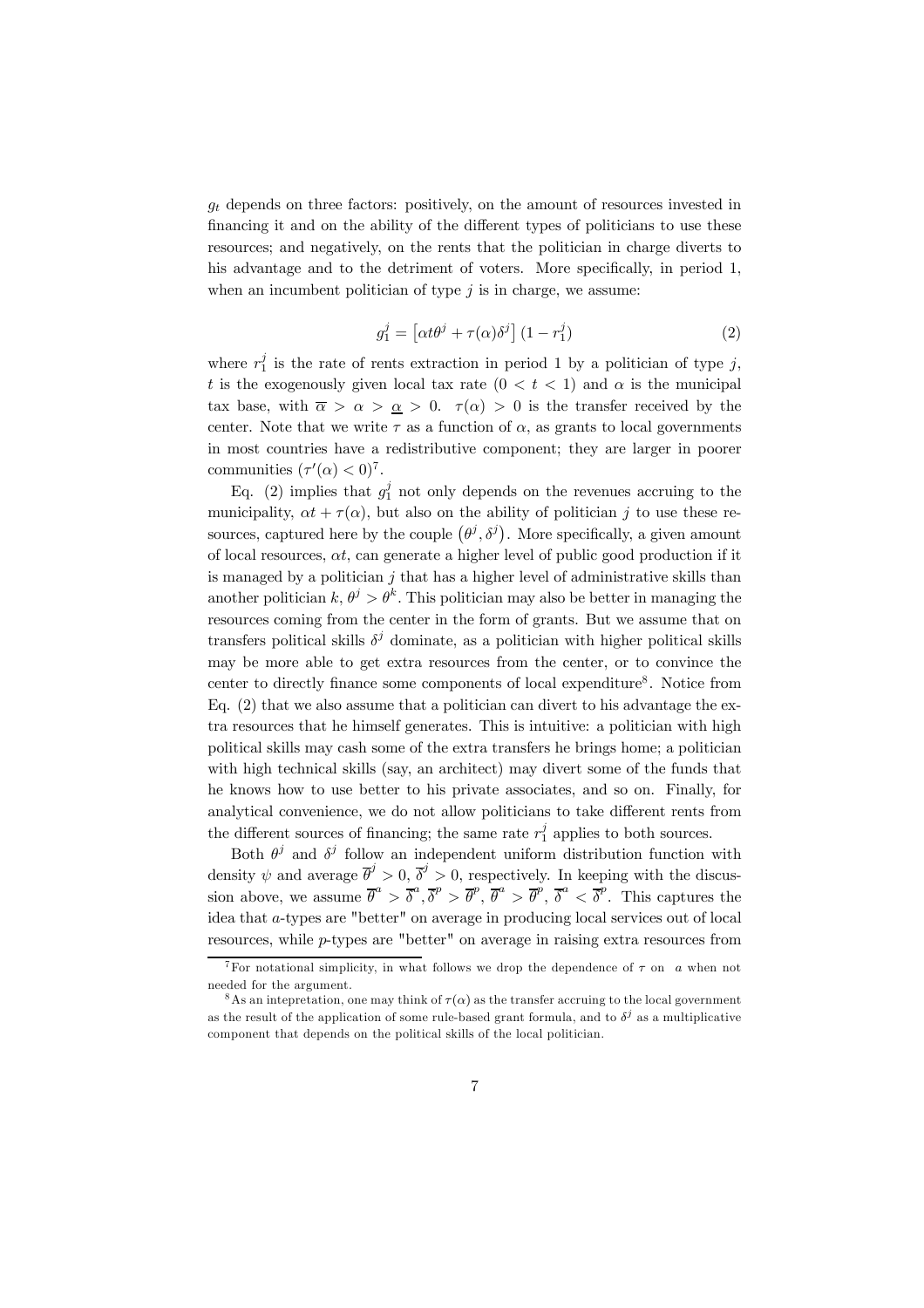$g_t$ depends on three factors: positively, on the amount of resources invested in financing it and on the ability of the different types of politicians to use these resources; and negatively, on the rents that the politician in charge diverts to his advantage and to the detriment of voters. More specifically, in period 1, when an incumbent politician of type $j$ is in charge, we assume:

$$g_1^j = \left[\alpha t \theta^j + \tau(\alpha)\delta^j\right](1 - r_1^j) \tag{2}$$

where $r_1^j$ is the rate of rents extraction in period 1 by a politician of type $j$, $t$ is the exogenously given local tax rate $(0 < t < 1)$ and $\alpha$ is the municipal tax base, with $\overline{\alpha} > \alpha > \underline{\alpha} > 0$. $\tau(\alpha) > 0$ is the transfer received by the center. Note that we write $\tau$ as a function of $\alpha$, as grants to local governments in most countries have a redistributive component; they are larger in poorer communities $(\tau'(\alpha) < 0)$[7].

Eq. (2) implies that $g_1^j$ not only depends on the revenues accruing to the municipality, $\alpha t + \tau(\alpha)$, but also on the ability of politician $j$ to use these resources, captured here by the couple $(\theta^j, \delta^j)$. More specifically, a given amount of local resources, $\alpha t$, can generate a higher level of public good production if it is managed by a politician $j$ that has a higher level of administrative skills than another politician $k$, $\theta^j > \theta^k$. This politician may also be better in managing the resources coming from the center in the form of grants. But we assume that on transfers political skills $\delta^j$ dominate, as a politician with higher political skills may be more able to get extra resources from the center, or to convince the center to directly finance some components of local expenditure[8]. Notice from Eq. (2) that we also assume that a politician can divert to his advantage the extra resources that he himself generates. This is intuitive: a politician with high political skills may cash some of the extra transfers he brings home; a politician with high technical skills (say, an architect) may divert some of the funds that he knows how to use better to his private associates, and so on. Finally, for analytical convenience, we do not allow politicians to take different rents from the different sources of financing; the same rate $r_1^j$ applies to both sources.

Both $\theta^j$ and $\delta^j$ follow an independent uniform distribution function with density $\psi$ and average $\overline{\theta}^j > 0$, $\overline{\delta}^j > 0$, respectively. In keeping with the discussion above, we assume $\overline{\theta}^a > \overline{\delta}^a, \overline{\delta}^p > \overline{\theta}^p$, $\overline{\theta}^a > \overline{\theta}^p$, $\overline{\delta}^a < \overline{\delta}^p$. This captures the idea that $a$-types are "better" on average in producing local services out of local resources, while $p$-types are "better" on average in raising extra resources from

[7] For notational simplicity, in what follows we drop the dependence of $\tau$ on $a$ when not needed for the argument.

[8] As an intepretation, one may think of $\tau(\alpha)$ as the transfer accruing to the local government as the result of the application of some rule-based grant formula, and to $\delta^j$ as a multiplicative component that depends on the political skills of the local politician.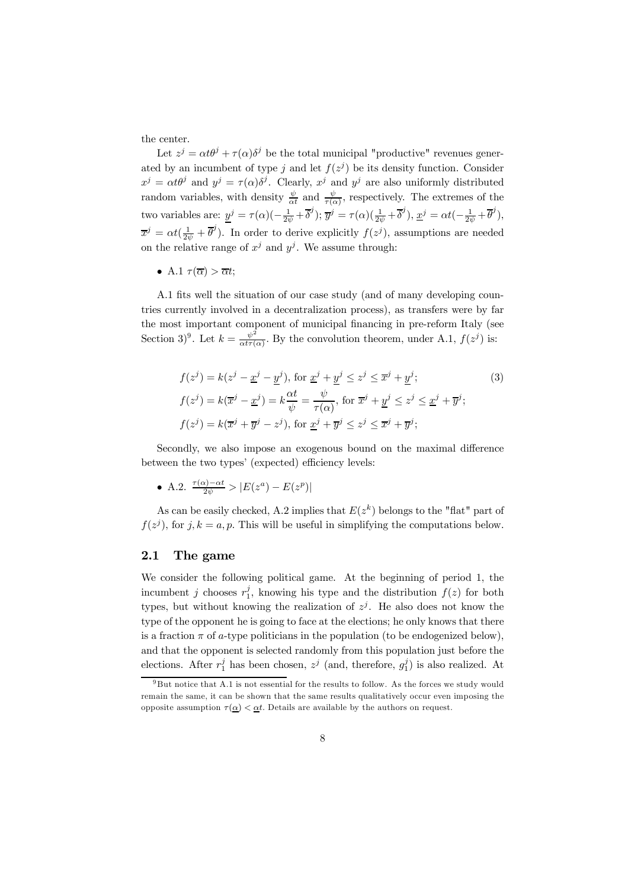the center.

Let $z^j = \alpha t \theta^j + \tau(\alpha)\delta^j$ be the total municipal "productive" revenues generated by an incumbent of type $j$ and let $f(z^j)$ be its density function. Consider $x^j = \alpha t \theta^j$ and $y^j = \tau(\alpha)\delta^j$. Clearly, $x^j$ and $y^j$ are also uniformly distributed random variables, with density $\frac{\psi}{\alpha t}$ and $\frac{\psi}{\tau(\alpha)}$, respectively. The extremes of the two variables are: $\underline{y}^j = \tau(\alpha)(-\frac{1}{2\psi} + \overline{\delta}^j)$; $\overline{y}^j = \tau(\alpha)(\frac{1}{2\psi} + \overline{\delta}^j)$, $\underline{x}^j = \alpha t(-\frac{1}{2\psi} + \overline{\theta}^j)$, $\overline{x}^j = \alpha t(\frac{1}{2\psi} + \overline{\theta}^j)$. In order to derive explicitly $f(z^j)$, assumptions are needed on the relative range of $x^j$ and $y^j$. We assume through:

- A.1 $\tau(\overline{\alpha}) > \overline{\alpha} t$;

A.1 fits well the situation of our case study (and of many developing countries currently involved in a decentralization process), as transfers were by far the most important component of municipal financing in pre-reform Italy (see Section 3)[9]. Let $k = \frac{\psi^2}{\alpha t \tau(\alpha)}$. By the convolution theorem, under A.1, $f(z^j)$ is:

$$
\begin{aligned}
f(z^j) &= k(z^j - \underline{x}^j - \underline{y}^j), \text{ for } \underline{x}^j + \underline{y}^j \leq z^j \leq \overline{x}^j + \underline{y}^j; \\
f(z^j) &= k(\overline{x}^j - \underline{x}^j) = k\frac{\alpha t}{\psi} = \frac{\psi}{\tau(\alpha)}, \text{ for } \overline{x}^j + \underline{y}^j \leq z^j \leq \underline{x}^j + \overline{y}^j; \\
f(z^j) &= k(\overline{x}^j + \overline{y}^j - z^j), \text{ for } \underline{x}^j + \overline{y}^j \leq z^j \leq \overline{x}^j + \overline{y}^j;
\end{aligned}
\tag{3}
$$

Secondly, we also impose an exogenous bound on the maximal difference between the two types' (expected) efficiency levels:

- A.2. $\frac{\tau(\alpha) - \alpha t}{2\psi} > |E(z^a) - E(z^p)|$

As can be easily checked, A.2 implies that $E(z^k)$ belongs to the "flat" part of $f(z^j)$, for $j, k = a, p$. This will be useful in simplifying the computations below.

## 2.1 The game

We consider the following political game. At the beginning of period 1, the incumbent $j$ chooses $r_1^j$, knowing his type and the distribution $f(z)$ for both types, but without knowing the realization of $z^j$. He also does not know the type of the opponent he is going to face at the elections; he only knows that there is a fraction $\pi$ of $a$-type politicians in the population (to be endogenized below), and that the opponent is selected randomly from this population just before the elections. After $r_1^j$ has been chosen, $z^j$ (and, therefore, $g_1^j$) is also realized. At

[9] But notice that A.1 is not essential for the results to follow. As the forces we study would remain the same, it can be shown that the same results qualitatively occur even imposing the opposite assumption $\tau(\underline{\alpha}) < \underline{\alpha} t$. Details are available by the authors on request.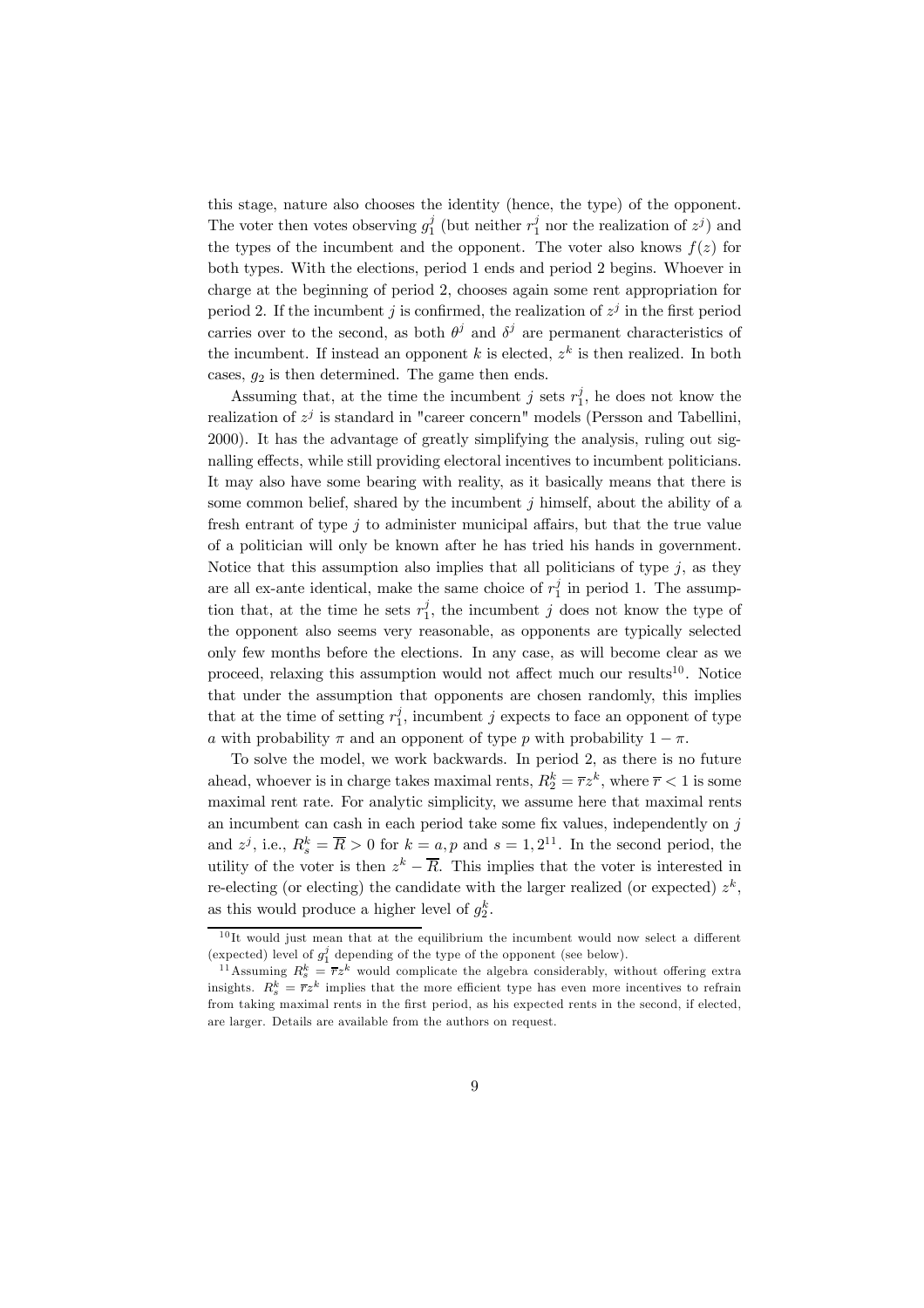this stage, nature also chooses the identity (hence, the type) of the opponent. The voter then votes observing $g_1^j$ (but neither $r_1^j$ nor the realization of $z^j$) and the types of the incumbent and the opponent. The voter also knows $f(z)$ for both types. With the elections, period 1 ends and period 2 begins. Whoever in charge at the beginning of period 2, chooses again some rent appropriation for period 2. If the incumbent $j$ is confirmed, the realization of $z^j$ in the first period carries over to the second, as both $\theta^j$ and $\delta^j$ are permanent characteristics of the incumbent. If instead an opponent $k$ is elected, $z^k$ is then realized. In both cases, $g_2$ is then determined. The game then ends.

Assuming that, at the time the incumbent $j$ sets $r_1^j$, he does not know the realization of $z^j$ is standard in "career concern" models (Persson and Tabellini, 2000). It has the advantage of greatly simplifying the analysis, ruling out signalling effects, while still providing electoral incentives to incumbent politicians. It may also have some bearing with reality, as it basically means that there is some common belief, shared by the incumbent $j$ himself, about the ability of a fresh entrant of type $j$ to administer municipal affairs, but that the true value of a politician will only be known after he has tried his hands in government. Notice that this assumption also implies that all politicians of type $j$, as they are all ex-ante identical, make the same choice of $r_1^j$ in period 1. The assumption that, at the time he sets $r_1^j$, the incumbent $j$ does not know the type of the opponent also seems very reasonable, as opponents are typically selected only few months before the elections. In any case, as will become clear as we proceed, relaxing this assumption would not affect much our results[10]. Notice that under the assumption that opponents are chosen randomly, this implies that at the time of setting $r_1^j$, incumbent $j$ expects to face an opponent of type $a$ with probability $\pi$ and an opponent of type $p$ with probability $1 - \pi$.

To solve the model, we work backwards. In period 2, as there is no future ahead, whoever is in charge takes maximal rents, $R_2^k = \overline{r}z^k$, where $\overline{r} < 1$ is some maximal rent rate. For analytic simplicity, we assume here that maximal rents an incumbent can cash in each period take some fix values, independently on $j$ and $z^j$, i.e., $R_s^k = \overline{R} > 0$ for $k = a, p$ and $s = 1, 2$[11]. In the second period, the utility of the voter is then $z^k - \overline{R}$. This implies that the voter is interested in re-electing (or electing) the candidate with the larger realized (or expected) $z^k$, as this would produce a higher level of $g_2^k$.

[10] It would just mean that at the equilibrium the incumbent would now select a different (expected) level of $g_1^j$ depending of the type of the opponent (see below).

[11] Assuming $R_s^k = \overline{r}z^k$ would complicate the algebra considerably, without offering extra insights. $R_s^k = \overline{r}z^k$ implies that the more efficient type has even more incentives to refrain from taking maximal rents in the first period, as his expected rents in the second, if elected, are larger. Details are available from the authors on request.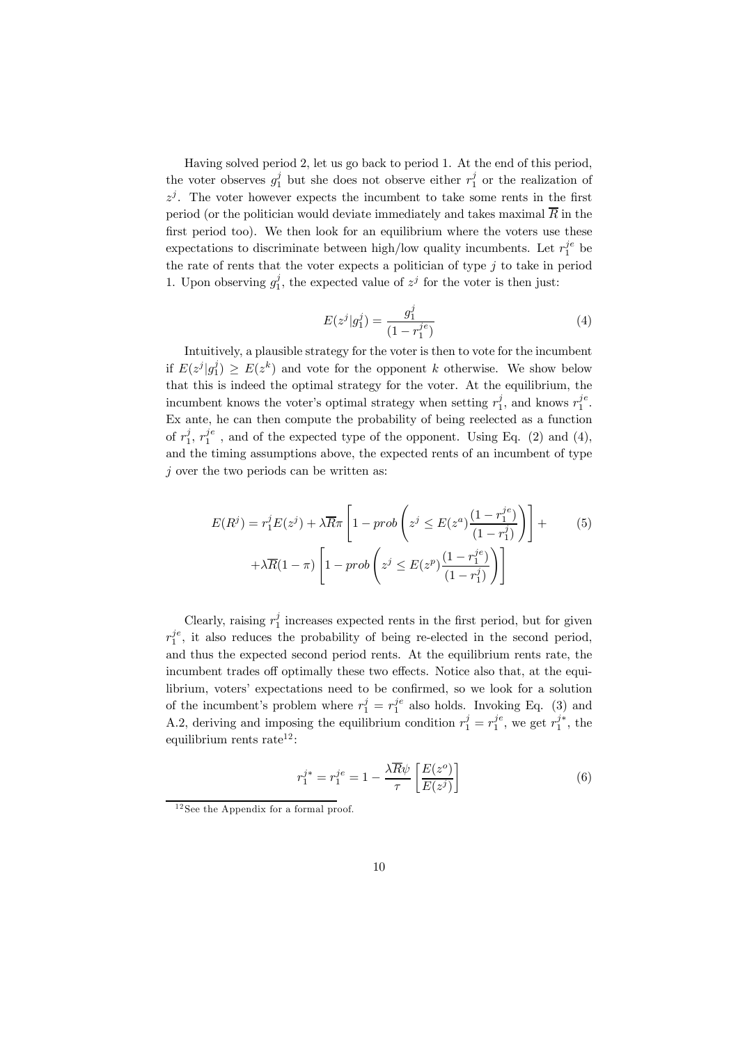Having solved period 2, let us go back to period 1. At the end of this period, the voter observes $g_1^j$ but she does not observe either $r_1^j$ or the realization of $z^j$. The voter however expects the incumbent to take some rents in the first period (or the politician would deviate immediately and takes maximal $\overline{R}$ in the first period too). We then look for an equilibrium where the voters use these expectations to discriminate between high/low quality incumbents. Let $r_1^{je}$ be the rate of rents that the voter expects a politician of type $j$ to take in period 1. Upon observing $g_1^j$, the expected value of $z^j$ for the voter is then just:

$$E(z^j|g_1^j) = \frac{g_1^j}{(1-r_1^{je})} \tag{4}$$

Intuitively, a plausible strategy for the voter is then to vote for the incumbent if $E(z^j|g_1^j) \geq E(z^k)$ and vote for the opponent $k$ otherwise. We show below that this is indeed the optimal strategy for the voter. At the equilibrium, the incumbent knows the voter's optimal strategy when setting $r_1^j$, and knows $r_1^{je}$. Ex ante, he can then compute the probability of being reelected as a function of $r_1^j$, $r_1^{je}$ , and of the expected type of the opponent. Using Eq. (2) and (4), and the timing assumptions above, the expected rents of an incumbent of type $j$ over the two periods can be written as:

$$E(R^j) = r_1^j E(z^j) + \lambda\overline{R}\pi \left[1 - prob\left(z^j \leq E(z^a)\frac{(1-r_1^{je})}{(1-r_1^j)}\right)\right] + \tag{5}$$
$$+\lambda\overline{R}(1-\pi)\left[1 - prob\left(z^j \leq E(z^p)\frac{(1-r_1^{je})}{(1-r_1^j)}\right)\right]$$

Clearly, raising $r_1^j$ increases expected rents in the first period, but for given $r_1^{je}$, it also reduces the probability of being re-elected in the second period, and thus the expected second period rents. At the equilibrium rents rate, the incumbent trades off optimally these two effects. Notice also that, at the equilibrium, voters' expectations need to be confirmed, so we look for a solution of the incumbent's problem where $r_1^j = r_1^{je}$ also holds. Invoking Eq. (3) and A.2, deriving and imposing the equilibrium condition $r_1^j = r_1^{je}$, we get $r_1^{j*}$, the equilibrium rents rate[12]:

$$r_1^{j*} = r_1^{je} = 1 - \frac{\lambda\overline{R}\psi}{\tau}\left[\frac{E(z^o)}{E(z^j)}\right] \tag{6}$$

[12] See the Appendix for a formal proof.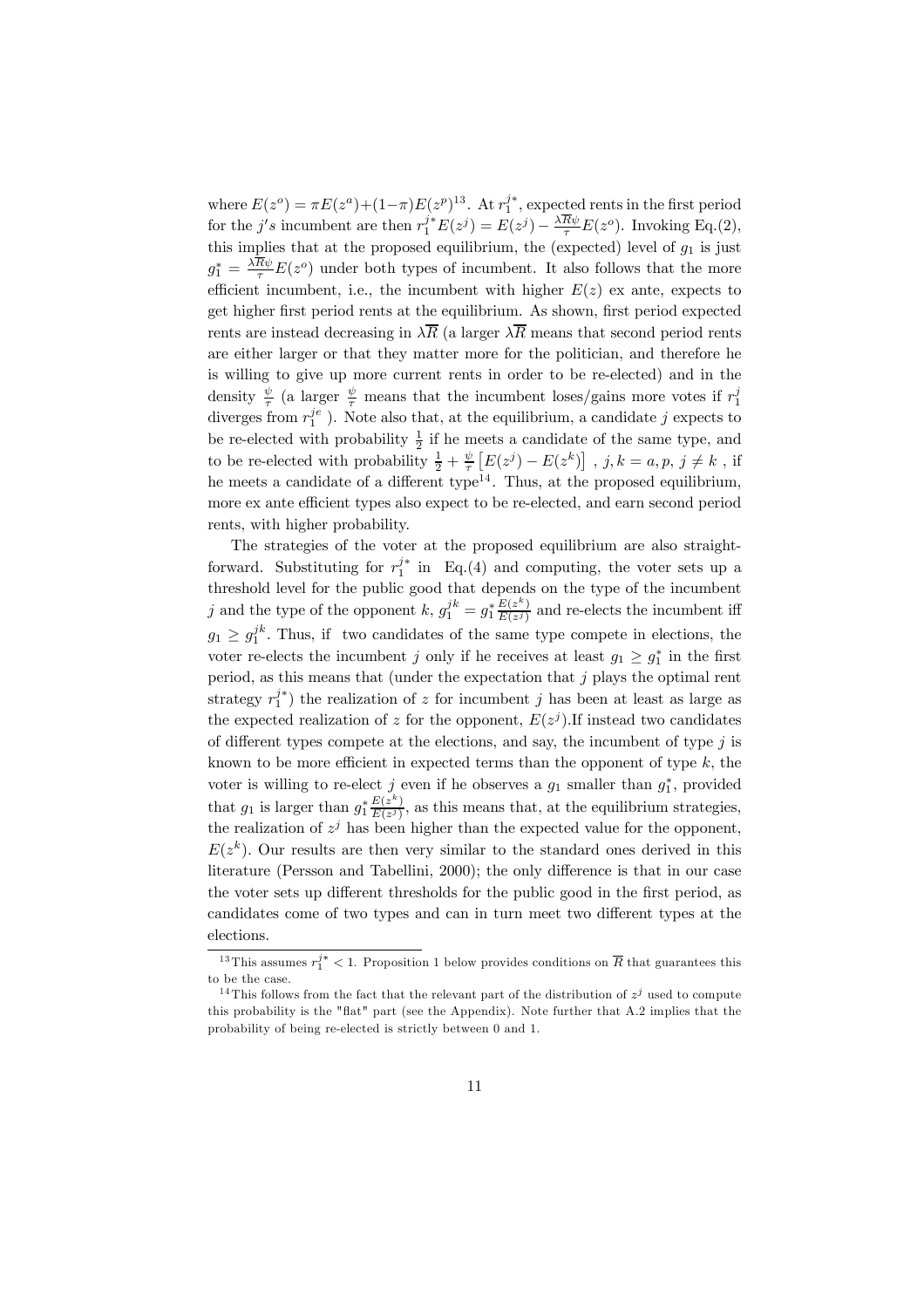where $E(z^o) = \pi E(z^a)+(1-\pi)E(z^p)$[13]. At $r_1^{j*}$, expected rents in the first period for the $j's$ incumbent are then $r_1^{j*}E(z^j) = E(z^j) - \frac{\lambda\overline{R}\psi}{\tau}E(z^o)$. Invoking Eq.(2), this implies that at the proposed equilibrium, the (expected) level of $g_1$ is just $g_1^* = \frac{\lambda\overline{R}\psi}{\tau}E(z^o)$ under both types of incumbent. It also follows that the more efficient incumbent, i.e., the incumbent with higher $E(z)$ ex ante, expects to get higher first period rents at the equilibrium. As shown, first period expected rents are instead decreasing in $\lambda\overline{R}$ (a larger $\lambda\overline{R}$ means that second period rents are either larger or that they matter more for the politician, and therefore he is willing to give up more current rents in order to be re-elected) and in the density $\frac{\psi}{\tau}$ (a larger $\frac{\psi}{\tau}$ means that the incumbent loses/gains more votes if $r_1^j$ diverges from $r_1^{je}$ ). Note also that, at the equilibrium, a candidate $j$ expects to be re-elected with probability $\frac{1}{2}$ if he meets a candidate of the same type, and to be re-elected with probability $\frac{1}{2} + \frac{\psi}{\tau}\left[E(z^j) - E(z^k)\right]$ , $j, k = a, p$, $j \neq k$ , if he meets a candidate of a different type[14]. Thus, at the proposed equilibrium, more ex ante efficient types also expect to be re-elected, and earn second period rents, with higher probability.

The strategies of the voter at the proposed equilibrium are also straightforward. Substituting for $r_1^{j*}$ in Eq.(4) and computing, the voter sets up a threshold level for the public good that depends on the type of the incumbent $j$ and the type of the opponent $k$, $g_1^{jk} = g_1^* \frac{E(z^k)}{E(z^j)}$ and re-elects the incumbent iff $g_1 \geq g_1^{jk}$. Thus, if two candidates of the same type compete in elections, the voter re-elects the incumbent $j$ only if he receives at least $g_1 \geq g_1^*$ in the first period, as this means that (under the expectation that $j$ plays the optimal rent strategy $r_1^{j*}$) the realization of $z$ for incumbent $j$ has been at least as large as the expected realization of $z$ for the opponent, $E(z^j)$.If instead two candidates of different types compete at the elections, and say, the incumbent of type $j$ is known to be more efficient in expected terms than the opponent of type $k$, the voter is willing to re-elect $j$ even if he observes a $g_1$ smaller than $g_1^*$, provided that $g_1$ is larger than $g_1^* \frac{E(z^k)}{E(z^j)}$, as this means that, at the equilibrium strategies, the realization of $z^j$ has been higher than the expected value for the opponent, $E(z^k)$. Our results are then very similar to the standard ones derived in this literature (Persson and Tabellini, 2000); the only difference is that in our case the voter sets up different thresholds for the public good in the first period, as candidates come of two types and can in turn meet two different types at the elections.

---

[13] This assumes $r_1^{j*} < 1$. Proposition 1 below provides conditions on $\overline{R}$ that guarantees this to be the case.

[14] This follows from the fact that the relevant part of the distribution of $z^j$ used to compute this probability is the "flat" part (see the Appendix). Note further that A.2 implies that the probability of being re-elected is strictly between 0 and 1.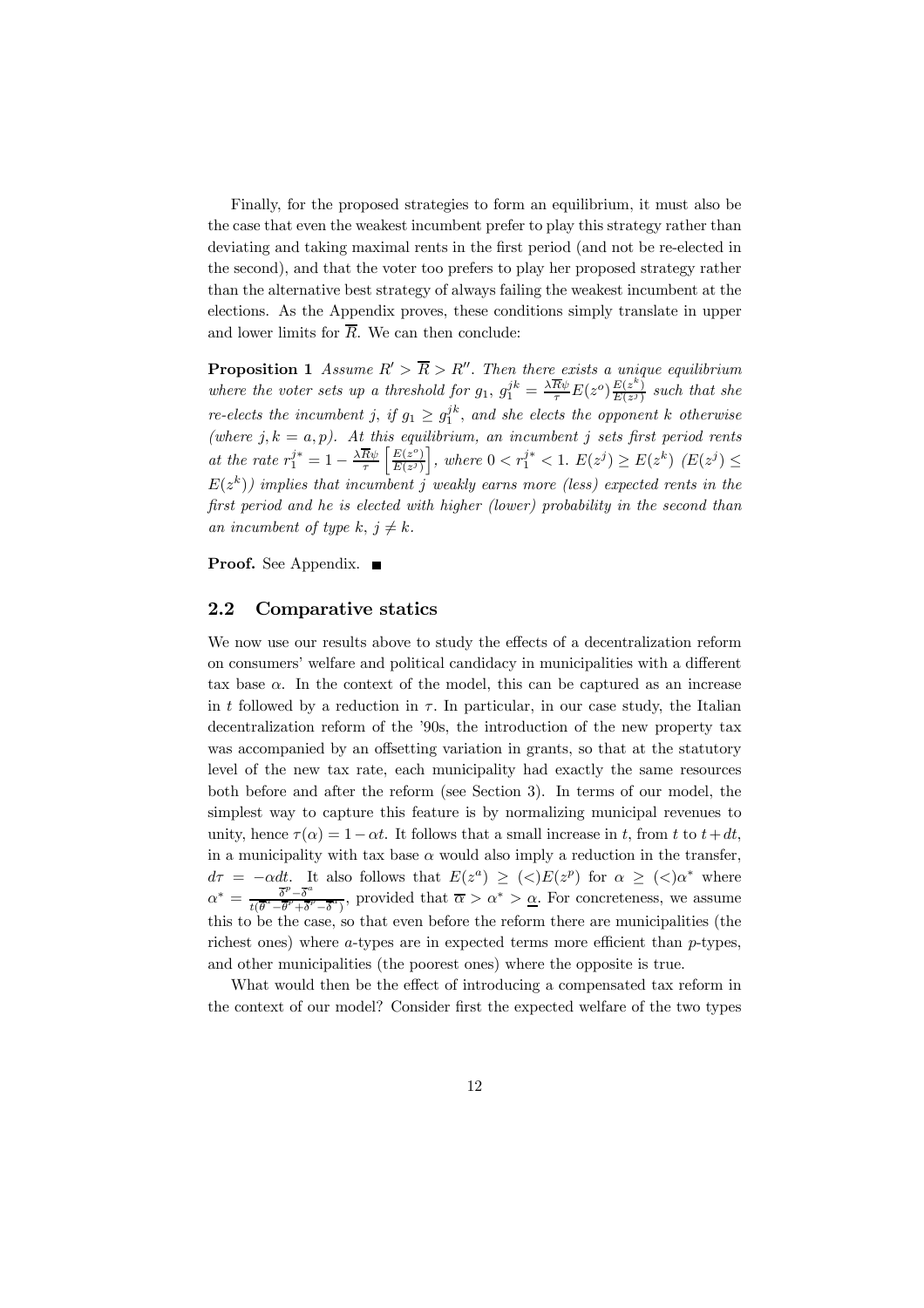Finally, for the proposed strategies to form an equilibrium, it must also be the case that even the weakest incumbent prefer to play this strategy rather than deviating and taking maximal rents in the first period (and not be re-elected in the second), and that the voter too prefers to play her proposed strategy rather than the alternative best strategy of always failing the weakest incumbent at the elections. As the Appendix proves, these conditions simply translate in upper and lower limits for $\overline{R}$. We can then conclude:

**Proposition 1** *Assume $R' > \overline{R} > R''$. Then there exists a unique equilibrium where the voter sets up a threshold for $g_1$, $g_1^{jk} = \frac{\lambda \overline{R} \psi}{\tau} E(z^o) \frac{E(z^k)}{E(z^j)}$ such that she re-elects the incumbent $j$, if $g_1 \geq g_1^{jk}$, and she elects the opponent $k$ otherwise (where $j, k = a, p$). At this equilibrium, an incumbent $j$ sets first period rents at the rate $r_1^{j*} = 1 - \frac{\lambda \overline{R} \psi}{\tau} \left[ \frac{E(z^o)}{E(z^j)} \right]$, where $0 < r_1^{j*} < 1$. $E(z^j) \geq E(z^k)$ ($E(z^j) \leq E(z^k)$) implies that incumbent $j$ weakly earns more (less) expected rents in the first period and he is elected with higher (lower) probability in the second than an incumbent of type $k$, $j \neq k$.*

**Proof.** See Appendix. ■

## 2.2 Comparative statics

We now use our results above to study the effects of a decentralization reform on consumers' welfare and political candidacy in municipalities with a different tax base $\alpha$. In the context of the model, this can be captured as an increase in $t$ followed by a reduction in $\tau$. In particular, in our case study, the Italian decentralization reform of the '90s, the introduction of the new property tax was accompanied by an offsetting variation in grants, so that at the statutory level of the new tax rate, each municipality had exactly the same resources both before and after the reform (see Section 3). In terms of our model, the simplest way to capture this feature is by normalizing municipal revenues to unity, hence $\tau(\alpha) = 1 - \alpha t$. It follows that a small increase in $t$, from $t$ to $t + dt$, in a municipality with tax base $\alpha$ would also imply a reduction in the transfer, $d\tau = -\alpha dt$. It also follows that $E(z^a) \geq (<) E(z^p)$ for $\alpha \geq (<) \alpha^*$ where $\alpha^* = \frac{\overline{\delta}^p - \overline{\delta}^a}{t(\overline{\theta}^a - \overline{\theta}^p + \overline{\delta}^p - \overline{\delta}^a)}$, provided that $\overline{\alpha} > \alpha^* > \underline{\alpha}$. For concreteness, we assume this to be the case, so that even before the reform there are municipalities (the richest ones) where $a$-types are in expected terms more efficient than $p$-types, and other municipalities (the poorest ones) where the opposite is true.

What would then be the effect of introducing a compensated tax reform in the context of our model? Consider first the expected welfare of the two types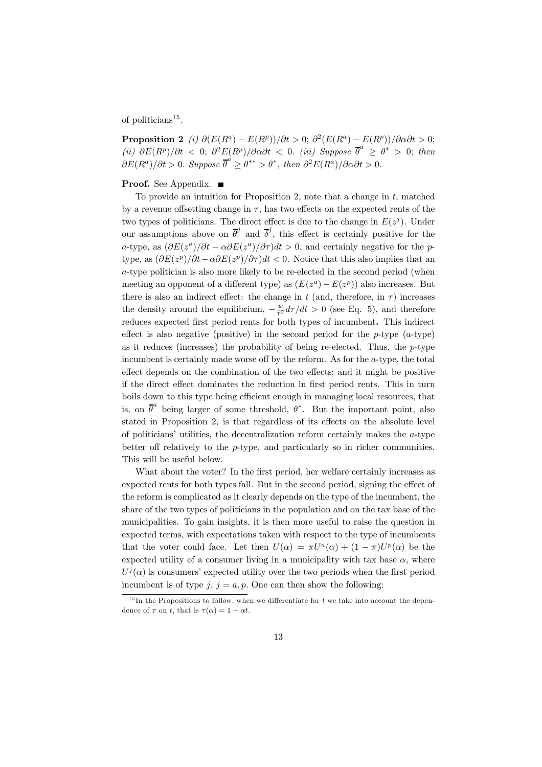of politicians[15].

**Proposition 2** *(i)* $\partial(E(R^a) - E(R^p))/\partial t > 0$; $\partial^2(E(R^a) - E(R^p))/\partial\alpha\partial t > 0$; *(ii)* $\partial E(R^p)/\partial t < 0$; $\partial^2 E(R^p)/\partial\alpha\partial t < 0$. *(iii) Suppose* $\overline{\theta}^a \geq \theta^* > 0$; *then* $\partial E(R^a)/\partial t > 0$. *Suppose* $\overline{\theta}^a \geq \theta^{**} > \theta^*$, *then* $\partial^2 E(R^a)/\partial\alpha\partial t > 0$.

**Proof.** See Appendix. ■

To provide an intuition for Proposition 2, note that a change in $t$, matched by a revenue offsetting change in $\tau$, has two effects on the expected rents of the two types of politicians. The direct effect is due to the change in $E(z^j)$. Under our assumptions above on $\overline{\theta}^j$ and $\overline{\delta}^j$, this effect is certainly positive for the $a$-type, as $(\partial E(z^a)/\partial t - \alpha\partial E(z^a)/\partial\tau)dt > 0$, and certainly negative for the $p$-type, as $(\partial E(z^p)/\partial t - \alpha\partial E(z^p)/\partial\tau)dt < 0$. Notice that this also implies that an $a$-type politician is also more likely to be re-elected in the second period (when meeting an opponent of a different type) as $(E(z^a) - E(z^p))$ also increases. But there is also an indirect effect: the change in $t$ (and, therefore, in $\tau$) increases the density around the equilibrium, $-\frac{\psi}{\tau^2}d\tau/dt > 0$ (see Eq. 5), and therefore reduces expected first period rents for both types of incumbent**.** This indirect effect is also negative (positive) in the second period for the $p$-type ($a$-type) as it reduces (increases) the probability of being re-elected. Thus, the $p$-type incumbent is certainly made worse off by the reform. As for the $a$-type, the total effect depends on the combination of the two effects; and it might be positive if the direct effect dominates the reduction in first period rents. This in turn boils down to this type being efficient enough in managing local resources, that is, on $\overline{\theta}^a$ being larger of some threshold, $\theta^*$. But the important point, also stated in Proposition 2, is that regardless of its effects on the absolute level of politicians' utilities, the decentralization reform certainly makes the $a$-type better off relatively to the $p$-type, and particularly so in richer communities. This will be useful below.

What about the voter? In the first period, her welfare certainly increases as expected rents for both types fall. But in the second period, signing the effect of the reform is complicated as it clearly depends on the type of the incumbent, the share of the two types of politicians in the population and on the tax base of the municipalities. To gain insights, it is then more useful to raise the question in expected terms, with expectations taken with respect to the type of incumbents that the voter could face. Let then $U(\alpha) = \pi U^a(\alpha) + (1 - \pi)U^p(\alpha)$ be the expected utility of a consumer living in a municipality with tax base $\alpha$, where $U^j(\alpha)$ is consumers' expected utility over the two periods when the first period incumbent is of type $j$, $j = a, p$. One can then show the following:

[15] In the Propositions to follow, when we differentiate for $t$ we take into account the dependence of $\tau$ on $t$, that is $\tau(\alpha) = 1 - \alpha t$.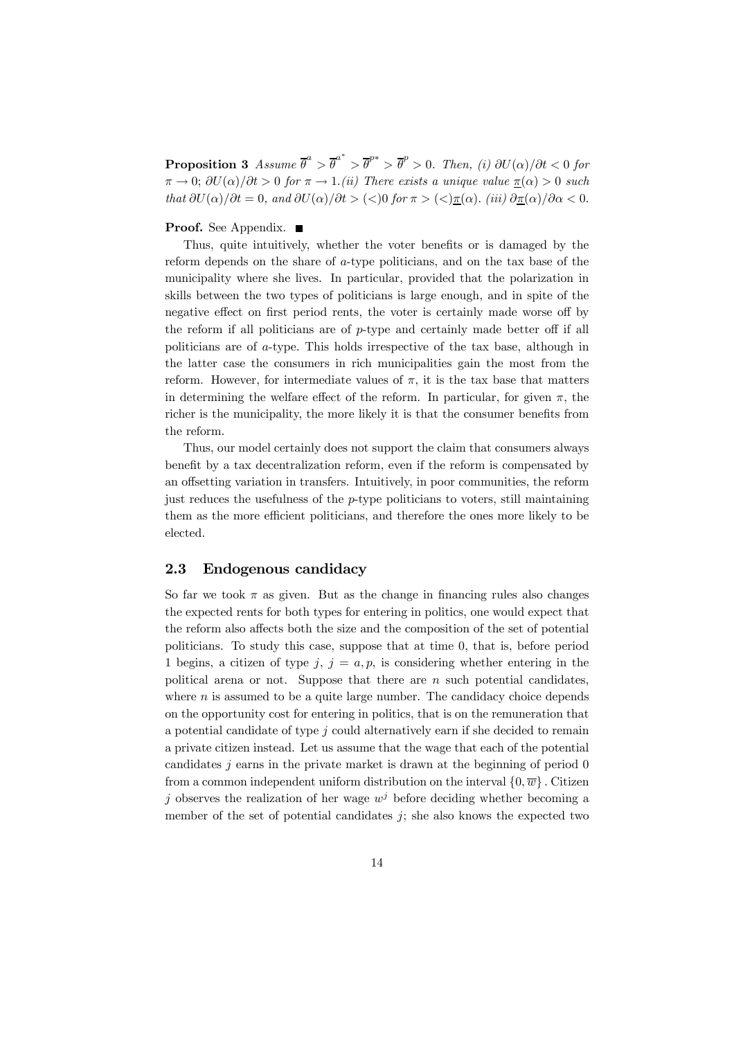**Proposition 3** *Assume $\overline{\theta}^a > \overline{\theta}^{a^*} > \overline{\theta}^{p*} > \overline{\theta}^p > 0$. Then, (i) $\partial U(\alpha)/\partial t < 0$ for $\pi \to 0$; $\partial U(\alpha)/\partial t > 0$ for $\pi \to 1$.(ii) There exists a unique value $\underline{\pi}(\alpha) > 0$ such that $\partial U(\alpha)/\partial t = 0$, and $\partial U(\alpha)/\partial t > (<) 0$ for $\pi > (<) \underline{\pi}(\alpha)$. (iii) $\partial \underline{\pi}(\alpha)/\partial \alpha < 0$.*

**Proof.** See Appendix. ■

Thus, quite intuitively, whether the voter benefits or is damaged by the reform depends on the share of $a$-type politicians, and on the tax base of the municipality where she lives. In particular, provided that the polarization in skills between the two types of politicians is large enough, and in spite of the negative effect on first period rents, the voter is certainly made worse off by the reform if all politicians are of $p$-type and certainly made better off if all politicians are of $a$-type. This holds irrespective of the tax base, although in the latter case the consumers in rich municipalities gain the most from the reform. However, for intermediate values of $\pi$, it is the tax base that matters in determining the welfare effect of the reform. In particular, for given $\pi$, the richer is the municipality, the more likely it is that the consumer benefits from the reform.

Thus, our model certainly does not support the claim that consumers always benefit by a tax decentralization reform, even if the reform is compensated by an offsetting variation in transfers. Intuitively, in poor communities, the reform just reduces the usefulness of the $p$-type politicians to voters, still maintaining them as the more efficient politicians, and therefore the ones more likely to be elected.

### 2.3 Endogenous candidacy

So far we took $\pi$ as given. But as the change in financing rules also changes the expected rents for both types for entering in politics, one would expect that the reform also affects both the size and the composition of the set of potential politicians. To study this case, suppose that at time 0, that is, before period 1 begins, a citizen of type $j$, $j = a, p$, is considering whether entering in the political arena or not. Suppose that there are $n$ such potential candidates, where $n$ is assumed to be a quite large number. The candidacy choice depends on the opportunity cost for entering in politics, that is on the remuneration that a potential candidate of type $j$ could alternatively earn if she decided to remain a private citizen instead. Let us assume that the wage that each of the potential candidates $j$ earns in the private market is drawn at the beginning of period 0 from a common independent uniform distribution on the interval $\{0, \overline{w}\}$. Citizen $j$ observes the realization of her wage $w^j$ before deciding whether becoming a member of the set of potential candidates $j$; she also knows the expected two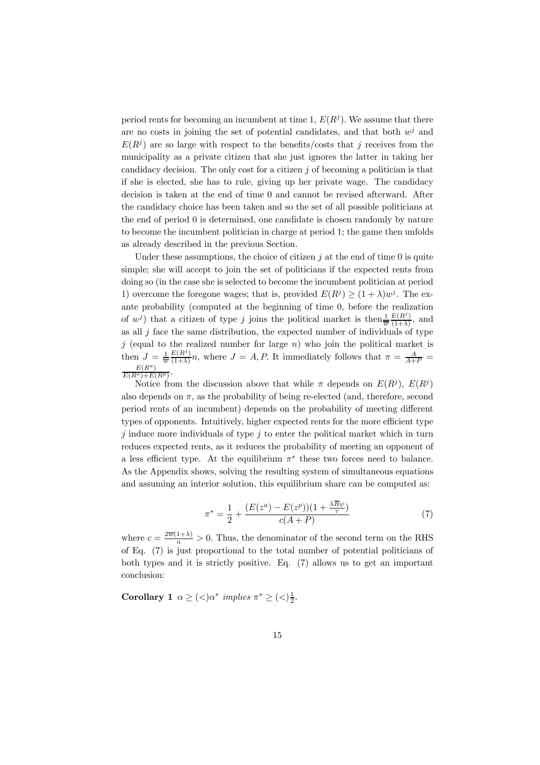period rents for becoming an incumbent at time 1, $E(R^j)$. We assume that there are no costs in joining the set of potential candidates, and that both $w^j$ and $E(R^j)$ are so large with respect to the benefits/costs that $j$ receives from the municipality as a private citizen that she just ignores the latter in taking her candidacy decision. The only cost for a citizen $j$ of becoming a politician is that if she is elected, she has to rule, giving up her private wage. The candidacy decision is taken at the end of time 0 and cannot be revised afterward. After the candidacy choice has been taken and so the set of all possible politicians at the end of period 0 is determined, one candidate is chosen randomly by nature to become the incumbent politician in charge at period 1; the game then unfolds as already described in the previous Section.

Under these assumptions, the choice of citizen $j$ at the end of time 0 is quite simple; she will accept to join the set of politicians if the expected rents from doing so (in the case she is selected to become the incumbent politician at period 1) overcome the foregone wages; that is, provided $E(R^j) \geq (1+\lambda)w^j$. The ex-ante probability (computed at the beginning of time 0, before the realization of $w^j$) that a citizen of type $j$ joins the political market is then $\frac{1}{\overline{w}}\frac{E(R^j)}{(1+\lambda)}$, and as all $j$ face the same distribution, the expected number of individuals of type $j$ (equal to the realized number for large $n$) who join the political market is then $J = \frac{1}{\overline{w}}\frac{E(R^j)}{(1+\lambda)}n$, where $J = A, P$. It immediately follows that $\pi = \frac{A}{A+P} = \frac{E(R^a)}{E(R^a)+E(R^p)}$.

Notice from the discussion above that while $\pi$ depends on $E(R^j)$, $E(R^j)$ also depends on $\pi$, as the probability of being re-elected (and, therefore, second period rents of an incumbent) depends on the probability of meeting different types of opponents. Intuitively, higher expected rents for the more efficient type $j$ induce more individuals of type $j$ to enter the political market which in turn reduces expected rents, as it reduces the probability of meeting an opponent of a less efficient type. At the equilibrium $\pi^*$ these two forces need to balance. As the Appendix shows, solving the resulting system of simultaneous equations and assuming an interior solution, this equilibrium share can be computed as:

$$\pi^* = \frac{1}{2} + \frac{(E(z^a) - E(z^p))(1 + \frac{\lambda \overline{R}\psi}{\tau})}{c(A+P)} \tag{7}$$

where $c = \frac{2\overline{w}(1+\lambda)}{n} > 0$. Thus, the denominator of the second term on the RHS of Eq. (7) is just proportional to the total number of potential politicians of both types and it is strictly positive. Eq. (7) allows us to get an important conclusion:

**Corollary 1** *$\alpha \geq (<)\alpha^*$ implies $\pi^* \geq (<)\frac{1}{2}$.*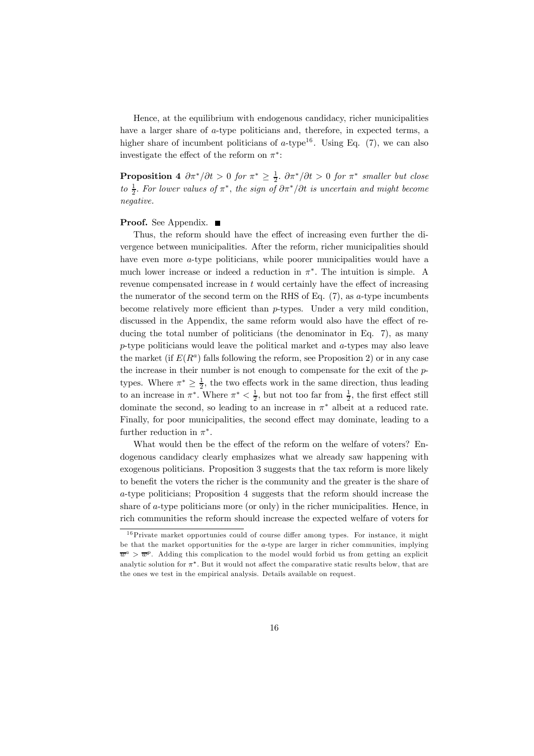Hence, at the equilibrium with endogenous candidacy, richer municipalities have a larger share of $a$-type politicians and, therefore, in expected terms, a higher share of incumbent politicians of $a$-type[16]. Using Eq. (7), we can also investigate the effect of the reform on $\pi^*$:

**Proposition 4** *$\partial\pi^*/\partial t > 0$ for $\pi^* \geq \frac{1}{2}$. $\partial\pi^*/\partial t > 0$ for $\pi^*$ smaller but close to $\frac{1}{2}$. For lower values of $\pi^*$, the sign of $\partial\pi^*/\partial t$ is uncertain and might become negative.*

**Proof.** See Appendix. ■

Thus, the reform should have the effect of increasing even further the divergence between municipalities. After the reform, richer municipalities should have even more $a$-type politicians, while poorer municipalities would have a much lower increase or indeed a reduction in $\pi^*$. The intuition is simple. A revenue compensated increase in $t$ would certainly have the effect of increasing the numerator of the second term on the RHS of Eq. (7), as $a$-type incumbents become relatively more efficient than $p$-types. Under a very mild condition, discussed in the Appendix, the same reform would also have the effect of reducing the total number of politicians (the denominator in Eq. 7), as many $p$-type politicians would leave the political market and $a$-types may also leave the market (if $E(R^a)$ falls following the reform, see Proposition 2) or in any case the increase in their number is not enough to compensate for the exit of the $p$-types. Where $\pi^* \geq \frac{1}{2}$, the two effects work in the same direction, thus leading to an increase in $\pi^*$. Where $\pi^* < \frac{1}{2}$, but not too far from $\frac{1}{2}$, the first effect still dominate the second, so leading to an increase in $\pi^*$ albeit at a reduced rate. Finally, for poor municipalities, the second effect may dominate, leading to a further reduction in $\pi^*$.

What would then be the effect of the reform on the welfare of voters? Endogenous candidacy clearly emphasizes what we already saw happening with exogenous politicians. Proposition 3 suggests that the tax reform is more likely to benefit the voters the richer is the community and the greater is the share of $a$-type politicians; Proposition 4 suggests that the reform should increase the share of $a$-type politicians more (or only) in the richer municipalities. Hence, in rich communities the reform should increase the expected welfare of voters for

---

[16] Private market opportunies could of course differ among types. For instance, it might be that the market opportunities for the $a$-type are larger in richer communities, implying $\overline{w}^a > \overline{w}^p$. Adding this complication to the model would forbid us from getting an explicit analytic solution for $\pi^*$. But it would not affect the comparative static results below, that are the ones we test in the empirical analysis. Details available on request.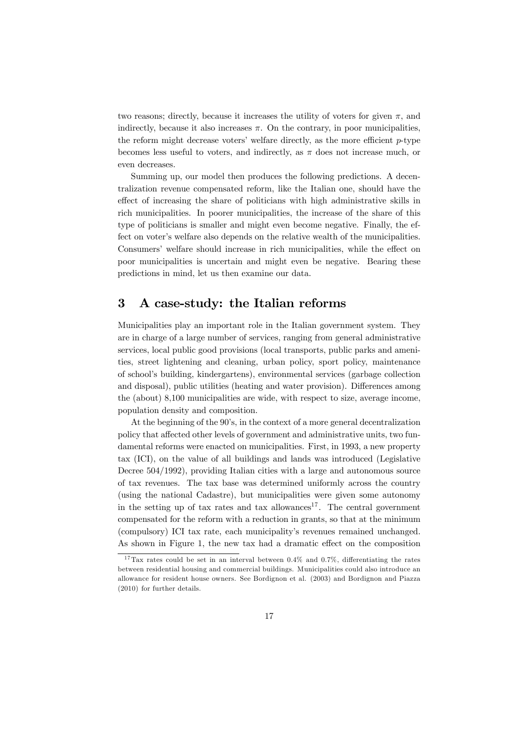two reasons; directly, because it increases the utility of voters for given $\pi$, and indirectly, because it also increases $\pi$. On the contrary, in poor municipalities, the reform might decrease voters' welfare directly, as the more efficient $p$-type becomes less useful to voters, and indirectly, as $\pi$ does not increase much, or even decreases.

Summing up, our model then produces the following predictions. A decentralization revenue compensated reform, like the Italian one, should have the effect of increasing the share of politicians with high administrative skills in rich municipalities. In poorer municipalities, the increase of the share of this type of politicians is smaller and might even become negative. Finally, the effect on voter's welfare also depends on the relative wealth of the municipalities. Consumers' welfare should increase in rich municipalities, while the effect on poor municipalities is uncertain and might even be negative. Bearing these predictions in mind, let us then examine our data.

## 3 A case-study: the Italian reforms

Municipalities play an important role in the Italian government system. They are in charge of a large number of services, ranging from general administrative services, local public good provisions (local transports, public parks and amenities, street lightening and cleaning, urban policy, sport policy, maintenance of school's building, kindergartens), environmental services (garbage collection and disposal), public utilities (heating and water provision). Differences among the (about) 8,100 municipalities are wide, with respect to size, average income, population density and composition.

At the beginning of the 90's, in the context of a more general decentralization policy that affected other levels of government and administrative units, two fundamental reforms were enacted on municipalities. First, in 1993, a new property tax (ICI), on the value of all buildings and lands was introduced (Legislative Decree 504/1992), providing Italian cities with a large and autonomous source of tax revenues. The tax base was determined uniformly across the country (using the national Cadastre), but municipalities were given some autonomy in the setting up of tax rates and tax allowances[17]. The central government compensated for the reform with a reduction in grants, so that at the minimum (compulsory) ICI tax rate, each municipality's revenues remained unchanged. As shown in Figure 1, the new tax had a dramatic effect on the composition

[17] Tax rates could be set in an interval between 0.4% and 0.7%, differentiating the rates between residential housing and commercial buildings. Municipalities could also introduce an allowance for resident house owners. See Bordignon et al. (2003) and Bordignon and Piazza (2010) for further details.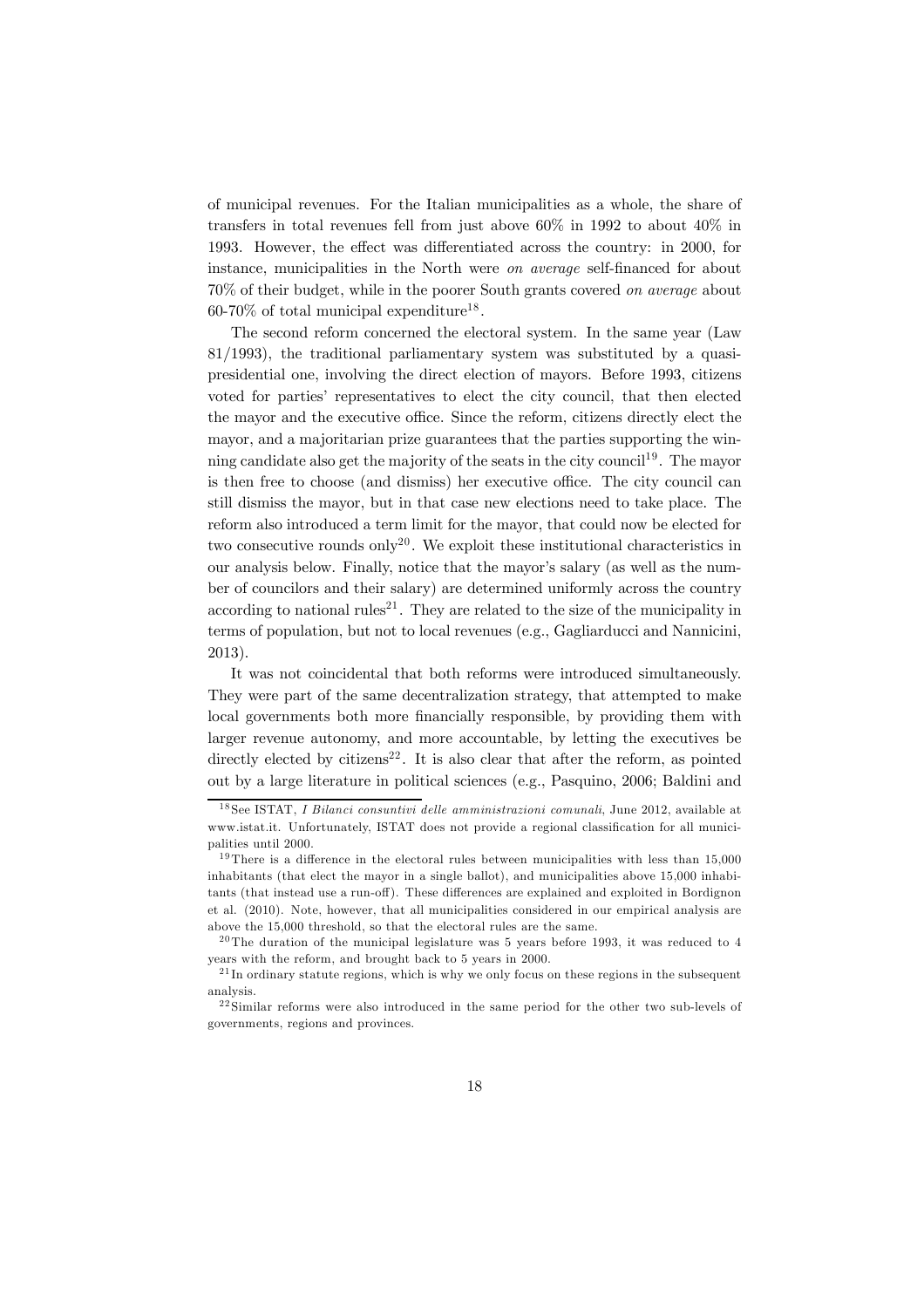of municipal revenues. For the Italian municipalities as a whole, the share of transfers in total revenues fell from just above 60% in 1992 to about 40% in 1993. However, the effect was differentiated across the country: in 2000, for instance, municipalities in the North were *on average* self-financed for about 70% of their budget, while in the poorer South grants covered *on average* about 60-70% of total municipal expenditure[18].

The second reform concerned the electoral system. In the same year (Law 81/1993), the traditional parliamentary system was substituted by a quasi-presidential one, involving the direct election of mayors. Before 1993, citizens voted for parties' representatives to elect the city council, that then elected the mayor and the executive office. Since the reform, citizens directly elect the mayor, and a majoritarian prize guarantees that the parties supporting the winning candidate also get the majority of the seats in the city council[19]. The mayor is then free to choose (and dismiss) her executive office. The city council can still dismiss the mayor, but in that case new elections need to take place. The reform also introduced a term limit for the mayor, that could now be elected for two consecutive rounds only[20]. We exploit these institutional characteristics in our analysis below. Finally, notice that the mayor's salary (as well as the number of councilors and their salary) are determined uniformly across the country according to national rules[21]. They are related to the size of the municipality in terms of population, but not to local revenues (e.g., Gagliarducci and Nannicini, 2013).

It was not coincidental that both reforms were introduced simultaneously. They were part of the same decentralization strategy, that attempted to make local governments both more financially responsible, by providing them with larger revenue autonomy, and more accountable, by letting the executives be directly elected by citizens[22]. It is also clear that after the reform, as pointed out by a large literature in political sciences (e.g., Pasquino, 2006; Baldini and

---

[18] See ISTAT, *I Bilanci consuntivi delle amministrazioni comunali*, June 2012, available at www.istat.it. Unfortunately, ISTAT does not provide a regional classification for all municipalities until 2000.

[19] There is a difference in the electoral rules between municipalities with less than 15,000 inhabitants (that elect the mayor in a single ballot), and municipalities above 15,000 inhabitants (that instead use a run-off). These differences are explained and exploited in Bordignon et al. (2010). Note, however, that all municipalities considered in our empirical analysis are above the 15,000 threshold, so that the electoral rules are the same.

[20] The duration of the municipal legislature was 5 years before 1993, it was reduced to 4 years with the reform, and brought back to 5 years in 2000.

[21] In ordinary statute regions, which is why we only focus on these regions in the subsequent analysis.

[22] Similar reforms were also introduced in the same period for the other two sub-levels of governments, regions and provinces.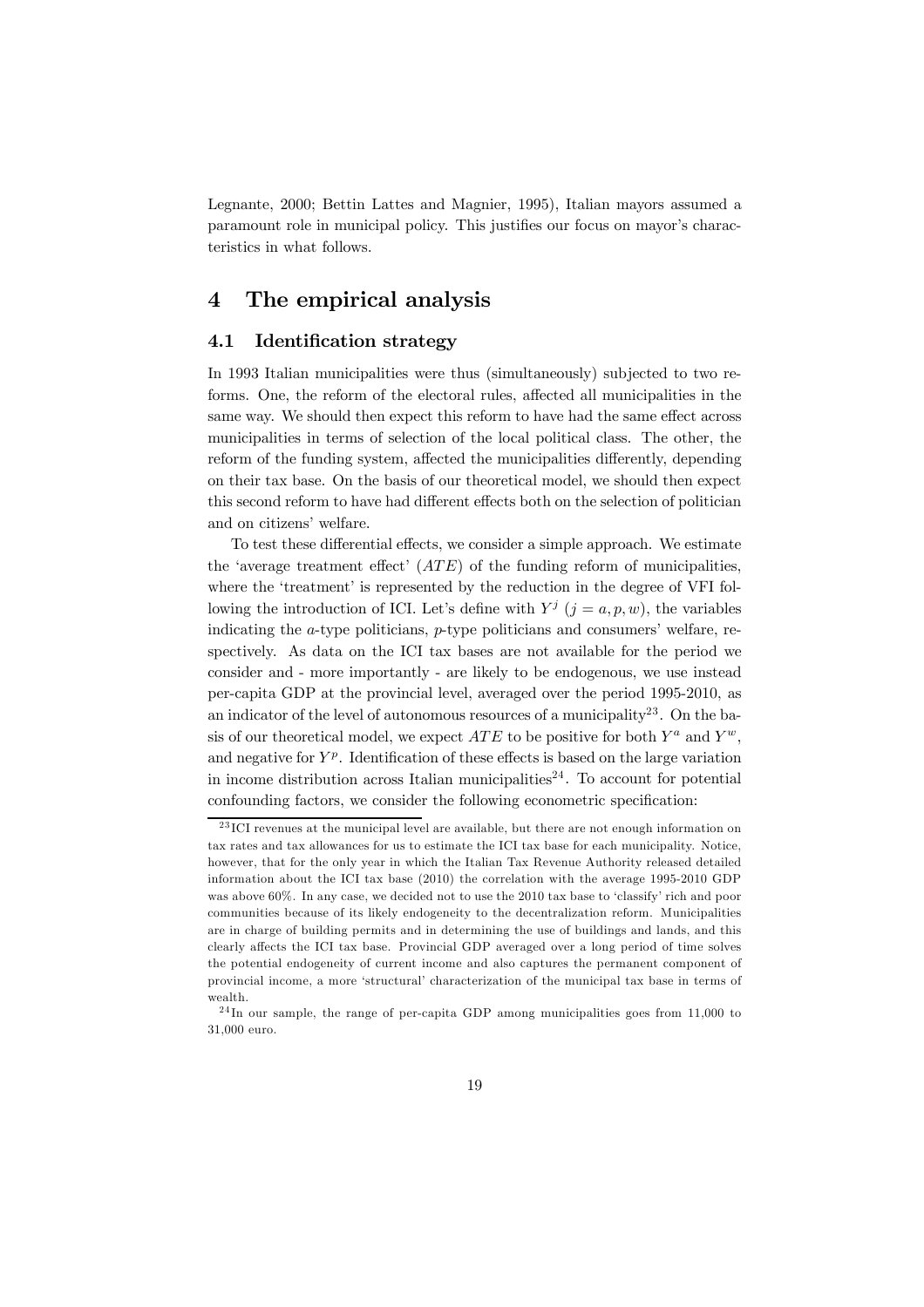Legnante, 2000; Bettin Lattes and Magnier, 1995), Italian mayors assumed a paramount role in municipal policy. This justifies our focus on mayor's characteristics in what follows.

# 4 The empirical analysis

## 4.1 Identification strategy

In 1993 Italian municipalities were thus (simultaneously) subjected to two reforms. One, the reform of the electoral rules, affected all municipalities in the same way. We should then expect this reform to have had the same effect across municipalities in terms of selection of the local political class. The other, the reform of the funding system, affected the municipalities differently, depending on their tax base. On the basis of our theoretical model, we should then expect this second reform to have had different effects both on the selection of politician and on citizens' welfare.

To test these differential effects, we consider a simple approach. We estimate the 'average treatment effect' ($ATE$) of the funding reform of municipalities, where the 'treatment' is represented by the reduction in the degree of VFI following the introduction of ICI. Let's define with $Y^j$ ($j = a, p, w$), the variables indicating the $a$-type politicians, $p$-type politicians and consumers' welfare, respectively. As data on the ICI tax bases are not available for the period we consider and - more importantly - are likely to be endogenous, we use instead per-capita GDP at the provincial level, averaged over the period 1995-2010, as an indicator of the level of autonomous resources of a municipality[23]. On the basis of our theoretical model, we expect $ATE$ to be positive for both $Y^a$ and $Y^w$, and negative for $Y^p$. Identification of these effects is based on the large variation in income distribution across Italian municipalities[24]. To account for potential confounding factors, we consider the following econometric specification:

[23] ICI revenues at the municipal level are available, but there are not enough information on tax rates and tax allowances for us to estimate the ICI tax base for each municipality. Notice, however, that for the only year in which the Italian Tax Revenue Authority released detailed information about the ICI tax base (2010) the correlation with the average 1995-2010 GDP was above 60%. In any case, we decided not to use the 2010 tax base to 'classify' rich and poor communities because of its likely endogeneity to the decentralization reform. Municipalities are in charge of building permits and in determining the use of buildings and lands, and this clearly affects the ICI tax base. Provincial GDP averaged over a long period of time solves the potential endogeneity of current income and also captures the permanent component of provincial income, a more 'structural' characterization of the municipal tax base in terms of wealth.

[24] In our sample, the range of per-capita GDP among municipalities goes from 11,000 to 31,000 euro.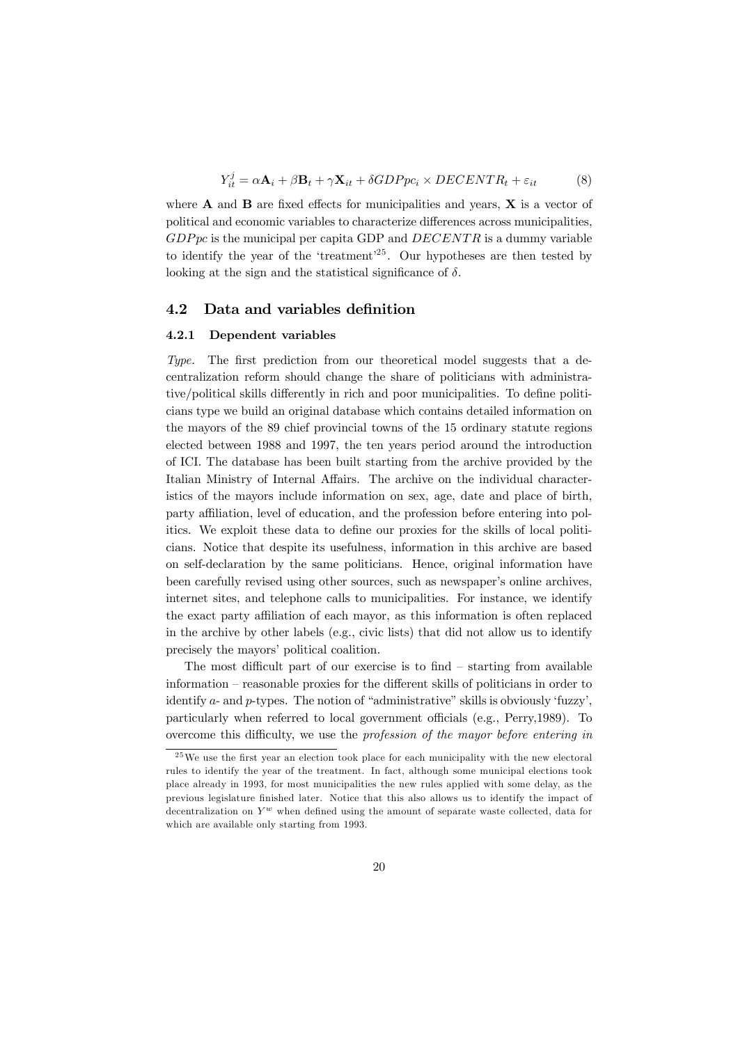$$Y_{it}^{j} = \alpha \mathbf{A}_i + \beta \mathbf{B}_t + \gamma \mathbf{X}_{it} + \delta GDPpc_i \times DECENTR_t + \varepsilon_{it} \tag{8}$$

where $\mathbf{A}$ and $\mathbf{B}$ are fixed effects for municipalities and years, $\mathbf{X}$ is a vector of political and economic variables to characterize differences across municipalities, $GDPpc$ is the municipal per capita GDP and $DECENTR$ is a dummy variable to identify the year of the 'treatment'[25]. Our hypotheses are then tested by looking at the sign and the statistical significance of $\delta$.

## 4.2 Data and variables definition

### 4.2.1 Dependent variables

*Type.* The first prediction from our theoretical model suggests that a decentralization reform should change the share of politicians with administrative/political skills differently in rich and poor municipalities. To define politicians type we build an original database which contains detailed information on the mayors of the 89 chief provincial towns of the 15 ordinary statute regions elected between 1988 and 1997, the ten years period around the introduction of ICI. The database has been built starting from the archive provided by the Italian Ministry of Internal Affairs. The archive on the individual characteristics of the mayors include information on sex, age, date and place of birth, party affiliation, level of education, and the profession before entering into politics. We exploit these data to define our proxies for the skills of local politicians. Notice that despite its usefulness, information in this archive are based on self-declaration by the same politicians. Hence, original information have been carefully revised using other sources, such as newspaper's online archives, internet sites, and telephone calls to municipalities. For instance, we identify the exact party affiliation of each mayor, as this information is often replaced in the archive by other labels (e.g., civic lists) that did not allow us to identify precisely the mayors' political coalition.

The most difficult part of our exercise is to find – starting from available information – reasonable proxies for the different skills of politicians in order to identify $a$- and $p$-types. The notion of "administrative" skills is obviously 'fuzzy', particularly when referred to local government officials (e.g., Perry,1989). To overcome this difficulty, we use the *profession of the mayor before entering in*

[25] We use the first year an election took place for each municipality with the new electoral rules to identify the year of the treatment. In fact, although some municipal elections took place already in 1993, for most municipalities the new rules applied with some delay, as the previous legislature finished later. Notice that this also allows us to identify the impact of decentralization on $Y^{w}$ when defined using the amount of separate waste collected, data for which are available only starting from 1993.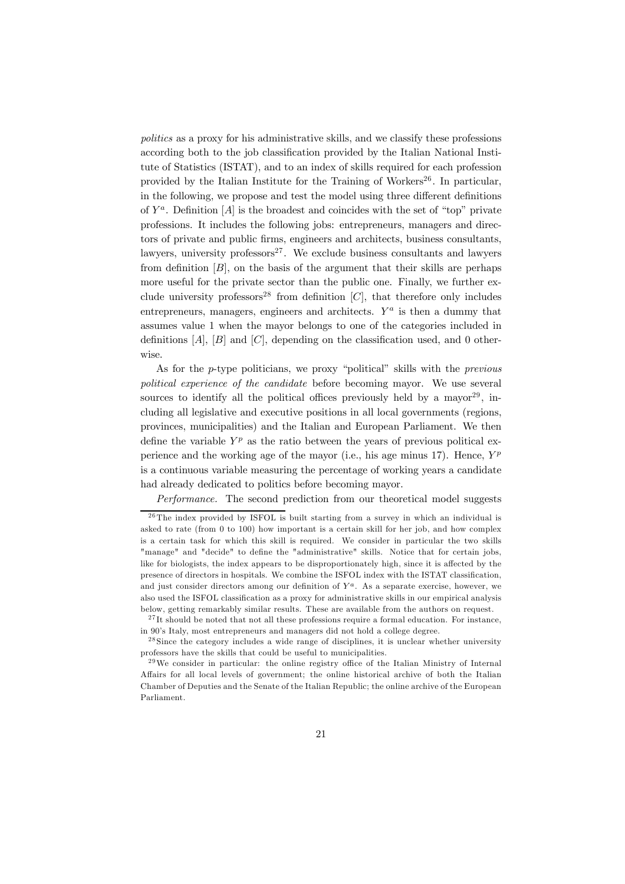*politics* as a proxy for his administrative skills, and we classify these professions according both to the job classification provided by the Italian National Institute of Statistics (ISTAT), and to an index of skills required for each profession provided by the Italian Institute for the Training of Workers[26]. In particular, in the following, we propose and test the model using three different definitions of $Y^a$. Definition $[A]$ is the broadest and coincides with the set of "top" private professions. It includes the following jobs: entrepreneurs, managers and directors of private and public firms, engineers and architects, business consultants, lawyers, university professors[27]. We exclude business consultants and lawyers from definition $[B]$, on the basis of the argument that their skills are perhaps more useful for the private sector than the public one. Finally, we further exclude university professors[28] from definition $[C]$, that therefore only includes entrepreneurs, managers, engineers and architects. $Y^a$ is then a dummy that assumes value 1 when the mayor belongs to one of the categories included in definitions $[A]$, $[B]$ and $[C]$, depending on the classification used, and 0 otherwise.

As for the $p$-type politicians, we proxy "political" skills with the *previous political experience of the candidate* before becoming mayor. We use several sources to identify all the political offices previously held by a mayor[29], including all legislative and executive positions in all local governments (regions, provinces, municipalities) and the Italian and European Parliament. We then define the variable $Y^p$ as the ratio between the years of previous political experience and the working age of the mayor (i.e., his age minus 17). Hence, $Y^p$ is a continuous variable measuring the percentage of working years a candidate had already dedicated to politics before becoming mayor.

*Performance.* The second prediction from our theoretical model suggests

---

[26] The index provided by ISFOL is built starting from a survey in which an individual is asked to rate (from 0 to 100) how important is a certain skill for her job, and how complex is a certain task for which this skill is required. We consider in particular the two skills "manage" and "decide" to define the "administrative" skills. Notice that for certain jobs, like for biologists, the index appears to be disproportionately high, since it is affected by the presence of directors in hospitals. We combine the ISFOL index with the ISTAT classification, and just consider directors among our definition of $Y^a$. As a separate exercise, however, we also used the ISFOL classification as a proxy for administrative skills in our empirical analysis below, getting remarkably similar results. These are available from the authors on request.

[27] It should be noted that not all these professions require a formal education. For instance, in 90's Italy, most entrepreneurs and managers did not hold a college degree.

[28] Since the category includes a wide range of disciplines, it is unclear whether university professors have the skills that could be useful to municipalities.

[29] We consider in particular: the online registry office of the Italian Ministry of Internal Affairs for all local levels of government; the online historical archive of both the Italian Chamber of Deputies and the Senate of the Italian Republic; the online archive of the European Parliament.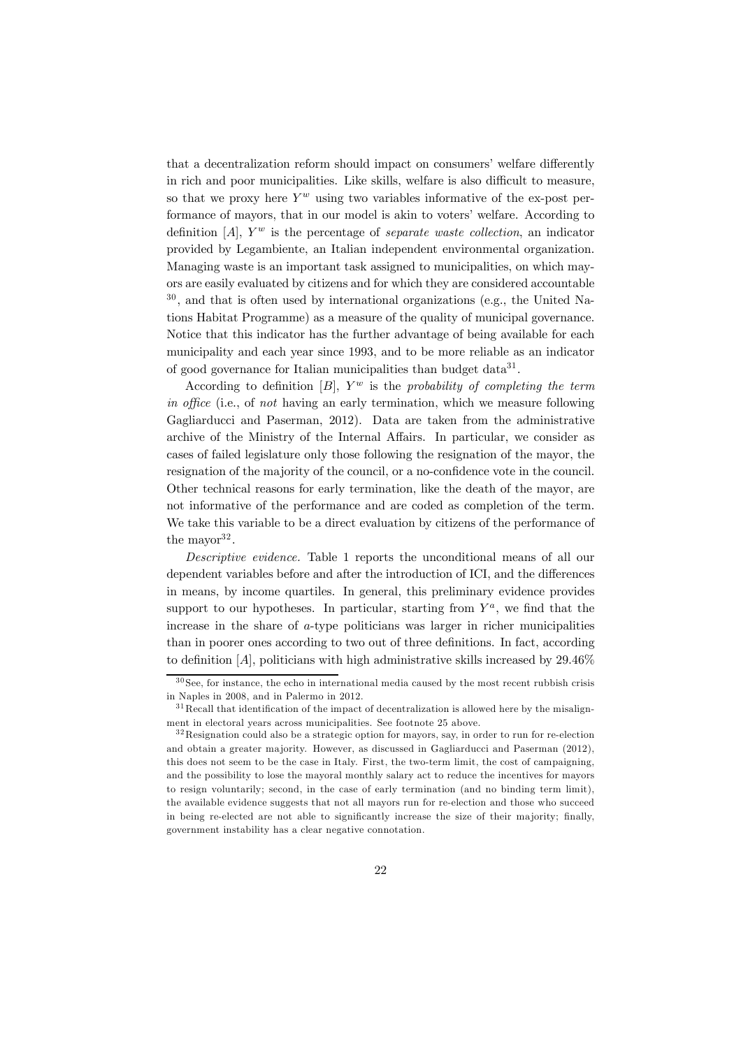that a decentralization reform should impact on consumers' welfare differently in rich and poor municipalities. Like skills, welfare is also difficult to measure, so that we proxy here $Y^w$ using two variables informative of the ex-post performance of mayors, that in our model is akin to voters' welfare. According to definition [$A$], $Y^w$ is the percentage of *separate waste collection*, an indicator provided by Legambiente, an Italian independent environmental organization. Managing waste is an important task assigned to municipalities, on which mayors are easily evaluated by citizens and for which they are considered accountable [30], and that is often used by international organizations (e.g., the United Nations Habitat Programme) as a measure of the quality of municipal governance. Notice that this indicator has the further advantage of being available for each municipality and each year since 1993, and to be more reliable as an indicator of good governance for Italian municipalities than budget data[31].

According to definition [$B$], $Y^w$ is the *probability of completing the term in office* (i.e., of *not* having an early termination, which we measure following Gagliarducci and Paserman, 2012). Data are taken from the administrative archive of the Ministry of the Internal Affairs. In particular, we consider as cases of failed legislature only those following the resignation of the mayor, the resignation of the majority of the council, or a no-confidence vote in the council. Other technical reasons for early termination, like the death of the mayor, are not informative of the performance and are coded as completion of the term. We take this variable to be a direct evaluation by citizens of the performance of the mayor[32].

*Descriptive evidence.* Table 1 reports the unconditional means of all our dependent variables before and after the introduction of ICI, and the differences in means, by income quartiles. In general, this preliminary evidence provides support to our hypotheses. In particular, starting from $Y^a$, we find that the increase in the share of $a$-type politicians was larger in richer municipalities than in poorer ones according to two out of three definitions. In fact, according to definition [$A$], politicians with high administrative skills increased by 29.46%

[30] See, for instance, the echo in international media caused by the most recent rubbish crisis in Naples in 2008, and in Palermo in 2012.

[31] Recall that identification of the impact of decentralization is allowed here by the misalignment in electoral years across municipalities. See footnote 25 above.

[32] Resignation could also be a strategic option for mayors, say, in order to run for re-election and obtain a greater majority. However, as discussed in Gagliarducci and Paserman (2012), this does not seem to be the case in Italy. First, the two-term limit, the cost of campaigning, and the possibility to lose the mayoral monthly salary act to reduce the incentives for mayors to resign voluntarily; second, in the case of early termination (and no binding term limit), the available evidence suggests that not all mayors run for re-election and those who succeed in being re-elected are not able to significantly increase the size of their majority; finally, government instability has a clear negative connotation.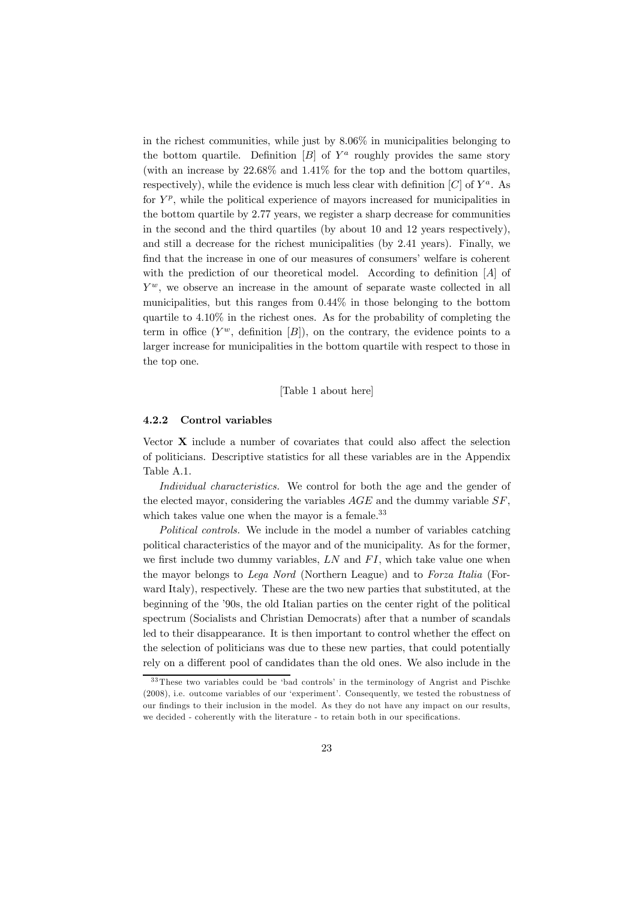in the richest communities, while just by 8.06% in municipalities belonging to the bottom quartile. Definition [B] of $Y^a$ roughly provides the same story (with an increase by 22.68% and 1.41% for the top and the bottom quartiles, respectively), while the evidence is much less clear with definition [C] of $Y^a$. As for $Y^p$, while the political experience of mayors increased for municipalities in the bottom quartile by 2.77 years, we register a sharp decrease for communities in the second and the third quartiles (by about 10 and 12 years respectively), and still a decrease for the richest municipalities (by 2.41 years). Finally, we find that the increase in one of our measures of consumers' welfare is coherent with the prediction of our theoretical model. According to definition [A] of $Y^w$, we observe an increase in the amount of separate waste collected in all municipalities, but this ranges from 0.44% in those belonging to the bottom quartile to 4.10% in the richest ones. As for the probability of completing the term in office ($Y^w$, definition [B]), on the contrary, the evidence points to a larger increase for municipalities in the bottom quartile with respect to those in the top one.

[Table 1 about here]

### 4.2.2 Control variables

Vector $\mathbf{X}$ include a number of covariates that could also affect the selection of politicians. Descriptive statistics for all these variables are in the Appendix Table A.1.

*Individual characteristics.* We control for both the age and the gender of the elected mayor, considering the variables $AGE$ and the dummy variable $SF$, which takes value one when the mayor is a female.[33]

*Political controls.* We include in the model a number of variables catching political characteristics of the mayor and of the municipality. As for the former, we first include two dummy variables, $LN$ and $FI$, which take value one when the mayor belongs to *Lega Nord* (Northern League) and to *Forza Italia* (Forward Italy), respectively. These are the two new parties that substituted, at the beginning of the '90s, the old Italian parties on the center right of the political spectrum (Socialists and Christian Democrats) after that a number of scandals led to their disappearance. It is then important to control whether the effect on the selection of politicians was due to these new parties, that could potentially rely on a different pool of candidates than the old ones. We also include in the

[33] These two variables could be 'bad controls' in the terminology of Angrist and Pischke (2008), i.e. outcome variables of our 'experiment'. Consequently, we tested the robustness of our findings to their inclusion in the model. As they do not have any impact on our results, we decided - coherently with the literature - to retain both in our specifications.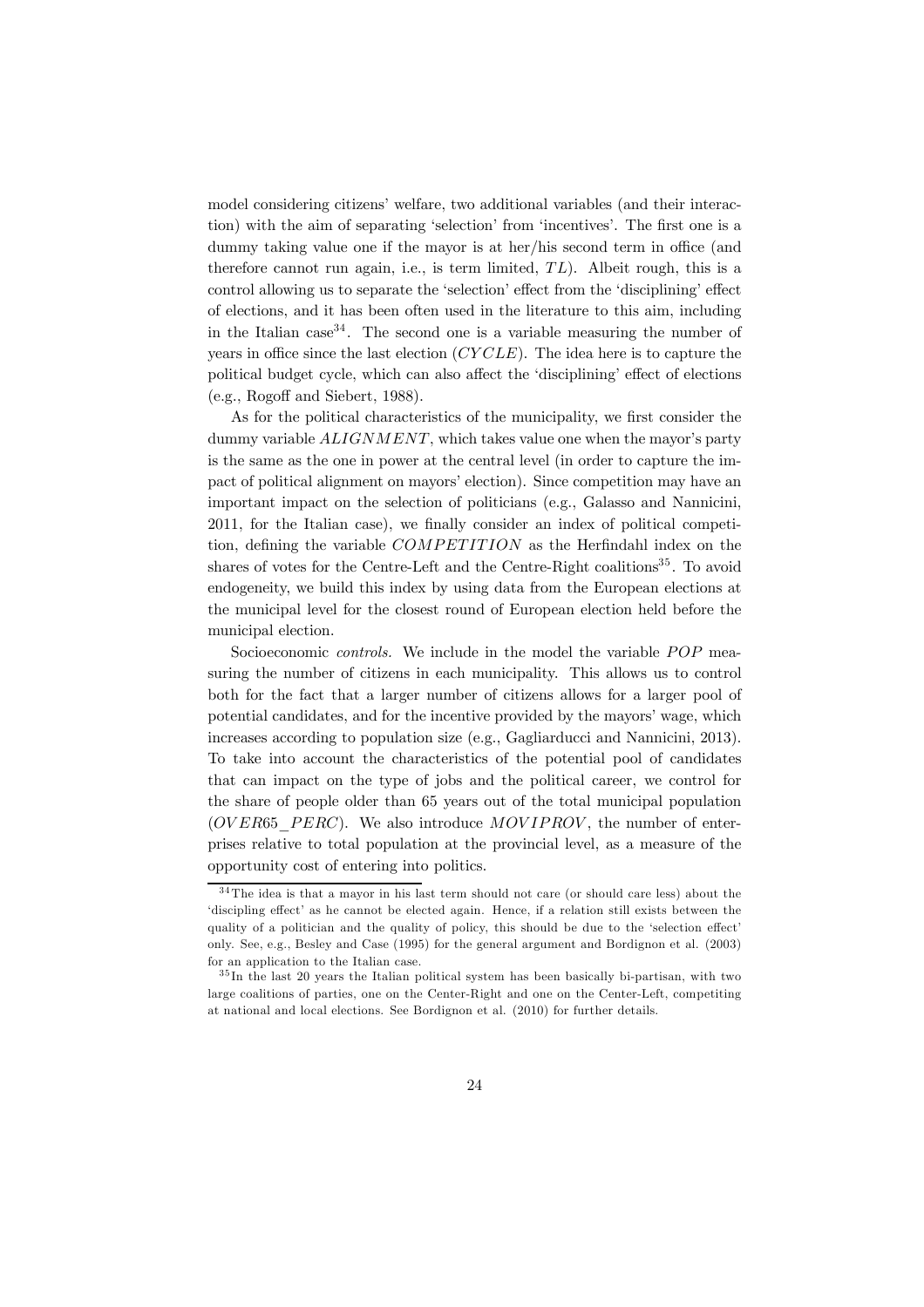model considering citizens' welfare, two additional variables (and their interaction) with the aim of separating 'selection' from 'incentives'. The first one is a dummy taking value one if the mayor is at her/his second term in office (and therefore cannot run again, i.e., is term limited, $TL$). Albeit rough, this is a control allowing us to separate the 'selection' effect from the 'disciplining' effect of elections, and it has been often used in the literature to this aim, including in the Italian case[34]. The second one is a variable measuring the number of years in office since the last election ($CYCLE$). The idea here is to capture the political budget cycle, which can also affect the 'disciplining' effect of elections (e.g., Rogoff and Siebert, 1988).

As for the political characteristics of the municipality, we first consider the dummy variable $ALIGNMENT$, which takes value one when the mayor's party is the same as the one in power at the central level (in order to capture the impact of political alignment on mayors' election). Since competition may have an important impact on the selection of politicians (e.g., Galasso and Nannicini, 2011, for the Italian case), we finally consider an index of political competition, defining the variable $COMPETITION$ as the Herfindahl index on the shares of votes for the Centre-Left and the Centre-Right coalitions[35]. To avoid endogeneity, we build this index by using data from the European elections at the municipal level for the closest round of European election held before the municipal election.

Socioeconomic *controls*. We include in the model the variable $POP$ measuring the number of citizens in each municipality. This allows us to control both for the fact that a larger number of citizens allows for a larger pool of potential candidates, and for the incentive provided by the mayors' wage, which increases according to population size (e.g., Gagliarducci and Nannicini, 2013). To take into account the characteristics of the potential pool of candidates that can impact on the type of jobs and the political career, we control for the share of people older than 65 years out of the total municipal population ($OVER65\_PERC$). We also introduce $MOVIPROV$, the number of enterprises relative to total population at the provincial level, as a measure of the opportunity cost of entering into politics.

---

[34] The idea is that a mayor in his last term should not care (or should care less) about the 'discipling effect' as he cannot be elected again. Hence, if a relation still exists between the quality of a politician and the quality of policy, this should be due to the 'selection effect' only. See, e.g., Besley and Case (1995) for the general argument and Bordignon et al. (2003) for an application to the Italian case.

[35] In the last 20 years the Italian political system has been basically bi-partisan, with two large coalitions of parties, one on the Center-Right and one on the Center-Left, competiting at national and local elections. See Bordignon et al. (2010) for further details.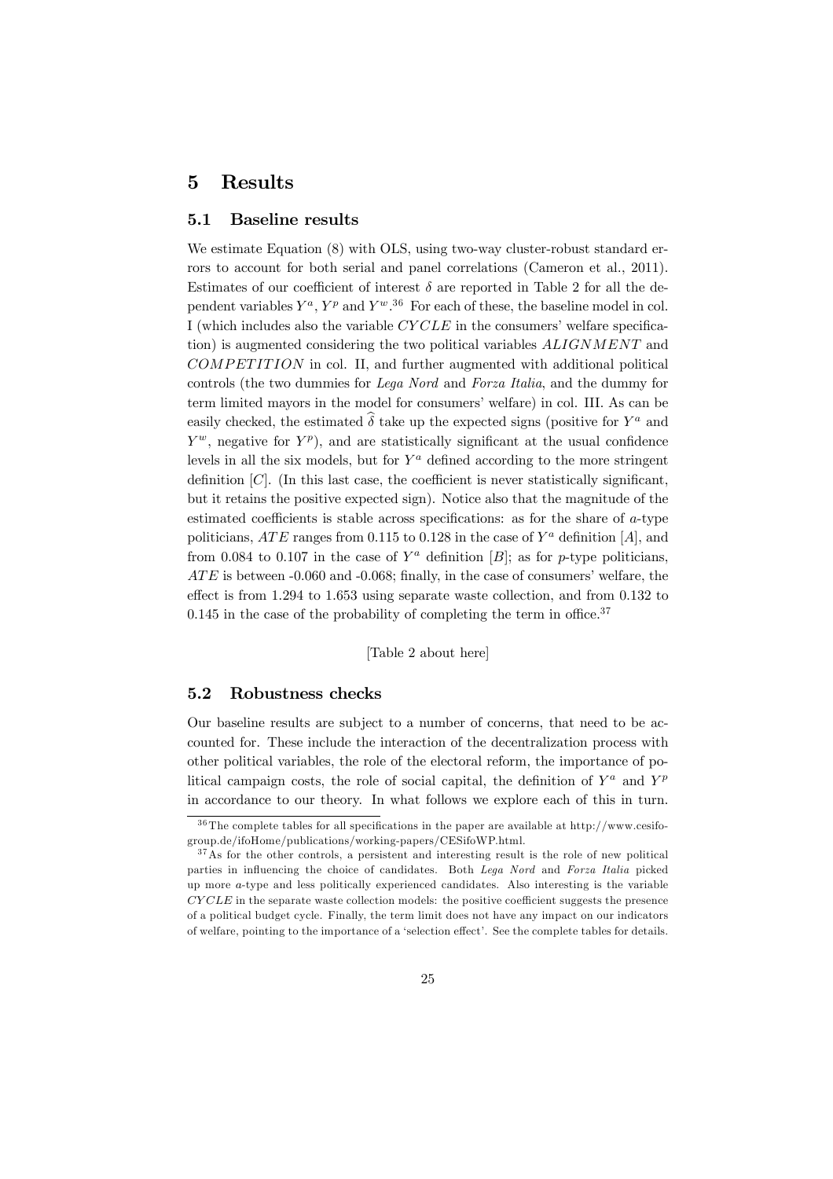# 5 Results

## 5.1 Baseline results

We estimate Equation (8) with OLS, using two-way cluster-robust standard errors to account for both serial and panel correlations (Cameron et al., 2011). Estimates of our coefficient of interest $\delta$ are reported in Table 2 for all the dependent variables $Y^a$, $Y^p$ and $Y^w$.[36] For each of these, the baseline model in col. I (which includes also the variable $CYCLE$ in the consumers' welfare specification) is augmented considering the two political variables $ALIGNMENT$ and $COMPETITION$ in col. II, and further augmented with additional political controls (the two dummies for *Lega Nord* and *Forza Italia*, and the dummy for term limited mayors in the model for consumers' welfare) in col. III. As can be easily checked, the estimated $\widehat{\delta}$ take up the expected signs (positive for $Y^a$ and $Y^w$, negative for $Y^p$), and are statistically significant at the usual confidence levels in all the six models, but for $Y^a$ defined according to the more stringent definition $[C]$. (In this last case, the coefficient is never statistically significant, but it retains the positive expected sign). Notice also that the magnitude of the estimated coefficients is stable across specifications: as for the share of $a$-type politicians, $ATE$ ranges from 0.115 to 0.128 in the case of $Y^a$ definition $[A]$, and from 0.084 to 0.107 in the case of $Y^a$ definition $[B]$; as for $p$-type politicians, $ATE$ is between -0.060 and -0.068; finally, in the case of consumers' welfare, the effect is from 1.294 to 1.653 using separate waste collection, and from 0.132 to 0.145 in the case of the probability of completing the term in office.[37]

[Table 2 about here]

## 5.2 Robustness checks

Our baseline results are subject to a number of concerns, that need to be accounted for. These include the interaction of the decentralization process with other political variables, the role of the electoral reform, the importance of political campaign costs, the role of social capital, the definition of $Y^a$ and $Y^p$ in accordance to our theory. In what follows we explore each of this in turn.

[36] The complete tables for all specifications in the paper are available at http://www.cesifo-group.de/ifoHome/publications/working-papers/CESifoWP.html.

[37] As for the other controls, a persistent and interesting result is the role of new political parties in influencing the choice of candidates. Both *Lega Nord* and *Forza Italia* picked up more $a$-type and less politically experienced candidates. Also interesting is the variable $CYCLE$ in the separate waste collection models: the positive coefficient suggests the presence of a political budget cycle. Finally, the term limit does not have any impact on our indicators of welfare, pointing to the importance of a 'selection effect'. See the complete tables for details.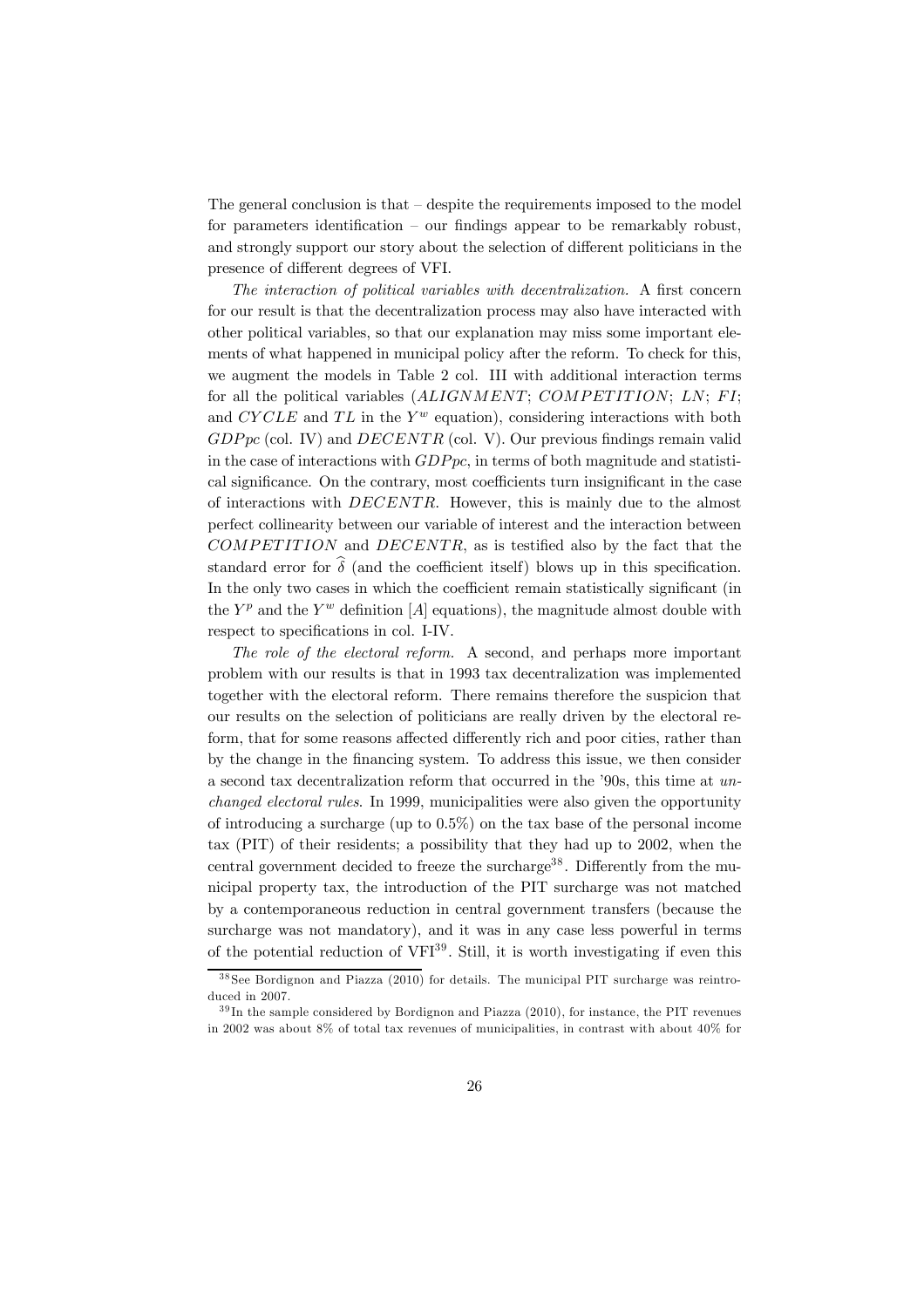The general conclusion is that – despite the requirements imposed to the model for parameters identification – our findings appear to be remarkably robust, and strongly support our story about the selection of different politicians in the presence of different degrees of VFI.

*The interaction of political variables with decentralization.* A first concern for our result is that the decentralization process may also have interacted with other political variables, so that our explanation may miss some important elements of what happened in municipal policy after the reform. To check for this, we augment the models in Table 2 col. III with additional interaction terms for all the political variables ($ALIGNMENT$; $COMPETITION$; $LN$; $FI$; and $CYCLE$ and $TL$ in the $Y^w$ equation), considering interactions with both $GDPpc$ (col. IV) and $DECENTR$ (col. V). Our previous findings remain valid in the case of interactions with $GDPpc$, in terms of both magnitude and statistical significance. On the contrary, most coefficients turn insignificant in the case of interactions with $DECENTR$. However, this is mainly due to the almost perfect collinearity between our variable of interest and the interaction between $COMPETITION$ and $DECENTR$, as is testified also by the fact that the standard error for $\widehat{\delta}$ (and the coefficient itself) blows up in this specification. In the only two cases in which the coefficient remain statistically significant (in the $Y^p$ and the $Y^w$ definition $[A]$ equations), the magnitude almost double with respect to specifications in col. I-IV.

*The role of the electoral reform.* A second, and perhaps more important problem with our results is that in 1993 tax decentralization was implemented together with the electoral reform. There remains therefore the suspicion that our results on the selection of politicians are really driven by the electoral reform, that for some reasons affected differently rich and poor cities, rather than by the change in the financing system. To address this issue, we then consider a second tax decentralization reform that occurred in the '90s, this time at *unchanged electoral rules*. In 1999, municipalities were also given the opportunity of introducing a surcharge (up to 0.5%) on the tax base of the personal income tax (PIT) of their residents; a possibility that they had up to 2002, when the central government decided to freeze the surcharge[38]. Differently from the municipal property tax, the introduction of the PIT surcharge was not matched by a contemporaneous reduction in central government transfers (because the surcharge was not mandatory), and it was in any case less powerful in terms of the potential reduction of VFI[39]. Still, it is worth investigating if even this

[38] See Bordignon and Piazza (2010) for details. The municipal PIT surcharge was reintroduced in 2007.

[39] In the sample considered by Bordignon and Piazza (2010), for instance, the PIT revenues in 2002 was about 8% of total tax revenues of municipalities, in contrast with about 40% for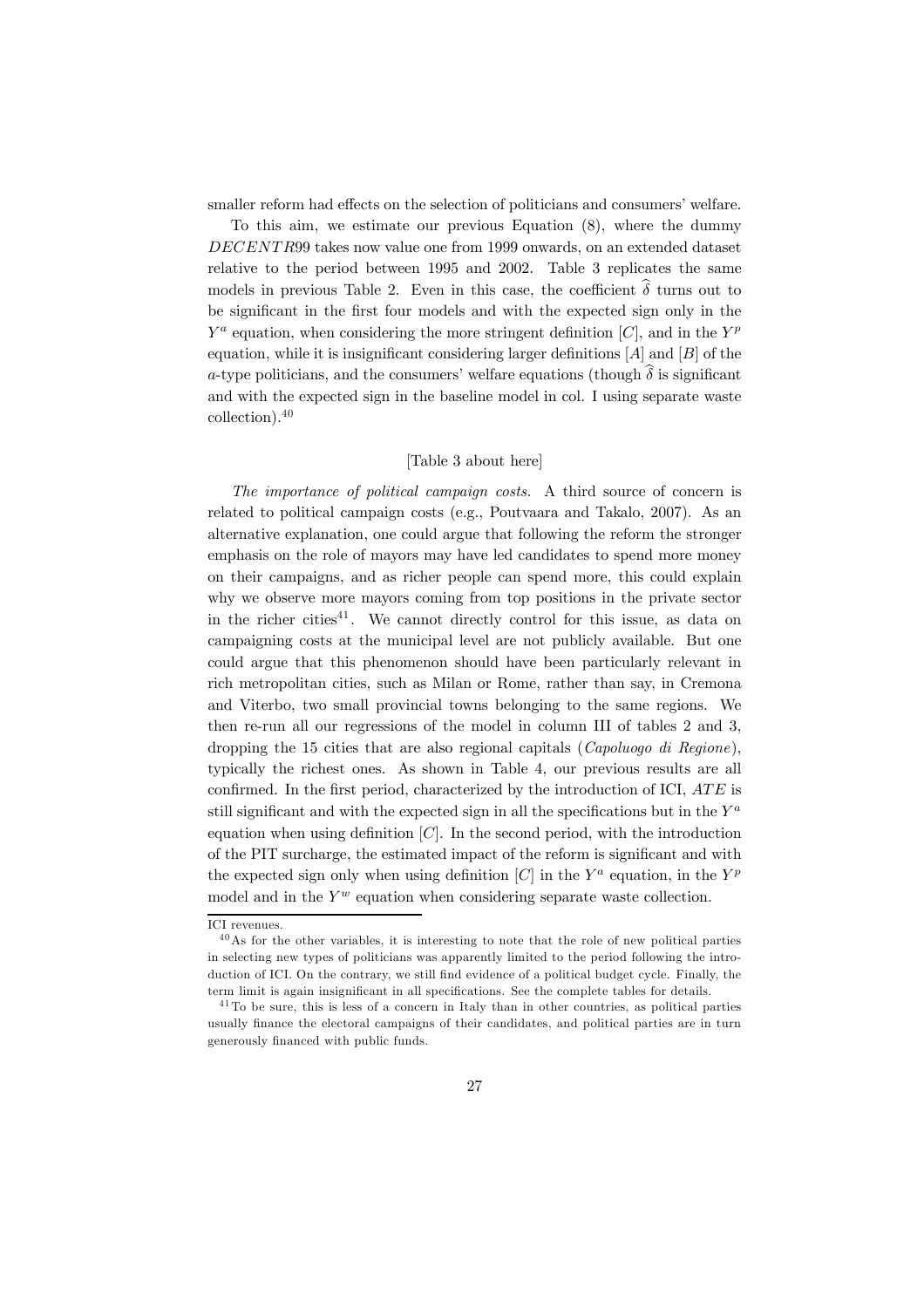smaller reform had effects on the selection of politicians and consumers' welfare.

To this aim, we estimate our previous Equation (8), where the dummy $DECENTR99$ takes now value one from 1999 onwards, on an extended dataset relative to the period between 1995 and 2002. Table 3 replicates the same models in previous Table 2. Even in this case, the coefficient $\widehat{\delta}$ turns out to be significant in the first four models and with the expected sign only in the $Y^a$ equation, when considering the more stringent definition [$C$], and in the $Y^p$ equation, while it is insignificant considering larger definitions [$A$] and [$B$] of the $a$-type politicians, and the consumers' welfare equations (though $\widehat{\delta}$ is significant and with the expected sign in the baseline model in col. I using separate waste collection).[40]

[Table 3 about here]

*The importance of political campaign costs.* A third source of concern is related to political campaign costs (e.g., Poutvaara and Takalo, 2007). As an alternative explanation, one could argue that following the reform the stronger emphasis on the role of mayors may have led candidates to spend more money on their campaigns, and as richer people can spend more, this could explain why we observe more mayors coming from top positions in the private sector in the richer cities[41]. We cannot directly control for this issue, as data on campaigning costs at the municipal level are not publicly available. But one could argue that this phenomenon should have been particularly relevant in rich metropolitan cities, such as Milan or Rome, rather than say, in Cremona and Viterbo, two small provincial towns belonging to the same regions. We then re-run all our regressions of the model in column III of tables 2 and 3, dropping the 15 cities that are also regional capitals (*Capoluogo di Regione*), typically the richest ones. As shown in Table 4, our previous results are all confirmed. In the first period, characterized by the introduction of ICI, $ATE$ is still significant and with the expected sign in all the specifications but in the $Y^a$ equation when using definition [$C$]. In the second period, with the introduction of the PIT surcharge, the estimated impact of the reform is significant and with the expected sign only when using definition [$C$] in the $Y^a$ equation, in the $Y^p$ model and in the $Y^w$ equation when considering separate waste collection.

ICI revenues.

[40] As for the other variables, it is interesting to note that the role of new political parties in selecting new types of politicians was apparently limited to the period following the introduction of ICI. On the contrary, we still find evidence of a political budget cycle. Finally, the term limit is again insignificant in all specifications. See the complete tables for details.

[41] To be sure, this is less of a concern in Italy than in other countries, as political parties usually finance the electoral campaigns of their candidates, and political parties are in turn generously financed with public funds.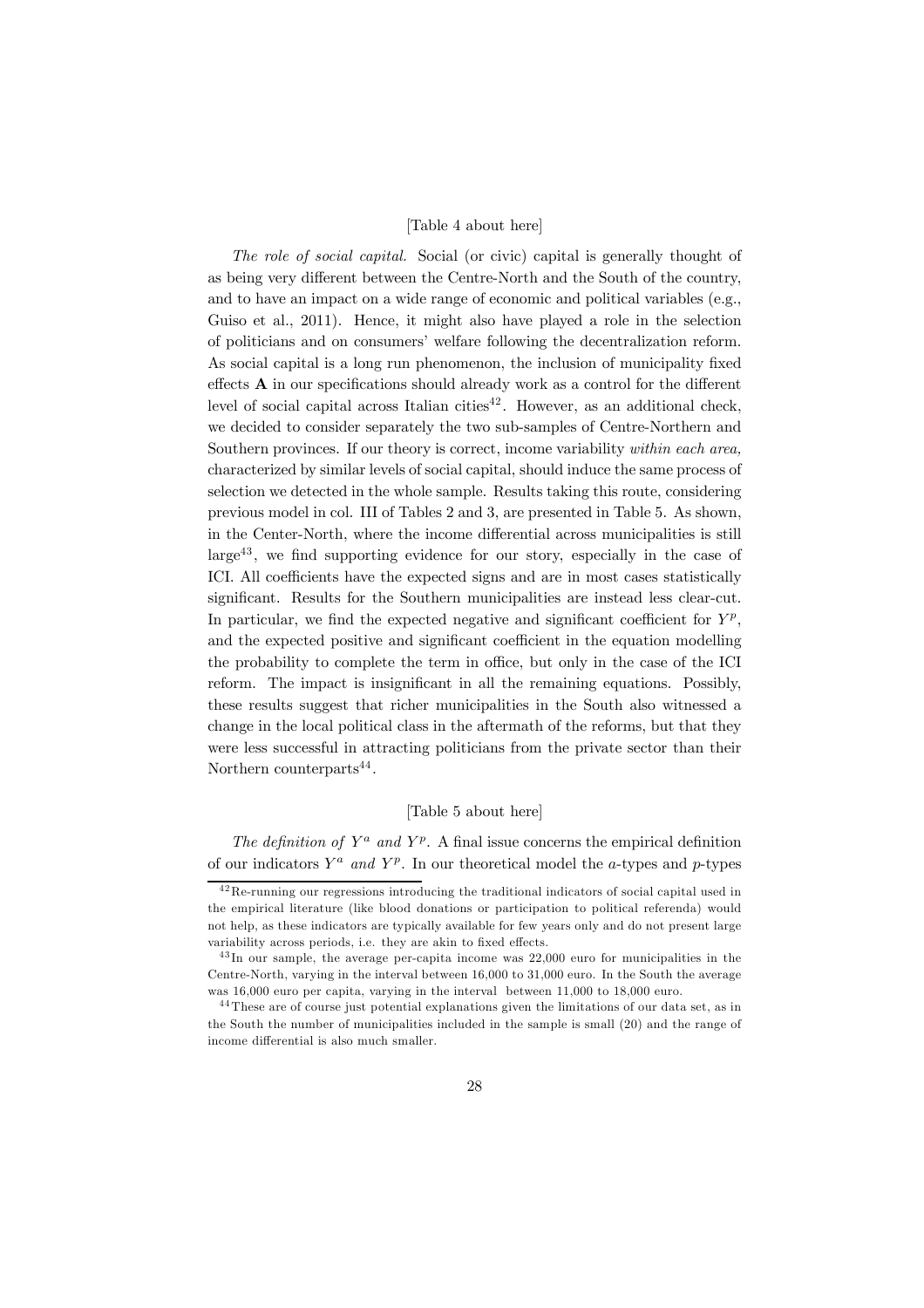[Table 4 about here]

*The role of social capital.* Social (or civic) capital is generally thought of as being very different between the Centre-North and the South of the country, and to have an impact on a wide range of economic and political variables (e.g., Guiso et al., 2011). Hence, it might also have played a role in the selection of politicians and on consumers' welfare following the decentralization reform. As social capital is a long run phenomenon, the inclusion of municipality fixed effects $\mathbf{A}$ in our specifications should already work as a control for the different level of social capital across Italian cities[42]. However, as an additional check, we decided to consider separately the two sub-samples of Centre-Northern and Southern provinces. If our theory is correct, income variability *within each area,* characterized by similar levels of social capital, should induce the same process of selection we detected in the whole sample. Results taking this route, considering previous model in col. III of Tables 2 and 3, are presented in Table 5. As shown, in the Center-North, where the income differential across municipalities is still large[43], we find supporting evidence for our story, especially in the case of ICI. All coefficients have the expected signs and are in most cases statistically significant. Results for the Southern municipalities are instead less clear-cut. In particular, we find the expected negative and significant coefficient for $Y^p$, and the expected positive and significant coefficient in the equation modelling the probability to complete the term in office, but only in the case of the ICI reform. The impact is insignificant in all the remaining equations. Possibly, these results suggest that richer municipalities in the South also witnessed a change in the local political class in the aftermath of the reforms, but that they were less successful in attracting politicians from the private sector than their Northern counterparts[44].

[Table 5 about here]

*The definition of $Y^a$ and $Y^p$.* A final issue concerns the empirical definition of our indicators $Y^a$ *and* $Y^p$. In our theoretical model the $a$-types and $p$-types

[42] Re-running our regressions introducing the traditional indicators of social capital used in the empirical literature (like blood donations or participation to political referenda) would not help, as these indicators are typically available for few years only and do not present large variability across periods, i.e. they are akin to fixed effects.

[43] In our sample, the average per-capita income was 22,000 euro for municipalities in the Centre-North, varying in the interval between 16,000 to 31,000 euro. In the South the average was 16,000 euro per capita, varying in the interval between 11,000 to 18,000 euro.

[44] These are of course just potential explanations given the limitations of our data set, as in the South the number of municipalities included in the sample is small (20) and the range of income differential is also much smaller.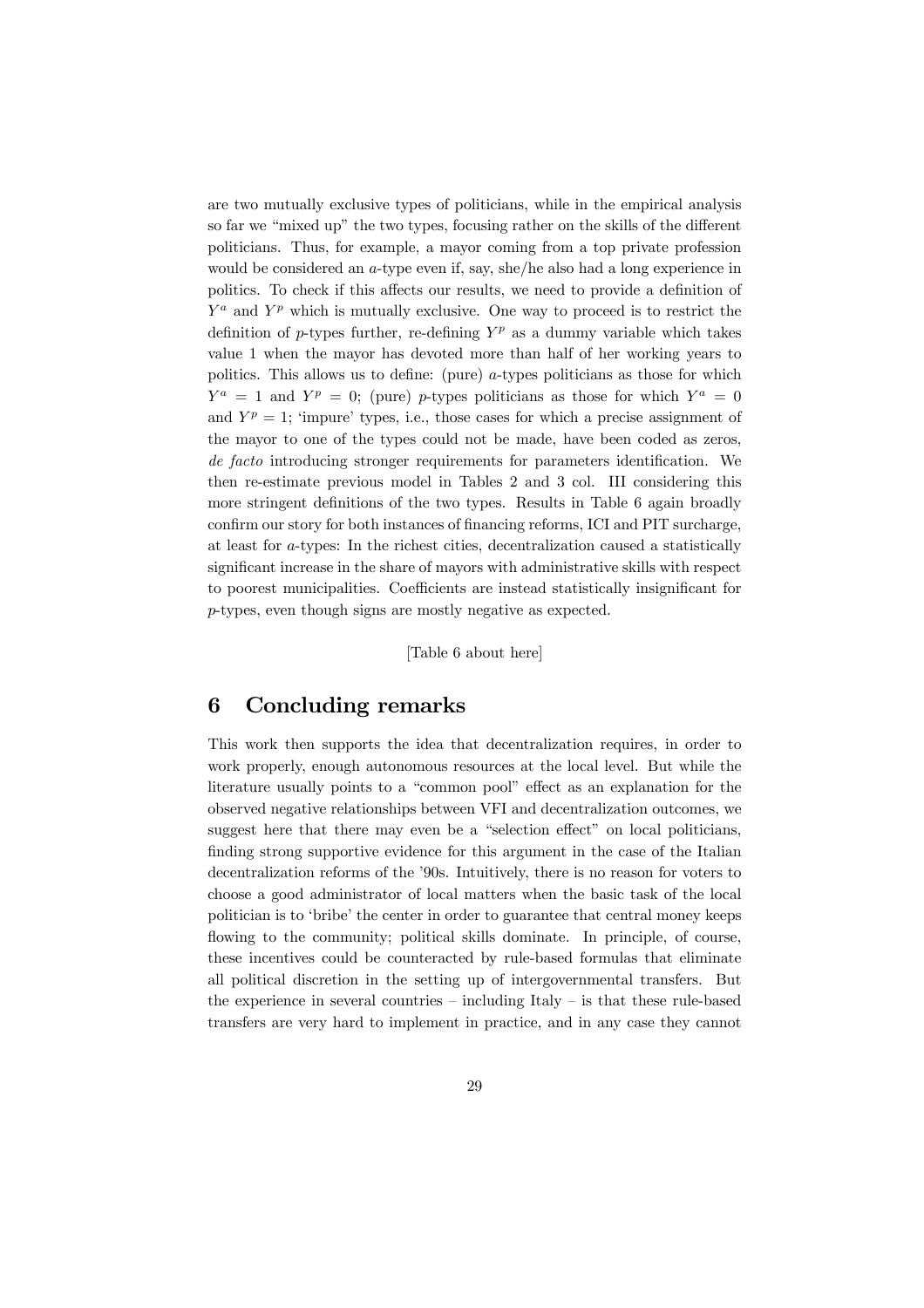are two mutually exclusive types of politicians, while in the empirical analysis so far we "mixed up" the two types, focusing rather on the skills of the different politicians. Thus, for example, a mayor coming from a top private profession would be considered an $a$-type even if, say, she/he also had a long experience in politics. To check if this affects our results, we need to provide a definition of $Y^a$ and $Y^p$ which is mutually exclusive. One way to proceed is to restrict the definition of $p$-types further, re-defining $Y^p$ as a dummy variable which takes value 1 when the mayor has devoted more than half of her working years to politics. This allows us to define: (pure) $a$-types politicians as those for which $Y^a = 1$ and $Y^p = 0$; (pure) $p$-types politicians as those for which $Y^a = 0$ and $Y^p = 1$; 'impure' types, i.e., those cases for which a precise assignment of the mayor to one of the types could not be made, have been coded as zeros, *de facto* introducing stronger requirements for parameters identification. We then re-estimate previous model in Tables 2 and 3 col. III considering this more stringent definitions of the two types. Results in Table 6 again broadly confirm our story for both instances of financing reforms, ICI and PIT surcharge, at least for $a$-types: In the richest cities, decentralization caused a statistically significant increase in the share of mayors with administrative skills with respect to poorest municipalities. Coefficients are instead statistically insignificant for $p$-types, even though signs are mostly negative as expected.

[Table 6 about here]

## 6 Concluding remarks

This work then supports the idea that decentralization requires, in order to work properly, enough autonomous resources at the local level. But while the literature usually points to a "common pool" effect as an explanation for the observed negative relationships between VFI and decentralization outcomes, we suggest here that there may even be a "selection effect" on local politicians, finding strong supportive evidence for this argument in the case of the Italian decentralization reforms of the '90s. Intuitively, there is no reason for voters to choose a good administrator of local matters when the basic task of the local politician is to 'bribe' the center in order to guarantee that central money keeps flowing to the community; political skills dominate. In principle, of course, these incentives could be counteracted by rule-based formulas that eliminate all political discretion in the setting up of intergovernmental transfers. But the experience in several countries – including Italy – is that these rule-based transfers are very hard to implement in practice, and in any case they cannot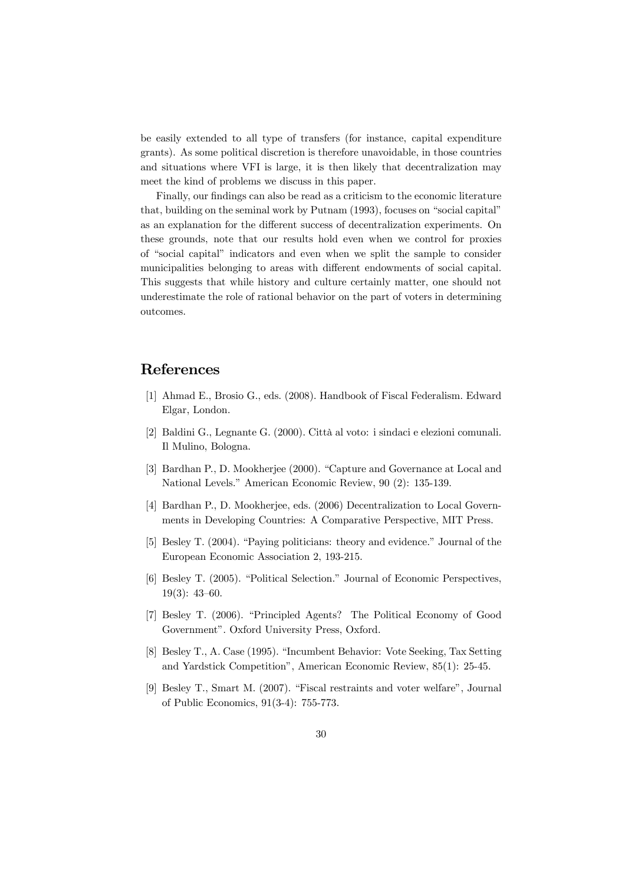be easily extended to all type of transfers (for instance, capital expenditure grants). As some political discretion is therefore unavoidable, in those countries and situations where VFI is large, it is then likely that decentralization may meet the kind of problems we discuss in this paper.

Finally, our findings can also be read as a criticism to the economic literature that, building on the seminal work by Putnam (1993), focuses on "social capital" as an explanation for the different success of decentralization experiments. On these grounds, note that our results hold even when we control for proxies of "social capital" indicators and even when we split the sample to consider municipalities belonging to areas with different endowments of social capital. This suggests that while history and culture certainly matter, one should not underestimate the role of rational behavior on the part of voters in determining outcomes.

# References

[1] Ahmad E., Brosio G., eds. (2008). Handbook of Fiscal Federalism. Edward Elgar, London.

[2] Baldini G., Legnante G. (2000). Città al voto: i sindaci e elezioni comunali. Il Mulino, Bologna.

[3] Bardhan P., D. Mookherjee (2000). "Capture and Governance at Local and National Levels." American Economic Review, 90 (2): 135-139.

[4] Bardhan P., D. Mookherjee, eds. (2006) Decentralization to Local Governments in Developing Countries: A Comparative Perspective, MIT Press.

[5] Besley T. (2004). "Paying politicians: theory and evidence." Journal of the European Economic Association 2, 193-215.

[6] Besley T. (2005). "Political Selection." Journal of Economic Perspectives, 19(3): 43–60.

[7] Besley T. (2006). "Principled Agents? The Political Economy of Good Government". Oxford University Press, Oxford.

[8] Besley T., A. Case (1995). "Incumbent Behavior: Vote Seeking, Tax Setting and Yardstick Competition", American Economic Review, 85(1): 25-45.

[9] Besley T., Smart M. (2007). "Fiscal restraints and voter welfare", Journal of Public Economics, 91(3-4): 755-773.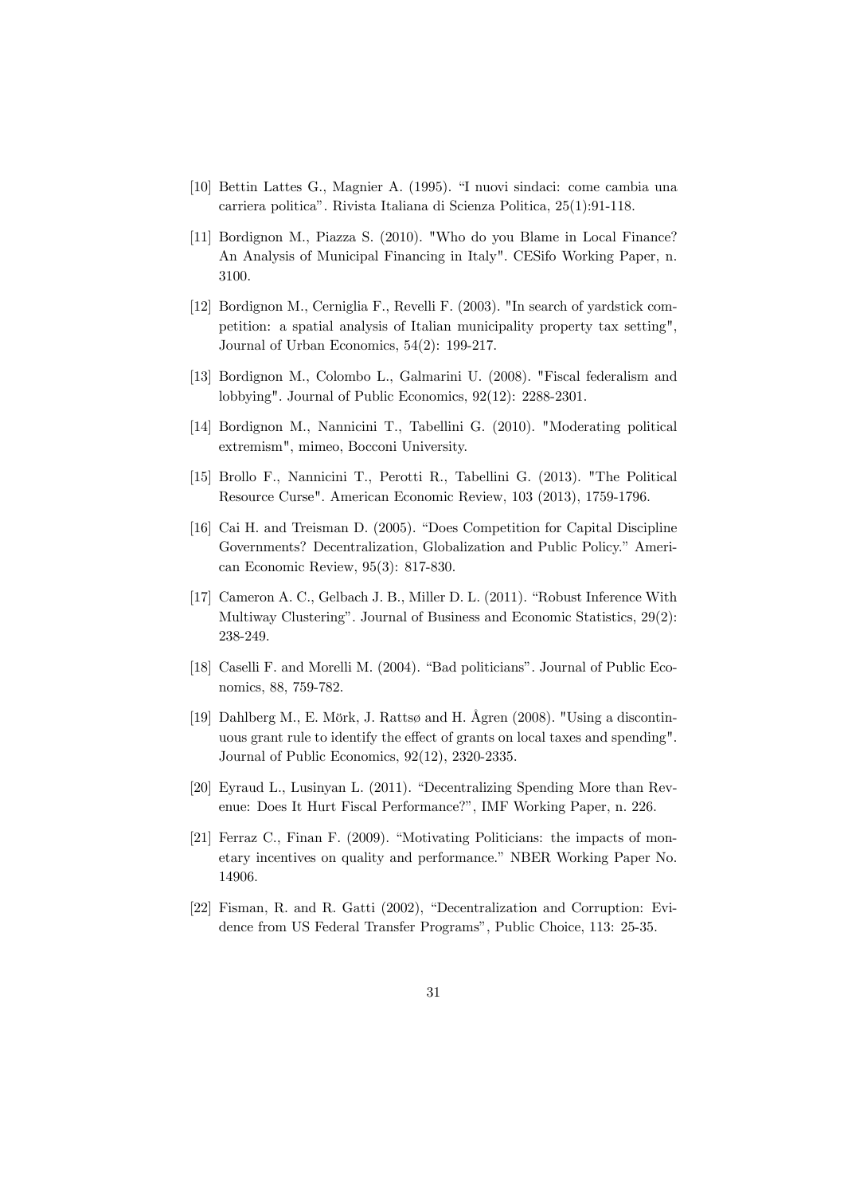[10] Bettin Lattes G., Magnier A. (1995). “I nuovi sindaci: come cambia una carriera politica”. Rivista Italiana di Scienza Politica, 25(1):91-118.

[11] Bordignon M., Piazza S. (2010). "Who do you Blame in Local Finance? An Analysis of Municipal Financing in Italy". CESifo Working Paper, n. 3100.

[12] Bordignon M., Cerniglia F., Revelli F. (2003). "In search of yardstick competition: a spatial analysis of Italian municipality property tax setting", Journal of Urban Economics, 54(2): 199-217.

[13] Bordignon M., Colombo L., Galmarini U. (2008). "Fiscal federalism and lobbying". Journal of Public Economics, 92(12): 2288-2301.

[14] Bordignon M., Nannicini T., Tabellini G. (2010). "Moderating political extremism", mimeo, Bocconi University.

[15] Brollo F., Nannicini T., Perotti R., Tabellini G. (2013). "The Political Resource Curse". American Economic Review, 103 (2013), 1759-1796.

[16] Cai H. and Treisman D. (2005). “Does Competition for Capital Discipline Governments? Decentralization, Globalization and Public Policy.” American Economic Review, 95(3): 817-830.

[17] Cameron A. C., Gelbach J. B., Miller D. L. (2011). “Robust Inference With Multiway Clustering”. Journal of Business and Economic Statistics, 29(2): 238-249.

[18] Caselli F. and Morelli M. (2004). “Bad politicians”. Journal of Public Economics, 88, 759-782.

[19] Dahlberg M., E. Mörk, J. Rattsø and H. Ågren (2008). "Using a discontinuous grant rule to identify the effect of grants on local taxes and spending". Journal of Public Economics, 92(12), 2320-2335.

[20] Eyraud L., Lusinyan L. (2011). “Decentralizing Spending More than Revenue: Does It Hurt Fiscal Performance?”, IMF Working Paper, n. 226.

[21] Ferraz C., Finan F. (2009). “Motivating Politicians: the impacts of monetary incentives on quality and performance.” NBER Working Paper No. 14906.

[22] Fisman, R. and R. Gatti (2002), “Decentralization and Corruption: Evidence from US Federal Transfer Programs”, Public Choice, 113: 25-35.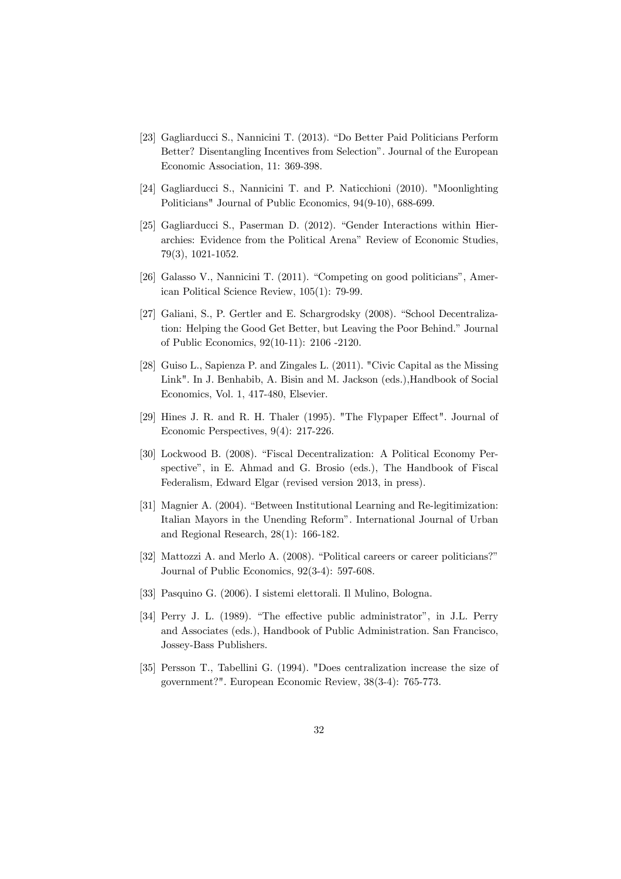[23] Gagliarducci S., Nannicini T. (2013). "Do Better Paid Politicians Perform Better? Disentangling Incentives from Selection". Journal of the European Economic Association, 11: 369-398.

[24] Gagliarducci S., Nannicini T. and P. Naticchioni (2010). "Moonlighting Politicians" Journal of Public Economics, 94(9-10), 688-699.

[25] Gagliarducci S., Paserman D. (2012). "Gender Interactions within Hierarchies: Evidence from the Political Arena" Review of Economic Studies, 79(3), 1021-1052.

[26] Galasso V., Nannicini T. (2011). "Competing on good politicians", American Political Science Review, 105(1): 79-99.

[27] Galiani, S., P. Gertler and E. Schargrodsky (2008). "School Decentralization: Helping the Good Get Better, but Leaving the Poor Behind." Journal of Public Economics, 92(10-11): 2106 -2120.

[28] Guiso L., Sapienza P. and Zingales L. (2011). "Civic Capital as the Missing Link". In J. Benhabib, A. Bisin and M. Jackson (eds.),Handbook of Social Economics, Vol. 1, 417-480, Elsevier.

[29] Hines J. R. and R. H. Thaler (1995). "The Flypaper Effect". Journal of Economic Perspectives, 9(4): 217-226.

[30] Lockwood B. (2008). "Fiscal Decentralization: A Political Economy Perspective", in E. Ahmad and G. Brosio (eds.), The Handbook of Fiscal Federalism, Edward Elgar (revised version 2013, in press).

[31] Magnier A. (2004). "Between Institutional Learning and Re-legitimization: Italian Mayors in the Unending Reform". International Journal of Urban and Regional Research, 28(1): 166-182.

[32] Mattozzi A. and Merlo A. (2008). "Political careers or career politicians?" Journal of Public Economics, 92(3-4): 597-608.

[33] Pasquino G. (2006). I sistemi elettorali. Il Mulino, Bologna.

[34] Perry J. L. (1989). "The effective public administrator", in J.L. Perry and Associates (eds.), Handbook of Public Administration. San Francisco, Jossey-Bass Publishers.

[35] Persson T., Tabellini G. (1994). "Does centralization increase the size of government?". European Economic Review, 38(3-4): 765-773.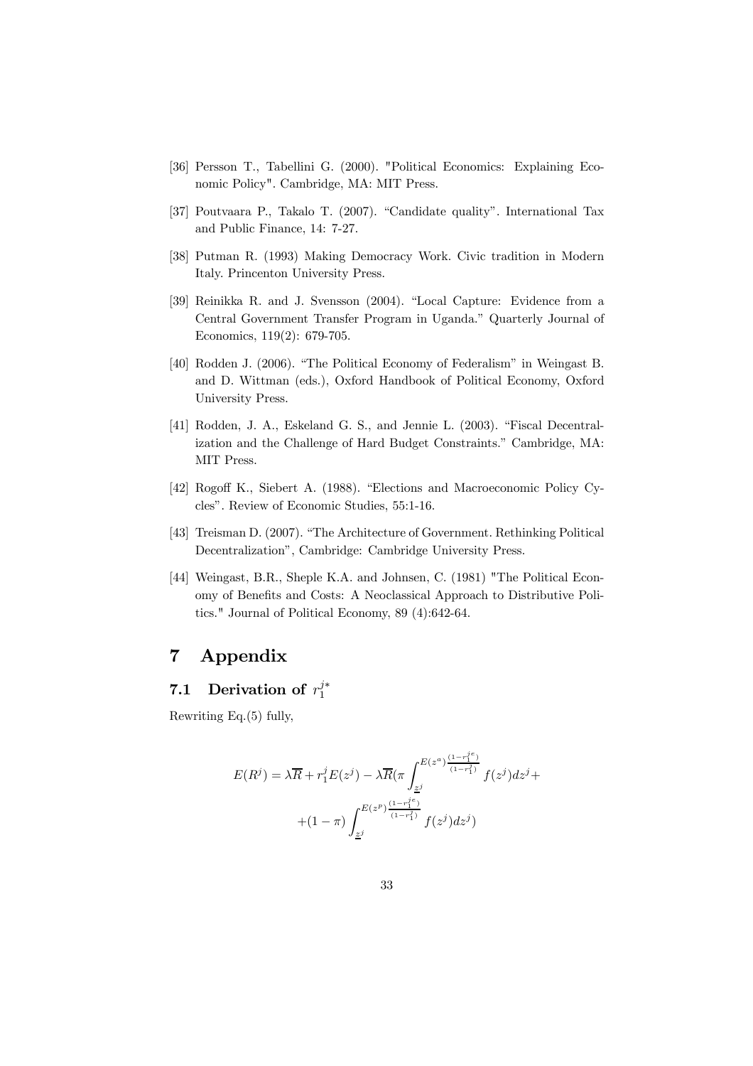[36] Persson T., Tabellini G. (2000). "Political Economics: Explaining Economic Policy". Cambridge, MA: MIT Press.

[37] Poutvaara P., Takalo T. (2007). "Candidate quality". International Tax and Public Finance, 14: 7-27.

[38] Putman R. (1993) Making Democracy Work. Civic tradition in Modern Italy. Princenton University Press.

[39] Reinikka R. and J. Svensson (2004). "Local Capture: Evidence from a Central Government Transfer Program in Uganda." Quarterly Journal of Economics, 119(2): 679-705.

[40] Rodden J. (2006). "The Political Economy of Federalism" in Weingast B. and D. Wittman (eds.), Oxford Handbook of Political Economy, Oxford University Press.

[41] Rodden, J. A., Eskeland G. S., and Jennie L. (2003). "Fiscal Decentralization and the Challenge of Hard Budget Constraints." Cambridge, MA: MIT Press.

[42] Rogoff K., Siebert A. (1988). "Elections and Macroeconomic Policy Cycles". Review of Economic Studies, 55:1-16.

[43] Treisman D. (2007). "The Architecture of Government. Rethinking Political Decentralization", Cambridge: Cambridge University Press.

[44] Weingast, B.R., Sheple K.A. and Johnsen, C. (1981) "The Political Economy of Benefits and Costs: A Neoclassical Approach to Distributive Politics." Journal of Political Economy, 89 (4):642-64.

# 7 Appendix

## 7.1 Derivation of $r_1^{j*}$

Rewriting Eq.(5) fully,

$$E(R^j) = \lambda\overline{R} + r_1^j E(z^j) - \lambda\overline{R}(\pi \int_{\underline{z}^j}^{E(z^a)\frac{(1-r_1^{je})}{(1-r_1^j)}} f(z^j)dz^j +$$

$$+(1-\pi)\int_{\underline{z}^j}^{E(z^p)\frac{(1-r_1^{je})}{(1-r_1^j)}} f(z^j)dz^j)$$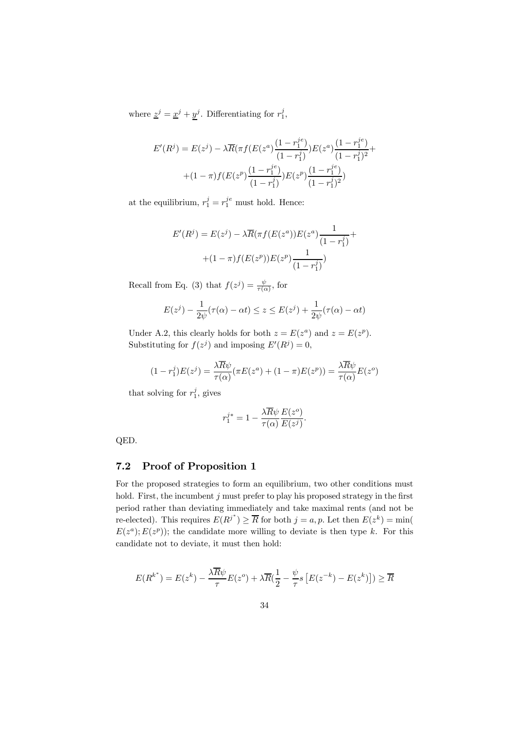where $\underline{z}^j = \underline{x}^j + \underline{y}^j$. Differentiating for $r_1^j$,

$$E'(R^j) = E(z^j) - \lambda\overline{R}(\pi f(E(z^a)\frac{(1-r_1^{je})}{(1-r_1^j)})E(z^a)\frac{(1-r_1^{je})}{(1-r_1^j)^2} +$$
$$+(1-\pi)f(E(z^p)\frac{(1-r_1^{je})}{(1-r_1^j)})E(z^p)\frac{(1-r_1^{je})}{(1-r_1^j)^2})$$

at the equilibrium, $r_1^j = r_1^{je}$ must hold. Hence:

$$E'(R^j) = E(z^j) - \lambda\overline{R}(\pi f(E(z^a))E(z^a)\frac{1}{(1-r_1^j)} +$$
$$+(1-\pi)f(E(z^p))E(z^p)\frac{1}{(1-r_1^j)})$$

Recall from Eq. (3) that $f(z^j) = \frac{\psi}{\tau(\alpha)}$, for

$$E(z^j) - \frac{1}{2\psi}(\tau(\alpha) - \alpha t) \leq z \leq E(z^j) + \frac{1}{2\psi}(\tau(\alpha) - \alpha t)$$

Under A.2, this clearly holds for both $z = E(z^a)$ and $z = E(z^p)$. Substituting for $f(z^j)$ and imposing $E'(R^j) = 0$,

$$(1-r_1^j)E(z^j) = \frac{\lambda\overline{R}\psi}{\tau(\alpha)}(\pi E(z^a) + (1-\pi)E(z^p)) = \frac{\lambda\overline{R}\psi}{\tau(\alpha)}E(z^o)$$

that solving for $r_1^j$, gives

$$r_1^{j^*} = 1 - \frac{\lambda\overline{R}\psi}{\tau(\alpha)}\frac{E(z^o)}{E(z^j)}.$$

QED.

## 7.2 Proof of Proposition 1

For the proposed strategies to form an equilibrium, two other conditions must hold. First, the incumbent $j$ must prefer to play his proposed strategy in the first period rather than deviating immediately and take maximal rents (and not be re-elected). This requires $E(R^{j^*}) \geq \overline{R}$ for both $j = a, p$. Let then $E(z^k) = \min($ $E(z^a); E(z^p))$; the candidate more willing to deviate is then type $k$. For this candidate not to deviate, it must then hold:

$$E(R^{k^*}) = E(z^k) - \frac{\lambda\overline{R}\psi}{\tau}E(z^o) + \lambda\overline{R}(\frac{1}{2} - \frac{\psi}{\tau}s\left[E(z^{-k}) - E(z^k)\right]) \geq \overline{R}$$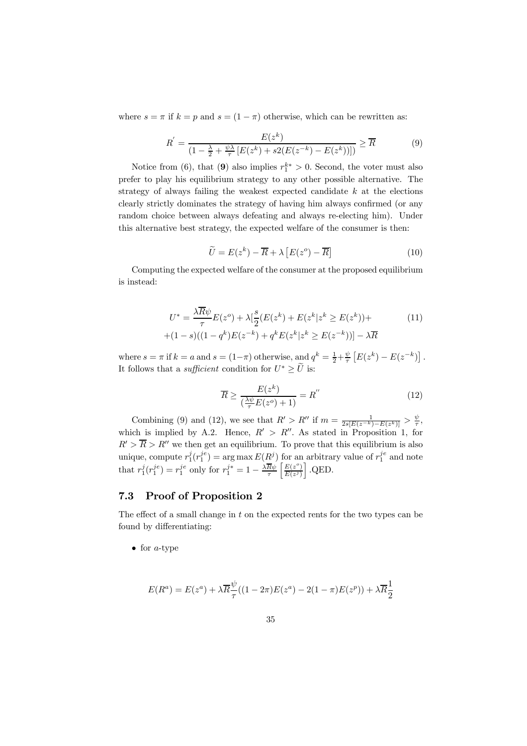where $s = \pi$ if $k = p$ and $s = (1 - \pi)$ otherwise, which can be rewritten as:

$$R^{'} = \frac{E(z^k)}{(1 - \frac{\lambda}{2} + \frac{\psi\lambda}{\tau}\left[E(z^k) + s2(E(z^{-k}) - E(z^k))\right])} \geq \overline{R} \tag{9}$$

Notice from (6), that (**9**) also implies $r_1^{k*} > 0$. Second, the voter must also prefer to play his equilibrium strategy to any other possible alternative. The strategy of always failing the weakest expected candidate $k$ at the elections clearly strictly dominates the strategy of having him always confirmed (or any random choice between always defeating and always re-electing him). Under this alternative best strategy, the expected welfare of the consumer is then:

$$\widetilde{U} = E(z^k) - \overline{R} + \lambda\left[E(z^o) - \overline{R}\right] \tag{10}$$

Computing the expected welfare of the consumer at the proposed equilibrium is instead:

$$U^* = \frac{\lambda\overline{R}\psi}{\tau}E(z^o) + \lambda[\frac{s}{2}(E(z^k) + E(z^k|z^k \geq E(z^k)) + \tag{11}$$
$$+(1-s)((1-q^k)E(z^{-k}) + q^k E(z^k|z^k \geq E(z^{-k}))] - \lambda\overline{R}$$

where $s = \pi$ if $k = a$ and $s = (1-\pi)$ otherwise, and $q^k = \frac{1}{2} + \frac{\psi}{\tau}\left[E(z^k) - E(z^{-k})\right]$. It follows that a *sufficient* condition for $U^* \geq \widetilde{U}$ is:

$$\overline{R} \geq \frac{E(z^k)}{(\frac{\lambda\psi}{\tau}E(z^o) + 1)} = R^{''} \tag{12}$$

Combining (9) and (12), we see that $R' > R''$ if $m = \frac{1}{2s[E(z^{-k}) - E(z^k)]} > \frac{\psi}{\tau}$, which is implied by A.2. Hence, $R' > R''$. As stated in Proposition 1, for $R' > \overline{R} > R''$ we then get an equilibrium. To prove that this equilibrium is also unique, compute $r_1^j(r_1^{je}) = \arg\max E(R^j)$ for an arbitrary value of $r_1^{je}$ and note that $r_1^j(r_1^{je}) = r_1^{je}$ only for $r_1^{j*} = 1 - \frac{\lambda\overline{R}\psi}{\tau}\left[\frac{E(z^o)}{E(z^j)}\right]$ .QED.

### 7.3 Proof of Proposition 2

The effect of a small change in $t$ on the expected rents for the two types can be found by differentiating:

- for $a$-type

$$E(R^a) = E(z^a) + \lambda\overline{R}\frac{\psi}{\tau}((1-2\pi)E(z^a) - 2(1-\pi)E(z^p)) + \lambda\overline{R}\frac{1}{2}$$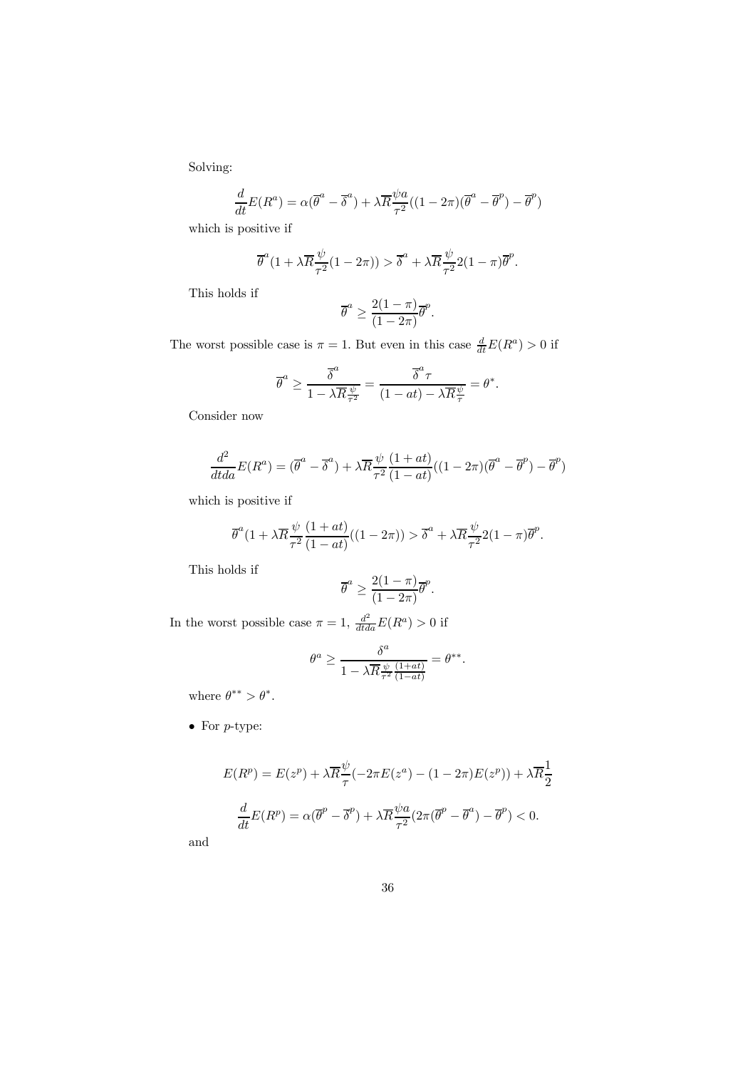Solving:

$$\frac{d}{dt}E(R^a) = \alpha(\overline{\theta}^a - \overline{\delta}^a) + \lambda\overline{R}\frac{\psi a}{\tau^2}((1-2\pi)(\overline{\theta}^a - \overline{\theta}^p) - \overline{\theta}^p)$$

which is positive if

$$\overline{\theta}^a(1 + \lambda\overline{R}\frac{\psi}{\tau^2}(1-2\pi)) > \overline{\delta}^a + \lambda\overline{R}\frac{\psi}{\tau^2}2(1-\pi)\overline{\theta}^p.$$

This holds if

$$\overline{\theta}^a \geq \frac{2(1-\pi)}{(1-2\pi)}\overline{\theta}^p.$$

The worst possible case is $\pi = 1$. But even in this case $\frac{d}{dt}E(R^a) > 0$ if

$$\overline{\theta}^a \geq \frac{\overline{\delta}^a}{1 - \lambda\overline{R}\frac{\psi}{\tau^2}} = \frac{\overline{\delta}^a\tau}{(1-at) - \lambda\overline{R}\frac{\psi}{\tau}} = \theta^*.$$

Consider now

$$\frac{d^2}{dtda}E(R^a) = (\overline{\theta}^a - \overline{\delta}^a) + \lambda\overline{R}\frac{\psi}{\tau^2}\frac{(1+at)}{(1-at)}((1-2\pi)(\overline{\theta}^a - \overline{\theta}^p) - \overline{\theta}^p)$$

which is positive if

$$\overline{\theta}^a(1 + \lambda\overline{R}\frac{\psi}{\tau^2}\frac{(1+at)}{(1-at)}((1-2\pi)) > \overline{\delta}^a + \lambda\overline{R}\frac{\psi}{\tau^2}2(1-\pi)\overline{\theta}^p.$$

This holds if

$$\overline{\theta}^a \geq \frac{2(1-\pi)}{(1-2\pi)}\overline{\theta}^p.$$

In the worst possible case $\pi = 1$, $\frac{d^2}{dtda}E(R^a) > 0$ if

$$\theta^a \geq \frac{\delta^a}{1 - \lambda\overline{R}\frac{\psi}{\tau^2}\frac{(1+at)}{(1-at)}} = \theta^{**}.$$

where $\theta^{**} > \theta^*$.

- For $p$-type:

$$E(R^p) = E(z^p) + \lambda\overline{R}\frac{\psi}{\tau}(-2\pi E(z^a) - (1-2\pi)E(z^p)) + \lambda\overline{R}\frac{1}{2}$$

$$\frac{d}{dt}E(R^p) = \alpha(\overline{\theta}^p - \overline{\delta}^p) + \lambda\overline{R}\frac{\psi a}{\tau^2}(2\pi(\overline{\theta}^p - \overline{\theta}^a) - \overline{\theta}^p) < 0.$$

and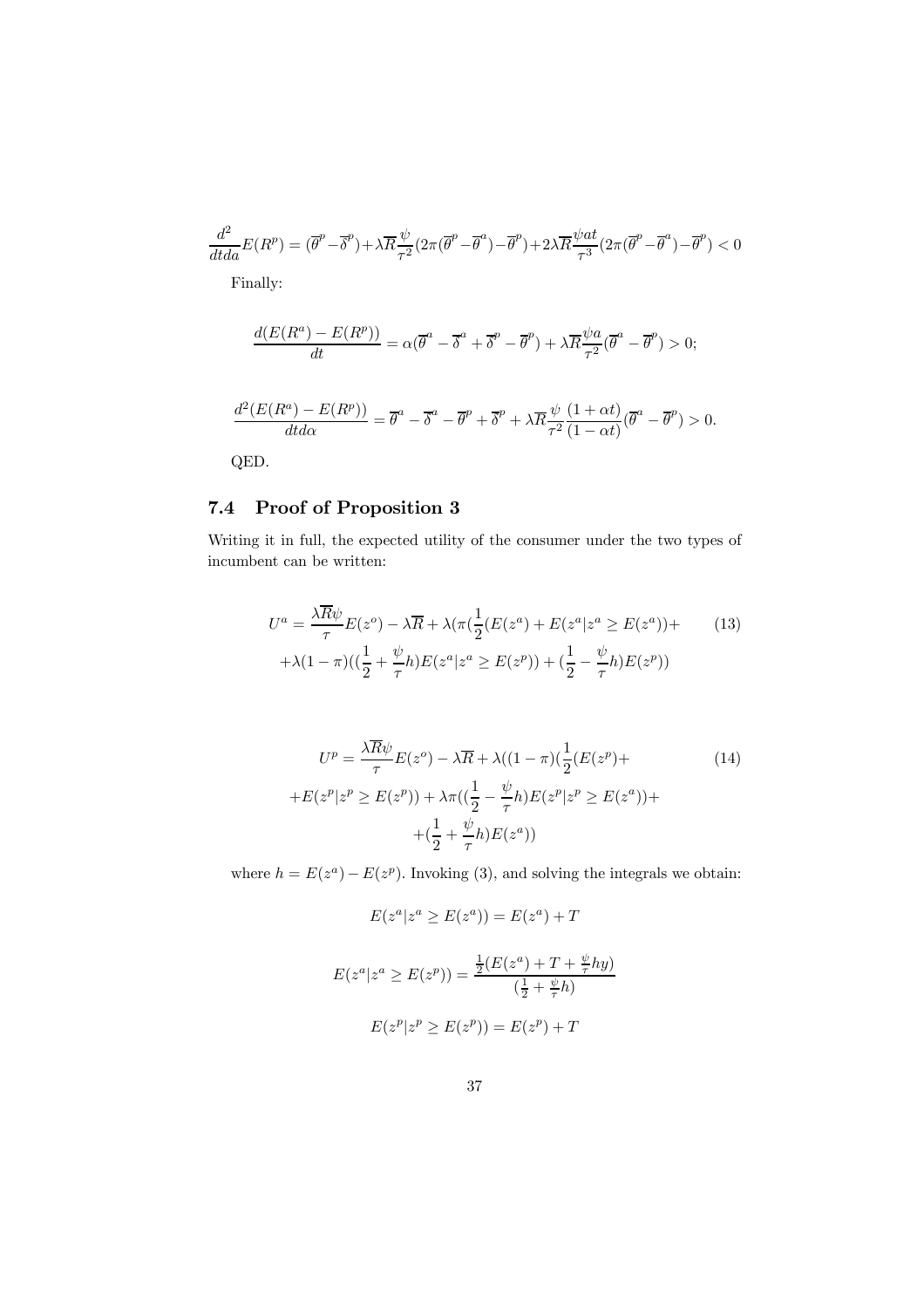$$\frac{d^2}{dtda}E(R^p) = (\overline{\theta}^p - \overline{\delta}^p) + \lambda\overline{R}\frac{\psi}{\tau^2}(2\pi(\overline{\theta}^p - \overline{\theta}^a) - \overline{\theta}^p) + 2\lambda\overline{R}\frac{\psi a t}{\tau^3}(2\pi(\overline{\theta}^p - \overline{\theta}^a) - \overline{\theta}^p) < 0$$

Finally:

$$\frac{d(E(R^a) - E(R^p))}{dt} = \alpha(\overline{\theta}^a - \overline{\delta}^a + \overline{\delta}^p - \overline{\theta}^p) + \lambda\overline{R}\frac{\psi a}{\tau^2}(\overline{\theta}^a - \overline{\theta}^p) > 0;$$

$$\frac{d^2(E(R^a) - E(R^p))}{dtd\alpha} = \overline{\theta}^a - \overline{\delta}^a - \overline{\theta}^p + \overline{\delta}^p + \lambda\overline{R}\frac{\psi}{\tau^2}\frac{(1+\alpha t)}{(1-\alpha t)}(\overline{\theta}^a - \overline{\theta}^p) > 0.$$

QED.

## 7.4 Proof of Proposition 3

Writing it in full, the expected utility of the consumer under the two types of incumbent can be written:

$$U^a = \frac{\lambda\overline{R}\psi}{\tau}E(z^o) - \lambda\overline{R} + \lambda(\pi(\frac{1}{2}(E(z^a) + E(z^a|z^a \geq E(z^a)) + \tag{13}$$
$$+\lambda(1-\pi)((\frac{1}{2} + \frac{\psi}{\tau}h)E(z^a|z^a \geq E(z^p)) + (\frac{1}{2} - \frac{\psi}{\tau}h)E(z^p))$$

$$U^p = \frac{\lambda\overline{R}\psi}{\tau}E(z^o) - \lambda\overline{R} + \lambda((1-\pi)(\frac{1}{2}(E(z^p) + \tag{14}$$
$$+E(z^p|z^p \geq E(z^p)) + \lambda\pi((\frac{1}{2} - \frac{\psi}{\tau}h)E(z^p|z^p \geq E(z^a)) +$$
$$+(\frac{1}{2} + \frac{\psi}{\tau}h)E(z^a))$$

where $h = E(z^a) - E(z^p)$. Invoking (3), and solving the integrals we obtain:

$$E(z^a|z^a \geq E(z^a)) = E(z^a) + T$$

$$E(z^a|z^a \geq E(z^p)) = \frac{\frac{1}{2}(E(z^a) + T + \frac{\psi}{\tau}hy)}{(\frac{1}{2} + \frac{\psi}{\tau}h)}$$

$$E(z^p|z^p \geq E(z^p)) = E(z^p) + T$$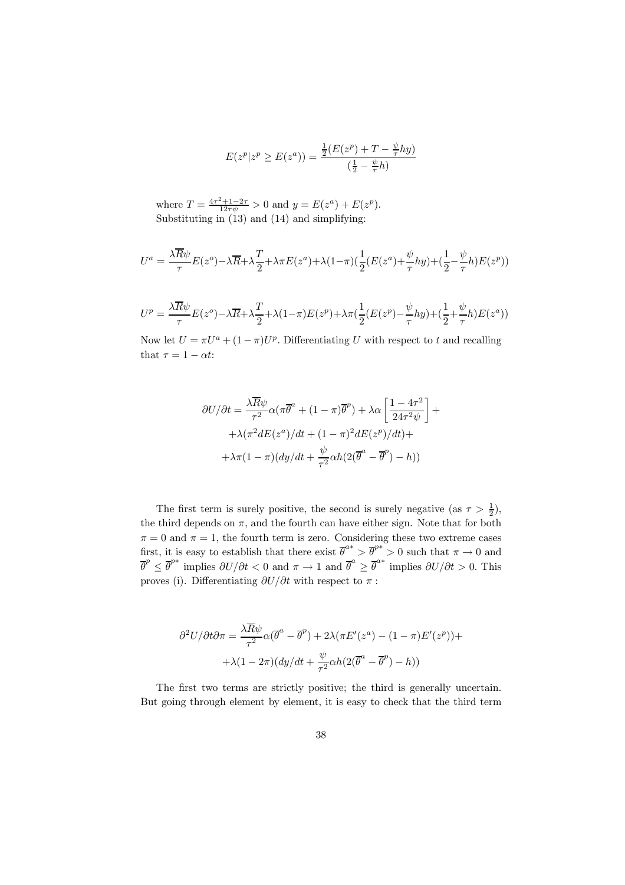$$E(z^p|z^p \geq E(z^a)) = \frac{\frac{1}{2}(E(z^p) + T - \frac{\psi}{\tau}hy)}{(\frac{1}{2} - \frac{\psi}{\tau}h)}$$

where $T = \frac{4\tau^2+1-2\tau}{12\tau\psi} > 0$ and $y = E(z^a) + E(z^p)$.
Substituting in (13) and (14) and simplifying:

$$U^a = \frac{\lambda\overline{R}\psi}{\tau}E(z^o) - \lambda\overline{R} + \lambda\frac{T}{2} + \lambda\pi E(z^a) + \lambda(1-\pi)(\frac{1}{2}(E(z^a) + \frac{\psi}{\tau}hy) + (\frac{1}{2} - \frac{\psi}{\tau}h)E(z^p))$$

$$U^p = \frac{\lambda\overline{R}\psi}{\tau}E(z^o) - \lambda\overline{R} + \lambda\frac{T}{2} + \lambda(1-\pi)E(z^p) + \lambda\pi(\frac{1}{2}(E(z^p) - \frac{\psi}{\tau}hy) + (\frac{1}{2} + \frac{\psi}{\tau}h)E(z^a))$$

Now let $U = \pi U^a + (1-\pi)U^p$. Differentiating $U$ with respect to $t$ and recalling that $\tau = 1 - \alpha t$:

$$\begin{aligned}
\partial U/\partial t = {} & \frac{\lambda\overline{R}\psi}{\tau^2}\alpha(\pi\overline{\theta}^a + (1-\pi)\overline{\theta}^p) + \lambda\alpha\left[\frac{1-4\tau^2}{24\tau^2\psi}\right] + \\
& + \lambda(\pi^2 dE(z^a)/dt + (1-\pi)^2 dE(z^p)/dt) + \\
& + \lambda\pi(1-\pi)(dy/dt + \frac{\psi}{\tau^2}\alpha h(2(\overline{\theta}^a - \overline{\theta}^p) - h))
\end{aligned}$$

The first term is surely positive, the second is surely negative (as $\tau > \frac{1}{2}$), the third depends on $\pi$, and the fourth can have either sign. Note that for both $\pi = 0$ and $\pi = 1$, the fourth term is zero. Considering these two extreme cases first, it is easy to establish that there exist $\overline{\theta}^{a*} > \overline{\theta}^{p*} > 0$ such that $\pi \to 0$ and $\overline{\theta}^p \leq \overline{\theta}^{p*}$ implies $\partial U/\partial t < 0$ and $\pi \to 1$ and $\overline{\theta}^a \geq \overline{\theta}^{a*}$ implies $\partial U/\partial t > 0$. This proves (i). Differentiating $\partial U/\partial t$ with respect to $\pi$ :

$$\begin{aligned}
\partial^2 U/\partial t\partial\pi = {} & \frac{\lambda\overline{R}\psi}{\tau^2}\alpha(\overline{\theta}^a - \overline{\theta}^p) + 2\lambda(\pi E'(z^a) - (1-\pi)E'(z^p)) + \\
& + \lambda(1-2\pi)(dy/dt + \frac{\psi}{\tau^2}\alpha h(2(\overline{\theta}^a - \overline{\theta}^p) - h))
\end{aligned}$$

The first two terms are strictly positive; the third is generally uncertain. But going through element by element, it is easy to check that the third term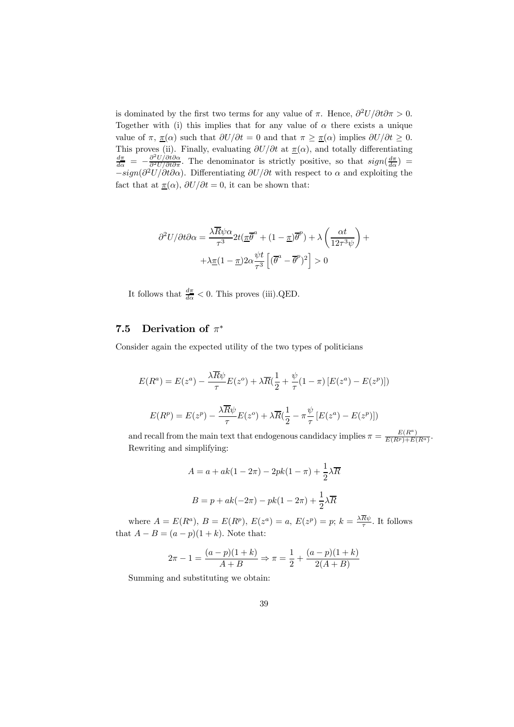is dominated by the first two terms for any value of $\pi$. Hence, $\partial^2 U/\partial t \partial \pi > 0$. Together with (i) this implies that for any value of $\alpha$ there exists a unique value of $\pi$, $\underline{\pi}(\alpha)$ such that $\partial U/\partial t = 0$ and that $\pi \geq \underline{\pi}(\alpha)$ implies $\partial U/\partial t \geq 0$. This proves (ii). Finally, evaluating $\partial U/\partial t$ at $\underline{\pi}(\alpha)$, and totally differentiating $\frac{d\underline{\pi}}{d\alpha} = -\frac{\partial^2 U/\partial t \partial \alpha}{\partial^2 U/\partial t \partial \pi}$. The denominator is strictly positive, so that $sign(\frac{d\underline{\pi}}{d\alpha}) = -sign(\partial^2 U/\partial t \partial \alpha)$. Differentiating $\partial U/\partial t$ with respect to $\alpha$ and exploiting the fact that at $\underline{\pi}(\alpha)$, $\partial U/\partial t = 0$, it can be shown that:

$$\partial^2 U/\partial t \partial \alpha = \frac{\lambda \overline{R} \psi \alpha}{\tau^3} 2t(\underline{\pi}\overline{\theta}^a + (1-\underline{\pi})\overline{\theta}^p) + \lambda \left( \frac{\alpha t}{12\tau^3 \psi} \right) +$$
$$+ \lambda \underline{\pi}(1-\underline{\pi}) 2\alpha \frac{\psi t}{\tau^3} \left[ (\overline{\theta}^a - \overline{\theta}^p)^2 \right] > 0$$

It follows that $\frac{d\underline{\pi}}{d\alpha} < 0$. This proves (iii).QED.

## 7.5 Derivation of $\pi^*$

Consider again the expected utility of the two types of politicians

$$E(R^a) = E(z^a) - \frac{\lambda \overline{R} \psi}{\tau} E(z^o) + \lambda \overline{R} (\frac{1}{2} + \frac{\psi}{\tau}(1-\pi) \left[ E(z^a) - E(z^p) \right])$$

$$E(R^p) = E(z^p) - \frac{\lambda \overline{R} \psi}{\tau} E(z^o) + \lambda \overline{R} (\frac{1}{2} - \pi \frac{\psi}{\tau} \left[ E(z^a) - E(z^p) \right])$$

and recall from the main text that endogenous candidacy implies $\pi = \frac{E(R^a)}{E(R^p) + E(R^a)}$. Rewriting and simplifying:

$$A = a + ak(1 - 2\pi) - 2pk(1 - \pi) + \frac{1}{2} \lambda \overline{R}$$

$$B = p + ak(-2\pi) - pk(1 - 2\pi) + \frac{1}{2} \lambda \overline{R}$$

where $A = E(R^a)$, $B = E(R^p)$, $E(z^a) = a$, $E(z^p) = p$; $k = \frac{\lambda \overline{R} \psi}{\tau}$. It follows that $A - B = (a - p)(1 + k)$. Note that:

$$2\pi - 1 = \frac{(a - p)(1 + k)}{A + B} \Rightarrow \pi = \frac{1}{2} + \frac{(a - p)(1 + k)}{2(A + B)}$$

Summing and substituting we obtain: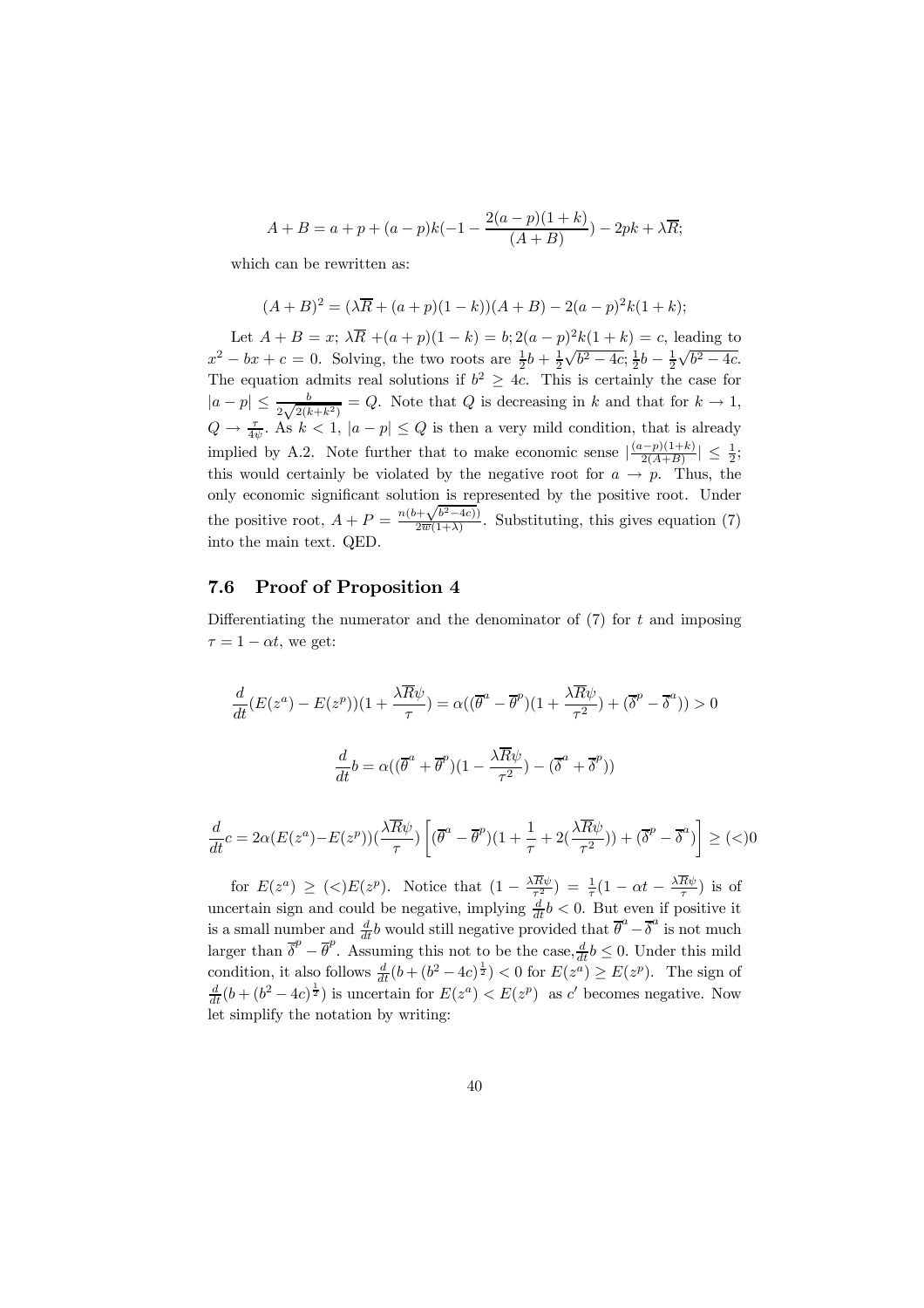$$A + B = a + p + (a-p)k(-1 - \frac{2(a-p)(1+k)}{(A+B)}) - 2pk + \lambda\overline{R};$$

which can be rewritten as:

$$(A+B)^2 = (\lambda\overline{R} + (a+p)(1-k))(A+B) - 2(a-p)^2k(1+k);$$

Let $A + B = x$; $\lambda\overline{R} + (a+p)(1-k) = b$; $2(a-p)^2k(1+k) = c$, leading to $x^2 - bx + c = 0$. Solving, the two roots are $\frac{1}{2}b + \frac{1}{2}\sqrt{b^2 - 4c}$; $\frac{1}{2}b - \frac{1}{2}\sqrt{b^2 - 4c}$. The equation admits real solutions if $b^2 \geq 4c$. This is certainly the case for $|a - p| \leq \frac{b}{2\sqrt{2(k+k^2)}} = Q$. Note that $Q$ is decreasing in $k$ and that for $k \to 1$, $Q \to \frac{\tau}{4\psi}$. As $k < 1$, $|a - p| \leq Q$ is then a very mild condition, that is already implied by A.2. Note further that to make economic sense $|\frac{(a-p)(1+k)}{2(A+B)}| \leq \frac{1}{2}$; this would certainly be violated by the negative root for $a \to p$. Thus, the only economic significant solution is represented by the positive root. Under the positive root, $A + P = \frac{n(b+\sqrt{b^2-4c)})}{2\overline{w}(1+\lambda)}$. Substituting, this gives equation (7) into the main text. QED.

## 7.6 Proof of Proposition 4

Differentiating the numerator and the denominator of (7) for $t$ and imposing $\tau = 1 - \alpha t$, we get:

$$\frac{d}{dt}(E(z^a) - E(z^p))(1 + \frac{\lambda\overline{R}\psi}{\tau}) = \alpha((\overline{\theta}^a - \overline{\theta}^p)(1 + \frac{\lambda\overline{R}\psi}{\tau^2}) + (\overline{\delta}^p - \overline{\delta}^a)) > 0$$

$$\frac{d}{dt}b = \alpha((\overline{\theta}^a + \overline{\theta}^p)(1 - \frac{\lambda\overline{R}\psi}{\tau^2}) - (\overline{\delta}^a + \overline{\delta}^p))$$

$$\frac{d}{dt}c = 2\alpha(E(z^a) - E(z^p))(\frac{\lambda\overline{R}\psi}{\tau})\left[(\overline{\theta}^a - \overline{\theta}^p)(1 + \frac{1}{\tau} + 2(\frac{\lambda\overline{R}\psi}{\tau^2})) + (\overline{\delta}^p - \overline{\delta}^a)\right] \geq (<) 0$$

for $E(z^a) \geq (<) E(z^p)$. Notice that $(1 - \frac{\lambda\overline{R}\psi}{\tau^2}) = \frac{1}{\tau}(1 - \alpha t - \frac{\lambda\overline{R}\psi}{\tau})$ is of uncertain sign and could be negative, implying $\frac{d}{dt}b < 0$. But even if positive it is a small number and $\frac{d}{dt}b$ would still negative provided that $\overline{\theta}^a - \overline{\delta}^a$ is not much larger than $\overline{\delta}^p - \overline{\theta}^p$. Assuming this not to be the case, $\frac{d}{dt}b \leq 0$. Under this mild condition, it also follows $\frac{d}{dt}(b + (b^2 - 4c)^{\frac{1}{2}}) < 0$ for $E(z^a) \geq E(z^p)$. The sign of $\frac{d}{dt}(b + (b^2 - 4c)^{\frac{1}{2}})$ is uncertain for $E(z^a) < E(z^p)$ as $c'$ becomes negative. Now let simplify the notation by writing: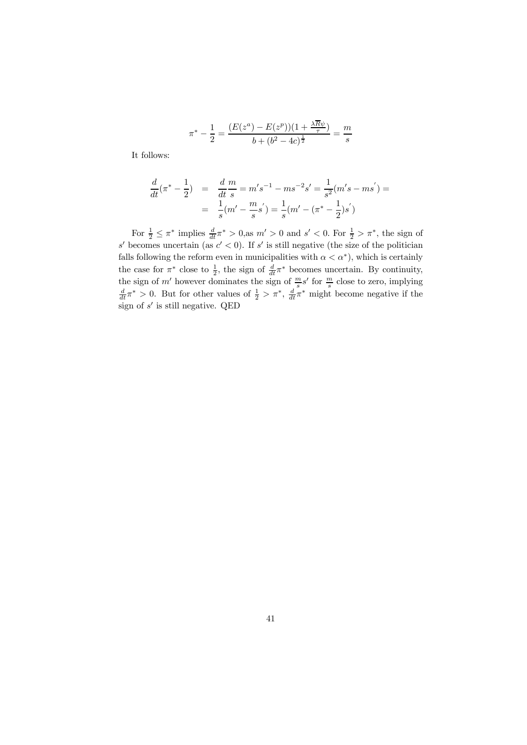$$\pi^* - \frac{1}{2} = \frac{(E(z^a) - E(z^p))(1 + \frac{\lambda \overline{R} \psi}{\tau})}{b + (b^2 - 4c)^{\frac{1}{2}}} = \frac{m}{s}$$

It follows:

$$\begin{aligned}
\frac{d}{dt}(\pi^* - \frac{1}{2}) &= \frac{d}{dt}\frac{m}{s} = m's^{-1} - ms^{-2}s' = \frac{1}{s^2}(m's - ms^{'}) = \\
&= \frac{1}{s}(m' - \frac{m}{s}s^{'}) = \frac{1}{s}(m' - (\pi^* - \frac{1}{2})s^{'})
\end{aligned}$$

For $\frac{1}{2} \leq \pi^*$ implies $\frac{d}{dt}\pi^* > 0$,as $m' > 0$ and $s' < 0$. For $\frac{1}{2} > \pi^*$, the sign of $s'$ becomes uncertain (as $c' < 0$). If $s'$ is still negative (the size of the politician falls following the reform even in municipalities with $\alpha < \alpha^*$), which is certainly the case for $\pi^*$ close to $\frac{1}{2}$, the sign of $\frac{d}{dt}\pi^*$ becomes uncertain. By continuity, the sign of $m'$ however dominates the sign of $\frac{m}{s}s'$ for $\frac{m}{s}$ close to zero, implying $\frac{d}{dt}\pi^* > 0$. But for other values of $\frac{1}{2} > \pi^*$, $\frac{d}{dt}\pi^*$ might become negative if the sign of $s'$ is still negative. QED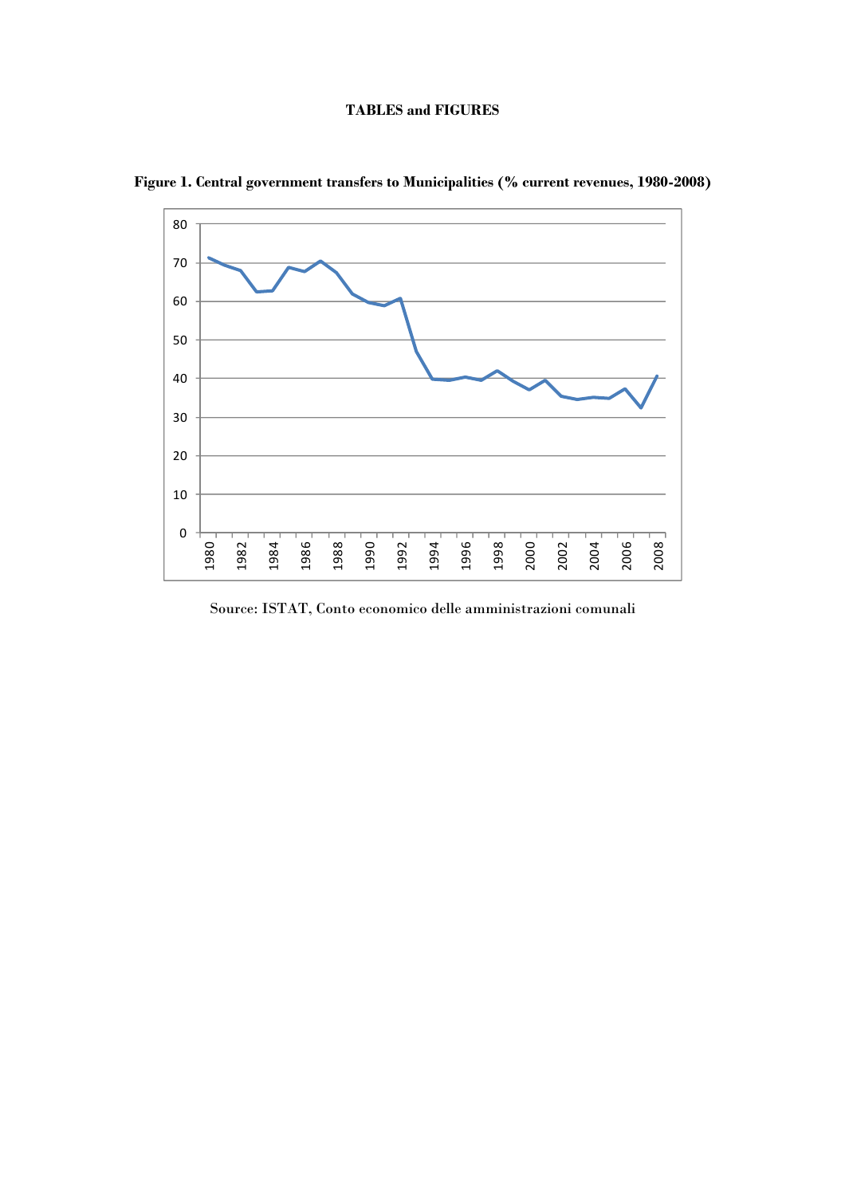**TABLES and FIGURES**

**Figure 1. Central government transfers to Municipalities (% current revenues, 1980-2008)**

Source: ISTAT, Conto economico delle amministrazioni comunali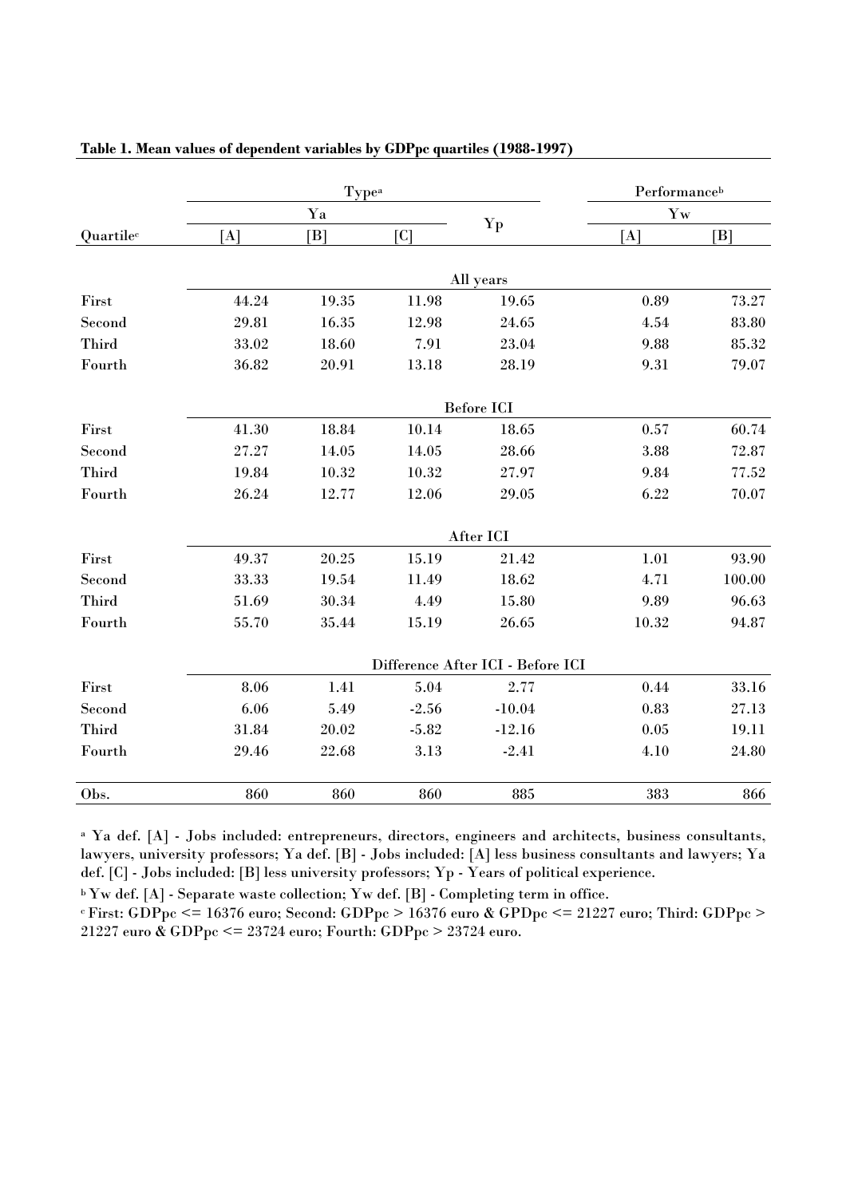**Table 1. Mean values of dependent variables by GDPpc quartiles (1988-1997)**

| | Type[a] | | | | Performance[b] | |
|---|---|---|---|---|---|---|
| | Ya | | | Yp | Yw | |
| Quartile[c] | [A] | [B] | [C] | | [A] | [B] |
| | | | | **All years** | | |
| First | 44.24 | 19.35 | 11.98 | 19.65 | 0.89 | 73.27 |
| Second | 29.81 | 16.35 | 12.98 | 24.65 | 4.54 | 83.80 |
| Third | 33.02 | 18.60 | 7.91 | 23.04 | 9.88 | 85.32 |
| Fourth | 36.82 | 20.91 | 13.18 | 28.19 | 9.31 | 79.07 |
| | | | | **Before ICI** | | |
| First | 41.30 | 18.84 | 10.14 | 18.65 | 0.57 | 60.74 |
| Second | 27.27 | 14.05 | 14.05 | 28.66 | 3.88 | 72.87 |
| Third | 19.84 | 10.32 | 10.32 | 27.97 | 9.84 | 77.52 |
| Fourth | 26.24 | 12.77 | 12.06 | 29.05 | 6.22 | 70.07 |
| | | | | **After ICI** | | |
| First | 49.37 | 20.25 | 15.19 | 21.42 | 1.01 | 93.90 |
| Second | 33.33 | 19.54 | 11.49 | 18.62 | 4.71 | 100.00 |
| Third | 51.69 | 30.34 | 4.49 | 15.80 | 9.89 | 96.63 |
| Fourth | 55.70 | 35.44 | 15.19 | 26.65 | 10.32 | 94.87 |
| | | | | **Difference After ICI - Before ICI** | | |
| First | 8.06 | 1.41 | 5.04 | 2.77 | 0.44 | 33.16 |
| Second | 6.06 | 5.49 | -2.56 | -10.04 | 0.83 | 27.13 |
| Third | 31.84 | 20.02 | -5.82 | -12.16 | 0.05 | 19.11 |
| Fourth | 29.46 | 22.68 | 3.13 | -2.41 | 4.10 | 24.80 |
| Obs. | 860 | 860 | 860 | 885 | 383 | 866 |

[a] Ya def. [A] - Jobs included: entrepreneurs, directors, engineers and architects, business consultants, lawyers, university professors; Ya def. [B] - Jobs included: [A] less business consultants and lawyers; Ya def. [C] - Jobs included: [B] less university professors; Yp - Years of political experience.

[b] Yw def. [A] - Separate waste collection; Yw def. [B] - Completing term in office.

[c] First: GDPpc <= 16376 euro; Second: GDPpc > 16376 euro & GPDpc <= 21227 euro; Third: GDPpc > 21227 euro & GDPpc <= 23724 euro; Fourth: GDPpc > 23724 euro.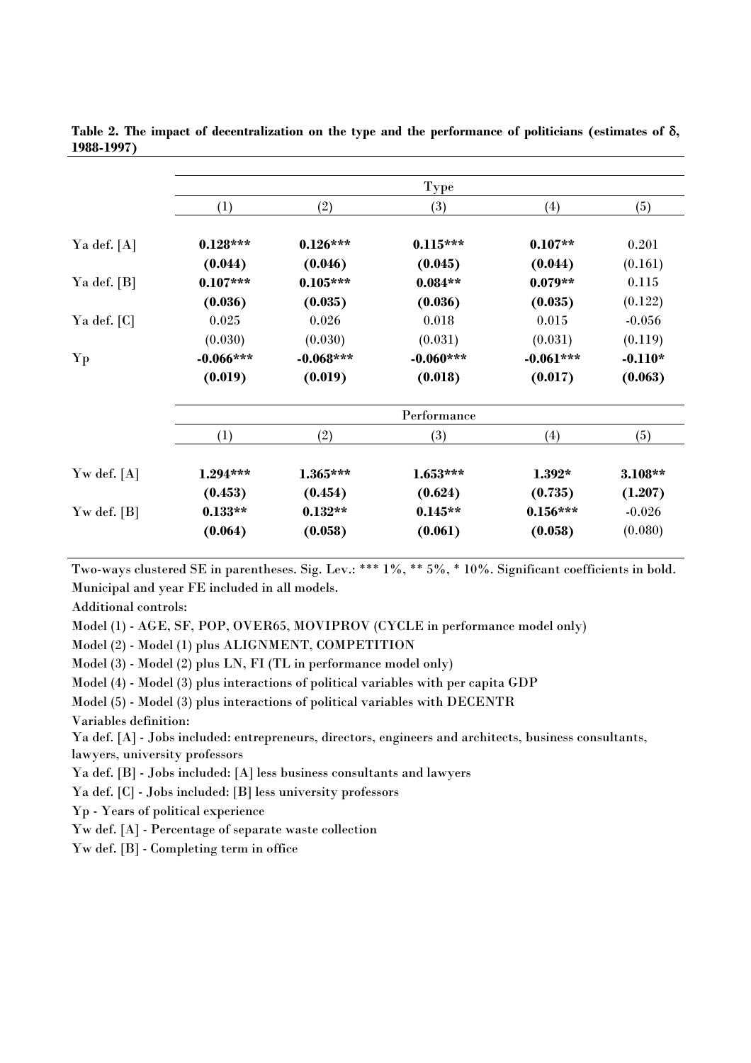**Table 2. The impact of decentralization on the type and the performance of politicians (estimates of $\delta$, 1988-1997)**

| | Type | | | | |
|---|---|---|---|---|---|
| | (1) | (2) | (3) | (4) | (5) |
| Ya def. [A] | **0.128*** ** | **0.126*** ** | **0.115*** ** | **0.107** ** | 0.201 |
| | **(0.044)** | **(0.046)** | **(0.045)** | **(0.044)** | (0.161) |
| Ya def. [B] | **0.107*** ** | **0.105*** ** | **0.084** ** | **0.079** ** | 0.115 |
| | **(0.036)** | **(0.035)** | **(0.036)** | **(0.035)** | (0.122) |
| Ya def. [C] | 0.025 | 0.026 | 0.018 | 0.015 | -0.056 |
| | (0.030) | (0.030) | (0.031) | (0.031) | (0.119) |
| Yp | **-0.066*** ** | **-0.068*** ** | **-0.060*** ** | **-0.061*** ** | **-0.110* ** |
| | **(0.019)** | **(0.019)** | **(0.018)** | **(0.017)** | **(0.063)** |
| | Performance | | | | |
| | (1) | (2) | (3) | (4) | (5) |
| Yw def. [A] | **1.294*** ** | **1.365*** ** | **1.653*** ** | **1.392* ** | **3.108** ** |
| | **(0.453)** | **(0.454)** | **(0.624)** | **(0.735)** | **(1.207)** |
| Yw def. [B] | **0.133** ** | **0.132** ** | **0.145** ** | **0.156*** ** | -0.026 |
| | **(0.064)** | **(0.058)** | **(0.061)** | **(0.058)** | (0.080) |

Two-ways clustered SE in parentheses. Sig. Lev.: *** 1%, ** 5%, * 10%. Significant coefficients in bold.
Municipal and year FE included in all models.

Additional controls:

Model (1) - AGE, SF, POP, OVER65, MOVIPROV (CYCLE in performance model only)

Model (2) - Model (1) plus ALIGNMENT, COMPETITION

Model (3) - Model (2) plus LN, FI (TL in performance model only)

Model (4) - Model (3) plus interactions of political variables with per capita GDP

Model (5) - Model (3) plus interactions of political variables with DECENTR

Variables definition:

Ya def. [A] - Jobs included: entrepreneurs, directors, engineers and architects, business consultants, lawyers, university professors

Ya def. [B] - Jobs included: [A] less business consultants and lawyers

Ya def. [C] - Jobs included: [B] less university professors

Yp - Years of political experience

Yw def. [A] - Percentage of separate waste collection

Yw def. [B] - Completing term in office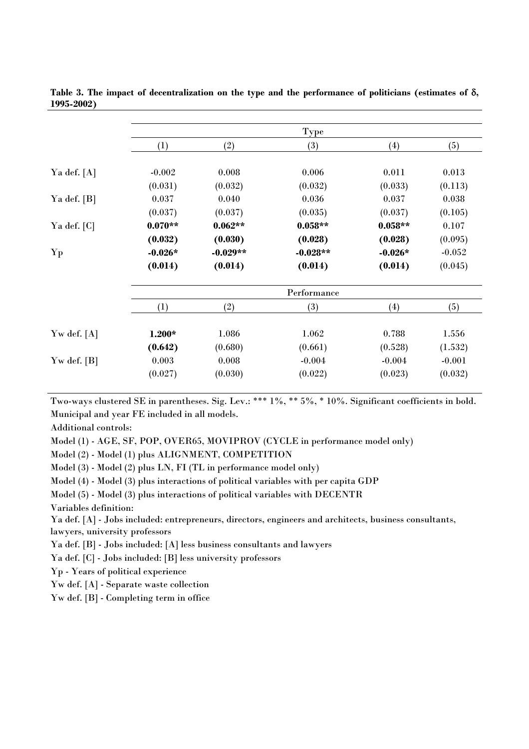**Table 3. The impact of decentralization on the type and the performance of politicians (estimates of $\delta$, 1995-2002)**

| | Type | | | | |
|---|---|---|---|---|---|
| | (1) | (2) | (3) | (4) | (5) |
| Ya def. [A] | -0.002 | 0.008 | 0.006 | 0.011 | 0.013 |
| | (0.031) | (0.032) | (0.032) | (0.033) | (0.113) |
| Ya def. [B] | 0.037 | 0.040 | 0.036 | 0.037 | 0.038 |
| | (0.037) | (0.037) | (0.035) | (0.037) | (0.105) |
| Ya def. [C] | **0.070\*\*** | **0.062\*\*** | **0.058\*\*** | **0.058\*\*** | 0.107 |
| | **(0.032)** | **(0.030)** | **(0.028)** | **(0.028)** | (0.095) |
| Yp | **-0.026\*** | **-0.029\*\*** | **-0.028\*\*** | **-0.026\*** | -0.052 |
| | **(0.014)** | **(0.014)** | **(0.014)** | **(0.014)** | (0.045) |
| | **Performance** | | | | |
| | (1) | (2) | (3) | (4) | (5) |
| Yw def. [A] | **1.200\*** | 1.086 | 1.062 | 0.788 | 1.556 |
| | **(0.642)** | (0.680) | (0.661) | (0.528) | (1.532) |
| Yw def. [B] | 0.003 | 0.008 | -0.004 | -0.004 | -0.001 |
| | (0.027) | (0.030) | (0.022) | (0.023) | (0.032) |

Two-ways clustered SE in parentheses. Sig. Lev.: *** 1%, ** 5%, * 10%. Significant coefficients in bold.

Municipal and year FE included in all models.

Additional controls:

Model (1) - AGE, SF, POP, OVER65, MOVIPROV (CYCLE in performance model only)

Model (2) - Model (1) plus ALIGNMENT, COMPETITION

Model (3) - Model (2) plus LN, FI (TL in performance model only)

Model (4) - Model (3) plus interactions of political variables with per capita GDP

Model (5) - Model (3) plus interactions of political variables with DECENTR

Variables definition:

Ya def. [A] - Jobs included: entrepreneurs, directors, engineers and architects, business consultants, lawyers, university professors

Ya def. [B] - Jobs included: [A] less business consultants and lawyers

Ya def. [C] - Jobs included: [B] less university professors

Yp - Years of political experience

Yw def. [A] - Separate waste collection

Yw def. [B] - Completing term in office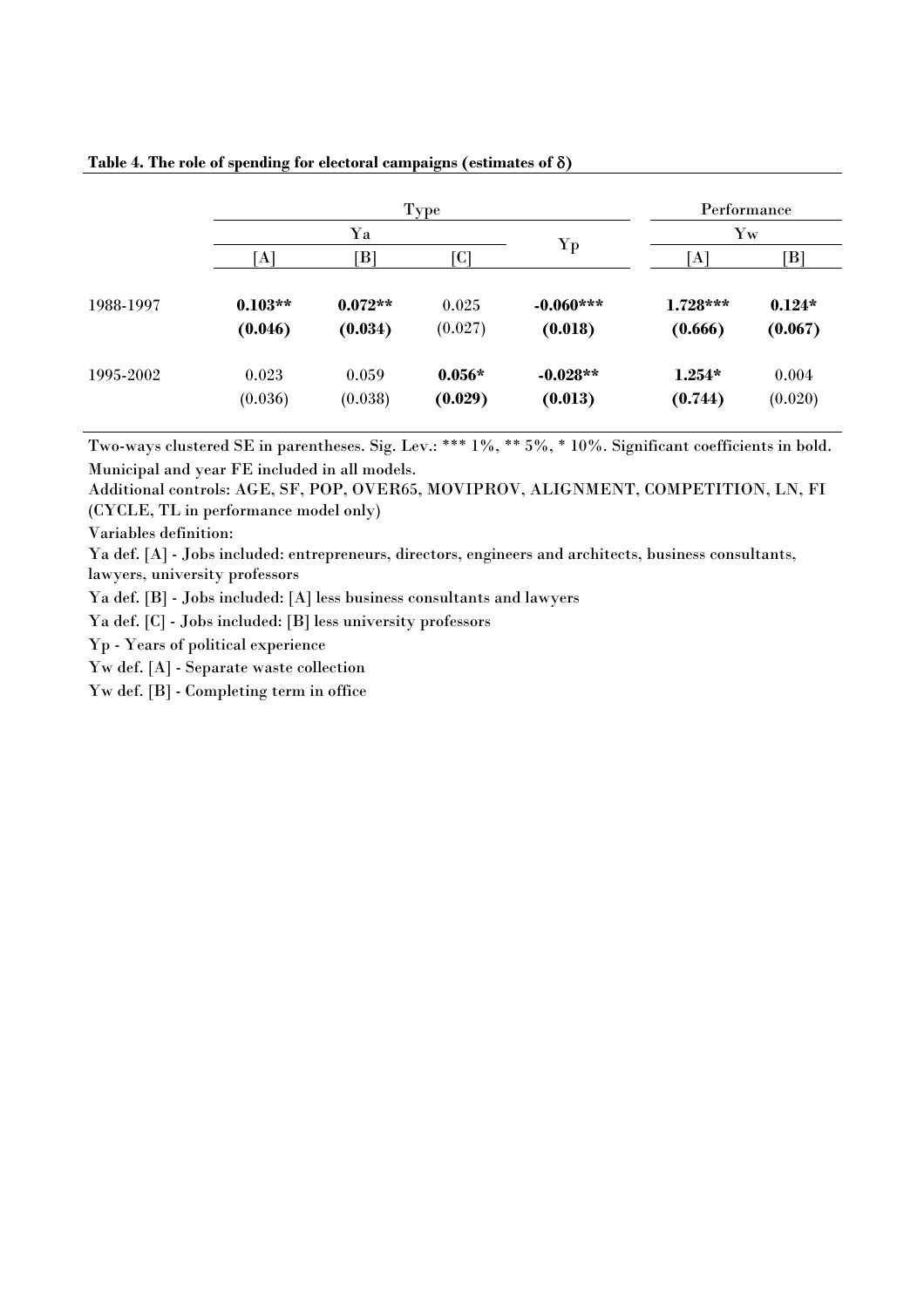**Table 4. The role of spending for electoral campaigns (estimates of $\delta$)**

| | Type | | | | Performance | |
|---|---|---|---|---|---|---|
| | Ya | | | Yp | Yw | |
| | [A] | [B] | [C] | | [A] | [B] |
| 1988-1997 | **0.103\*\*** | **0.072\*\*** | 0.025 | **-0.060\*\*\*** | **1.728\*\*\*** | **0.124\*** |
| | **(0.046)** | **(0.034)** | (0.027) | **(0.018)** | **(0.666)** | **(0.067)** |
| 1995-2002 | 0.023 | 0.059 | **0.056\*** | **-0.028\*\*** | **1.254\*** | 0.004 |
| | (0.036) | (0.038) | **(0.029)** | **(0.013)** | **(0.744)** | (0.020) |

Two-ways clustered SE in parentheses. Sig. Lev.: *** 1%, ** 5%, * 10%. Significant coefficients in bold.

Municipal and year FE included in all models.

Additional controls: AGE, SF, POP, OVER65, MOVIPROV, ALIGNMENT, COMPETITION, LN, FI (CYCLE, TL in performance model only)

Variables definition:

Ya def. [A] - Jobs included: entrepreneurs, directors, engineers and architects, business consultants, lawyers, university professors

Ya def. [B] - Jobs included: [A] less business consultants and lawyers

Ya def. [C] - Jobs included: [B] less university professors

Yp - Years of political experience

Yw def. [A] - Separate waste collection

Yw def. [B] - Completing term in office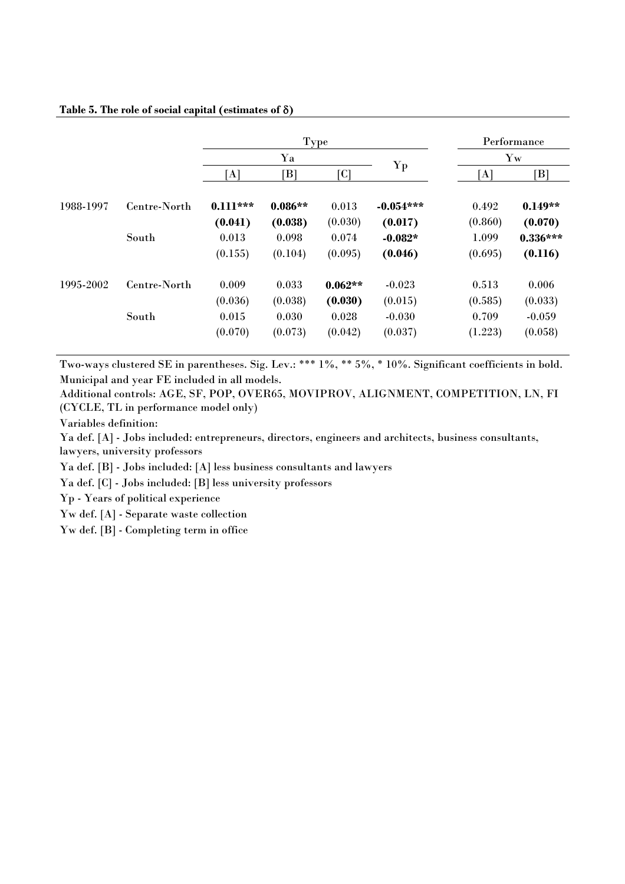**Table 5. The role of social capital (estimates of $\delta$)**

| | | Type | | | | Performance | |
|---|---|---|---|---|---|---|---|
| | | Ya | | | Yp | Yw | |
| | | [A] | [B] | [C] | | [A] | [B] |
| 1988-1997 | Centre-North | **0.111*** ** | **0.086** ** | 0.013 | **-0.054*** ** | 0.492 | **0.149** ** |
| | | **(0.041)** | **(0.038)** | (0.030) | **(0.017)** | (0.860) | **(0.070)** |
| | South | 0.013 | 0.098 | 0.074 | **-0.082*** | 1.099 | **0.336*** ** |
| | | (0.155) | (0.104) | (0.095) | **(0.046)** | (0.695) | **(0.116)** |
| 1995-2002 | Centre-North | 0.009 | 0.033 | **0.062** ** | -0.023 | 0.513 | 0.006 |
| | | (0.036) | (0.038) | **(0.030)** | (0.015) | (0.585) | (0.033) |
| | South | 0.015 | 0.030 | 0.028 | -0.030 | 0.709 | -0.059 |
| | | (0.070) | (0.073) | (0.042) | (0.037) | (1.223) | (0.058) |

Two-ways clustered SE in parentheses. Sig. Lev.: *** 1%, ** 5%, * 10%. Significant coefficients in bold.

Municipal and year FE included in all models.

Additional controls: AGE, SF, POP, OVER65, MOVIPROV, ALIGNMENT, COMPETITION, LN, FI (CYCLE, TL in performance model only)

Variables definition:

Ya def. [A] - Jobs included: entrepreneurs, directors, engineers and architects, business consultants, lawyers, university professors

Ya def. [B] - Jobs included: [A] less business consultants and lawyers

Ya def. [C] - Jobs included: [B] less university professors

Yp - Years of political experience

Yw def. [A] - Separate waste collection

Yw def. [B] - Completing term in office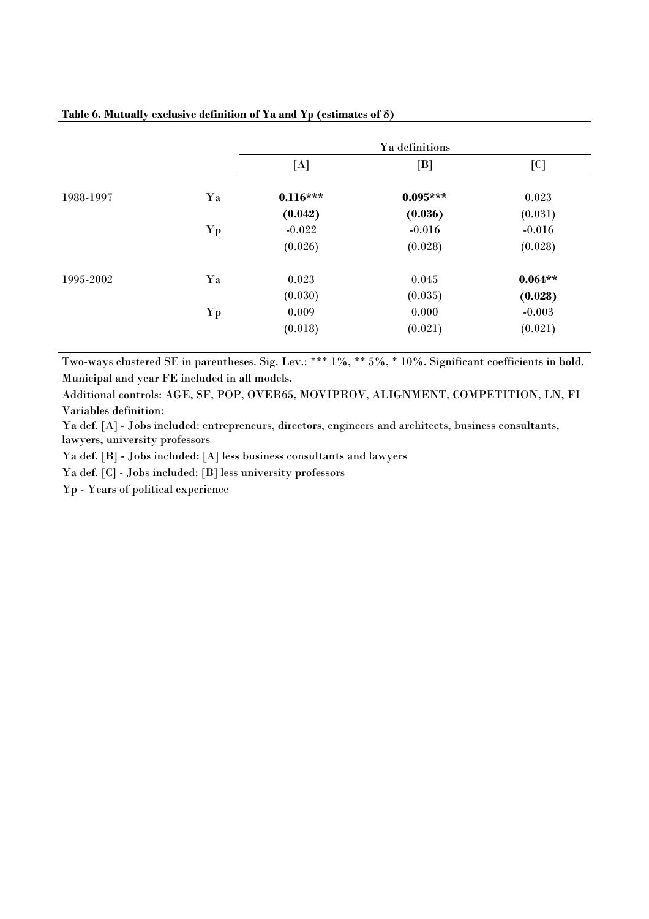**Table 6. Mutually exclusive definition of Ya and Yp (estimates of δ)**

| | | Ya definitions | | |
|---|---|---|---|---|
| | | [A] | [B] | [C] |
| 1988-1997 | Ya | **0.116*** ** | **0.095*** ** | 0.023 |
| | | **(0.042)** | **(0.036)** | (0.031) |
| | Yp | -0.022 | -0.016 | -0.016 |
| | | (0.026) | (0.028) | (0.028) |
| 1995-2002 | Ya | 0.023 | 0.045 | **0.064** ** |
| | | (0.030) | (0.035) | **(0.028)** |
| | Yp | 0.009 | 0.000 | -0.003 |
| | | (0.018) | (0.021) | (0.021) |

Two-ways clustered SE in parentheses. Sig. Lev.: *** 1%, ** 5%, * 10%. Significant coefficients in bold.

Municipal and year FE included in all models.

Additional controls: AGE, SF, POP, OVER65, MOVIPROV, ALIGNMENT, COMPETITION, LN, FI

Variables definition:

Ya def. [A] - Jobs included: entrepreneurs, directors, engineers and architects, business consultants, lawyers, university professors

Ya def. [B] - Jobs included: [A] less business consultants and lawyers

Ya def. [C] - Jobs included: [B] less university professors

Yp - Years of political experience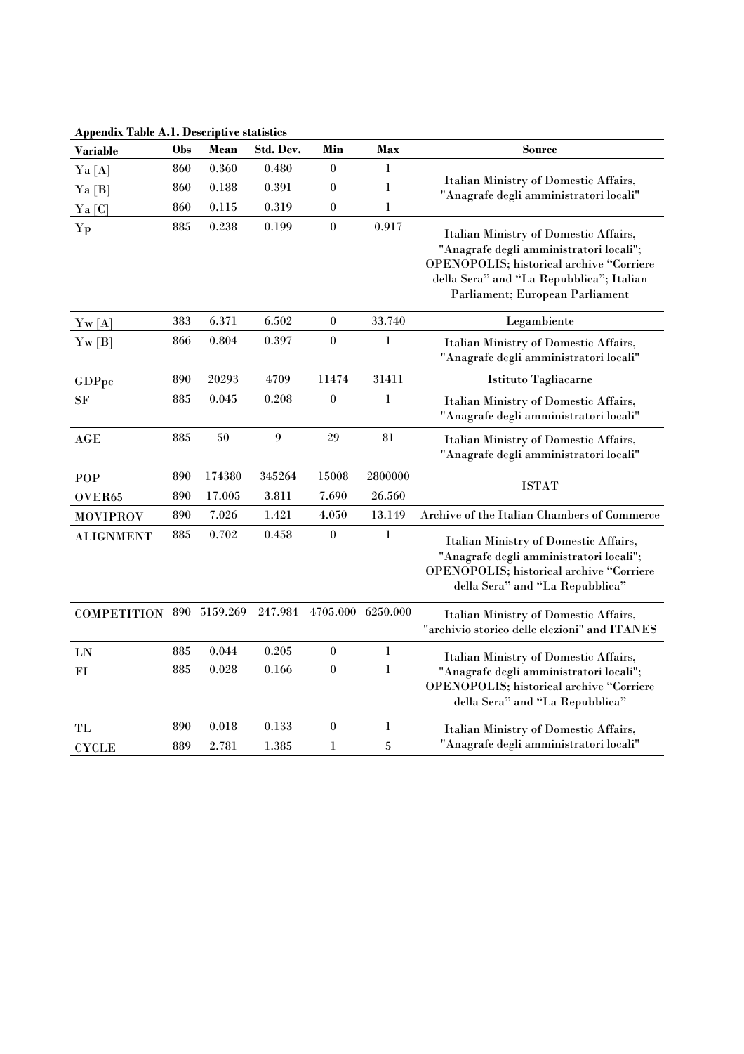**Appendix Table A.1. Descriptive statistics**

| Variable | Obs | Mean | Std. Dev. | Min | Max | Source |
|---|---|---|---|---|---|---|
| Ya [A] | 860 | 0.360 | 0.480 | 0 | 1 | Italian Ministry of Domestic Affairs, "Anagrafe degli amministratori locali" |
| Ya [B] | 860 | 0.188 | 0.391 | 0 | 1 | |
| Ya [C] | 860 | 0.115 | 0.319 | 0 | 1 | |
| Yp | 885 | 0.238 | 0.199 | 0 | 0.917 | Italian Ministry of Domestic Affairs, "Anagrafe degli amministratori locali"; OPENOPOLIS; historical archive "Corriere della Sera" and "La Repubblica"; Italian Parliament; European Parliament |
| Yw [A] | 383 | 6.371 | 6.502 | 0 | 33.740 | Legambiente |
| Yw [B] | 866 | 0.804 | 0.397 | 0 | 1 | Italian Ministry of Domestic Affairs, "Anagrafe degli amministratori locali" |
| GDPpc | 890 | 20293 | 4709 | 11474 | 31411 | Istituto Tagliacarne |
| SF | 885 | 0.045 | 0.208 | 0 | 1 | Italian Ministry of Domestic Affairs, "Anagrafe degli amministratori locali" |
| AGE | 885 | 50 | 9 | 29 | 81 | Italian Ministry of Domestic Affairs, "Anagrafe degli amministratori locali" |
| POP | 890 | 174380 | 345264 | 15008 | 2800000 | ISTAT |
| OVER65 | 890 | 17.005 | 3.811 | 7.690 | 26.560 | |
| MOVIPROV | 890 | 7.026 | 1.421 | 4.050 | 13.149 | Archive of the Italian Chambers of Commerce |
| ALIGNMENT | 885 | 0.702 | 0.458 | 0 | 1 | Italian Ministry of Domestic Affairs, "Anagrafe degli amministratori locali"; OPENOPOLIS; historical archive "Corriere della Sera" and "La Repubblica" |
| COMPETITION | 890 | 5159.269 | 247.984 | 4705.000 | 6250.000 | Italian Ministry of Domestic Affairs, "archivio storico delle elezioni" and ITANES |
| LN | 885 | 0.044 | 0.205 | 0 | 1 | Italian Ministry of Domestic Affairs, "Anagrafe degli amministratori locali"; OPENOPOLIS; historical archive "Corriere della Sera" and "La Repubblica" |
| FI | 885 | 0.028 | 0.166 | 0 | 1 | |
| TL | 890 | 0.018 | 0.133 | 0 | 1 | Italian Ministry of Domestic Affairs, "Anagrafe degli amministratori locali" |
| CYCLE | 889 | 2.781 | 1.385 | 1 | 5 | |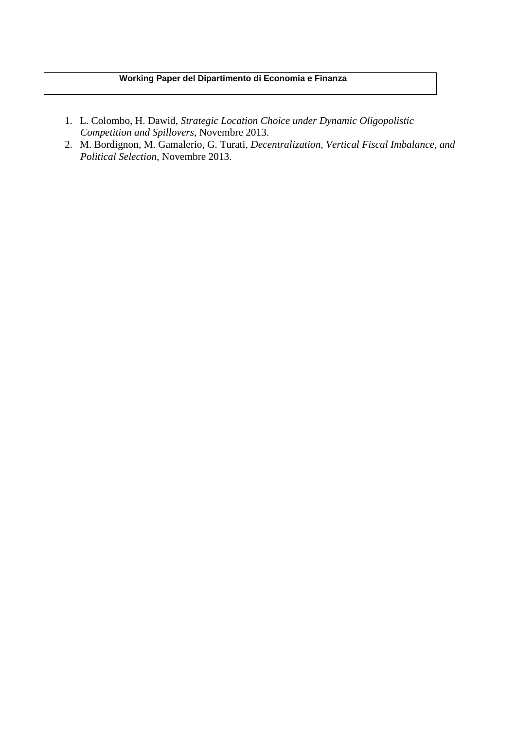**Working Paper del Dipartimento di Economia e Finanza**

1. L. Colombo, H. Dawid, *Strategic Location Choice under Dynamic Oligopolistic Competition and Spillovers*, Novembre 2013.
2. M. Bordignon, M. Gamalerio, G. Turati, *Decentralization, Vertical Fiscal Imbalance, and Political Selection*, Novembre 2013.